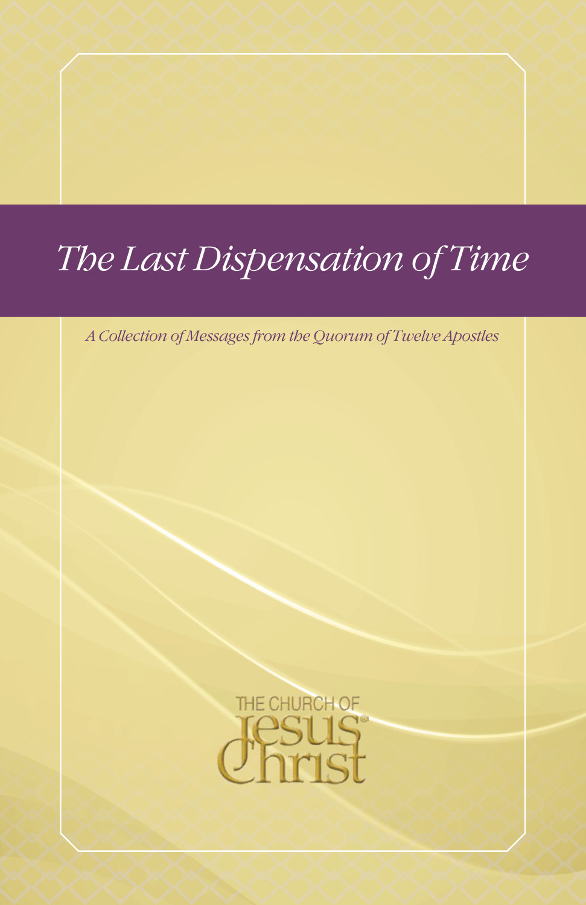# *The Last Dispensation of Time*

*A Collection of Messages from the Quorum of Twelve Apostles*

THE CHURCH OF
Jesus
Christ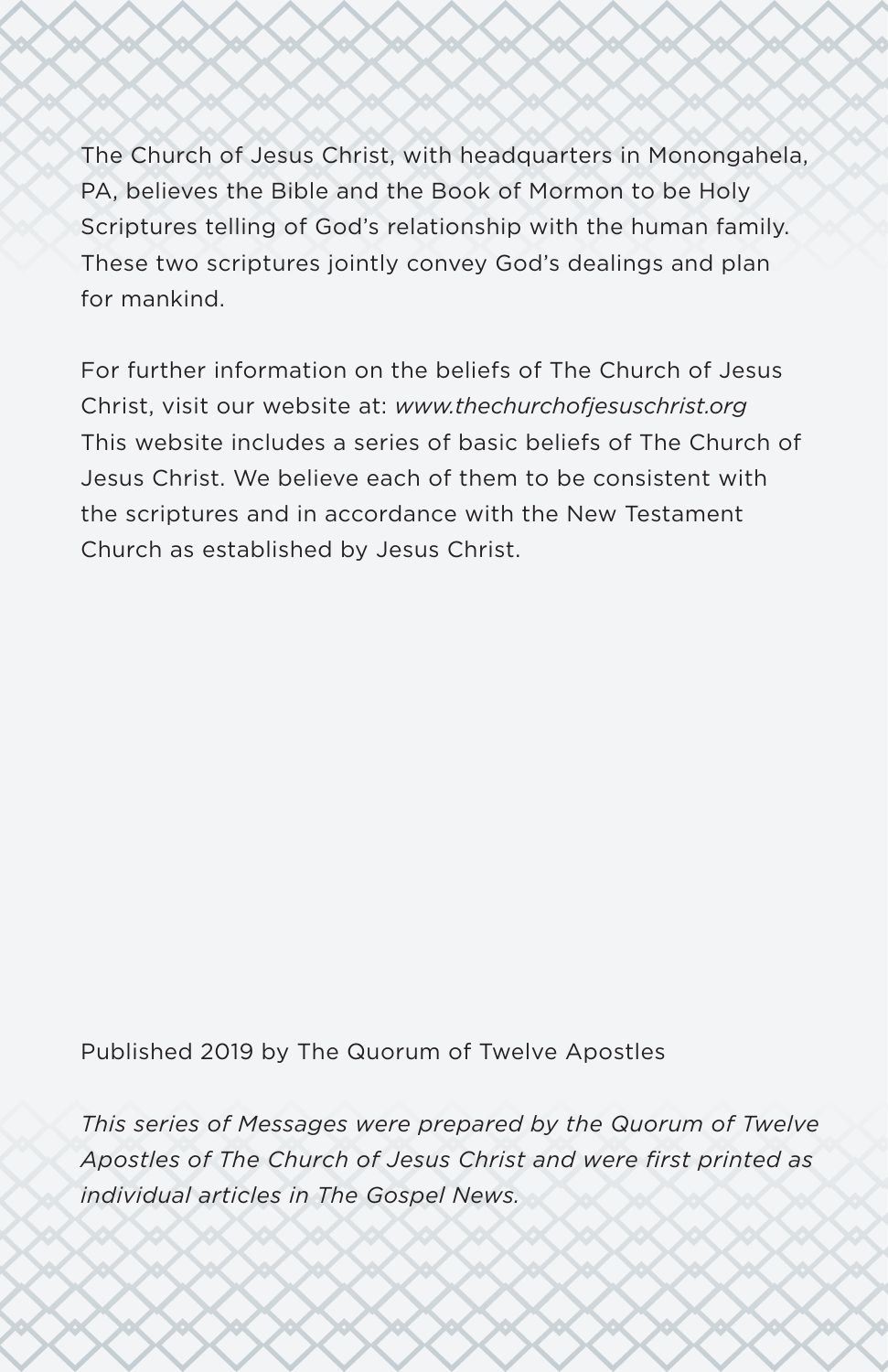The Church of Jesus Christ, with headquarters in Monongahela, PA, believes the Bible and the Book of Mormon to be Holy Scriptures telling of God's relationship with the human family. These two scriptures jointly convey God's dealings and plan for mankind.

For further information on the beliefs of The Church of Jesus Christ, visit our website at: *www.thechurchofjesuschrist.org* This website includes a series of basic beliefs of The Church of Jesus Christ. We believe each of them to be consistent with the scriptures and in accordance with the New Testament Church as established by Jesus Christ.

Published 2019 by The Quorum of Twelve Apostles

*This series of Messages were prepared by the Quorum of Twelve Apostles of The Church of Jesus Christ and were first printed as individual articles in The Gospel News.*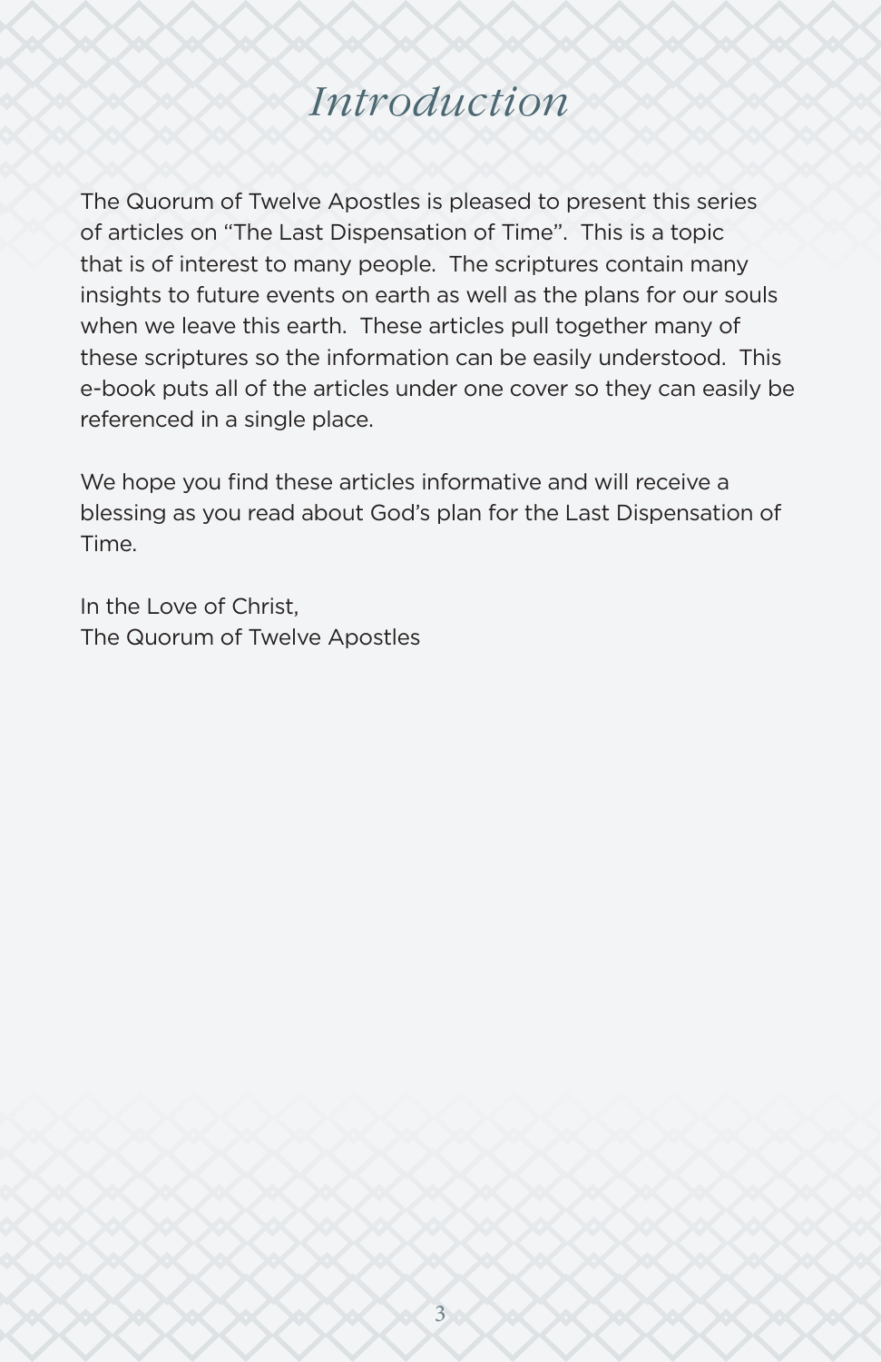# *Introduction*

The Quorum of Twelve Apostles is pleased to present this series of articles on "The Last Dispensation of Time". This is a topic that is of interest to many people. The scriptures contain many insights to future events on earth as well as the plans for our souls when we leave this earth. These articles pull together many of these scriptures so the information can be easily understood. This e-book puts all of the articles under one cover so they can easily be referenced in a single place.

We hope you find these articles informative and will receive a blessing as you read about God's plan for the Last Dispensation of Time.

In the Love of Christ,
The Quorum of Twelve Apostles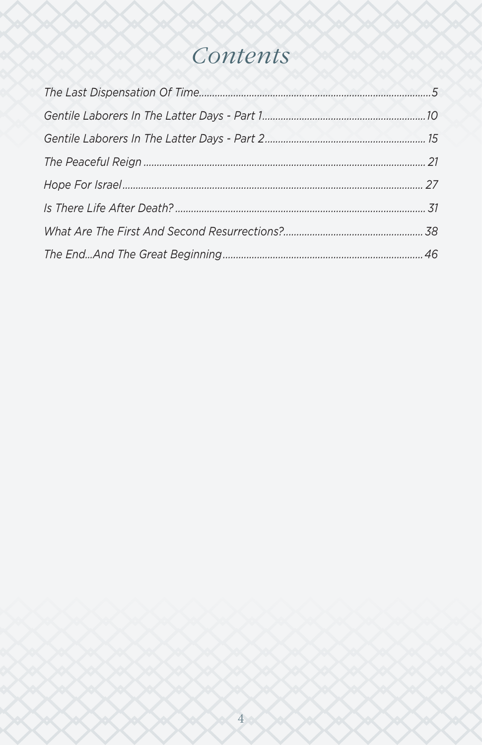# *Contents*

*The Last Dispensation Of Time*.......................................................................................5

*Gentile Laborers In The Latter Days - Part 1*.............................................................10

*Gentile Laborers In The Latter Days - Part 2*............................................................15

*The Peaceful Reign*.........................................................................................................21

*Hope For Israel*...............................................................................................................27

*Is There Life After Death?*.............................................................................................31

*What Are The First And Second Resurrections?*....................................................38

*The End...And The Great Beginning*...........................................................................46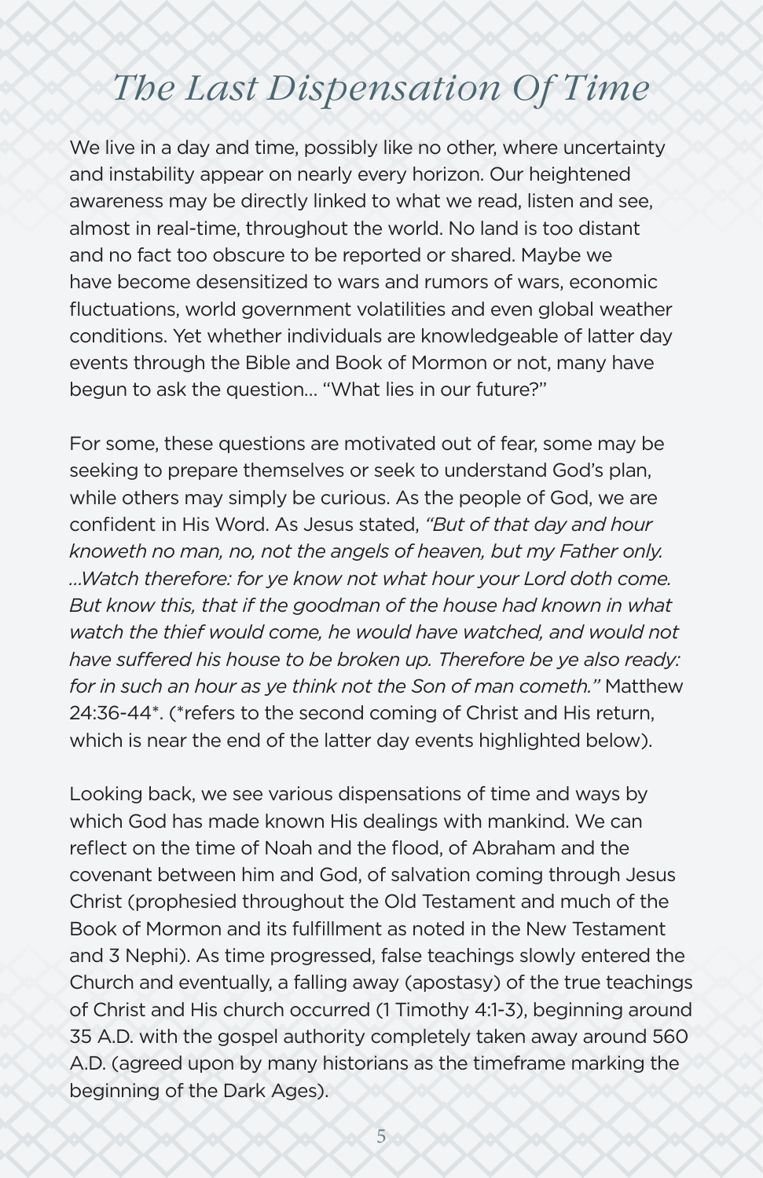# *The Last Dispensation Of Time*

We live in a day and time, possibly like no other, where uncertainty and instability appear on nearly every horizon. Our heightened awareness may be directly linked to what we read, listen and see, almost in real-time, throughout the world. No land is too distant and no fact too obscure to be reported or shared. Maybe we have become desensitized to wars and rumors of wars, economic fluctuations, world government volatilities and even global weather conditions. Yet whether individuals are knowledgeable of latter day events through the Bible and Book of Mormon or not, many have begun to ask the question… "What lies in our future?"

For some, these questions are motivated out of fear, some may be seeking to prepare themselves or seek to understand God's plan, while others may simply be curious. As the people of God, we are confident in His Word. As Jesus stated, *"But of that day and hour knoweth no man, no, not the angels of heaven, but my Father only. …Watch therefore: for ye know not what hour your Lord doth come. But know this, that if the goodman of the house had known in what watch the thief would come, he would have watched, and would not have suffered his house to be broken up. Therefore be ye also ready: for in such an hour as ye think not the Son of man cometh."* Matthew 24:36-44*. (*refers to the second coming of Christ and His return, which is near the end of the latter day events highlighted below).

Looking back, we see various dispensations of time and ways by which God has made known His dealings with mankind. We can reflect on the time of Noah and the flood, of Abraham and the covenant between him and God, of salvation coming through Jesus Christ (prophesied throughout the Old Testament and much of the Book of Mormon and its fulfillment as noted in the New Testament and 3 Nephi). As time progressed, false teachings slowly entered the Church and eventually, a falling away (apostasy) of the true teachings of Christ and His church occurred (1 Timothy 4:1-3), beginning around 35 A.D. with the gospel authority completely taken away around 560 A.D. (agreed upon by many historians as the timeframe marking the beginning of the Dark Ages).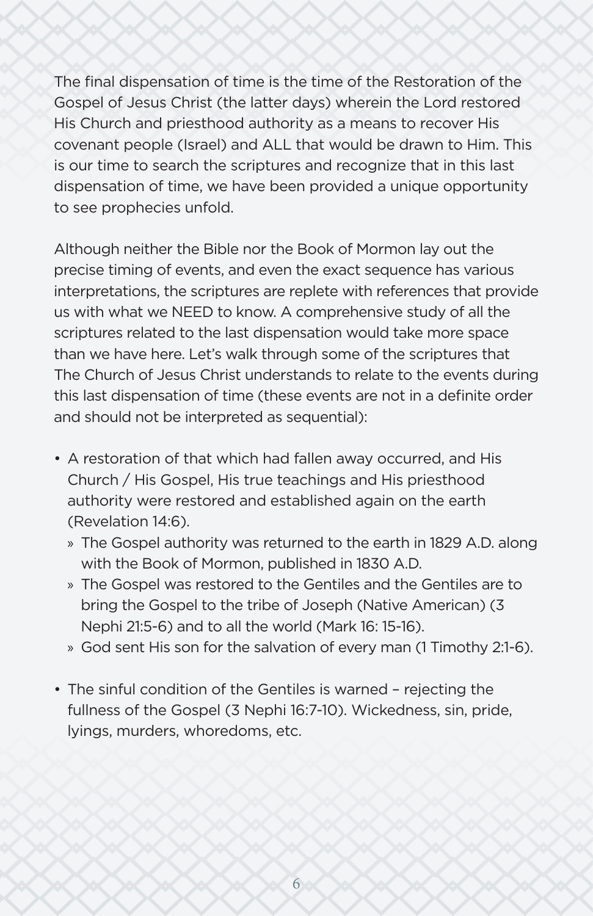The final dispensation of time is the time of the Restoration of the Gospel of Jesus Christ (the latter days) wherein the Lord restored His Church and priesthood authority as a means to recover His covenant people (Israel) and ALL that would be drawn to Him. This is our time to search the scriptures and recognize that in this last dispensation of time, we have been provided a unique opportunity to see prophecies unfold.

Although neither the Bible nor the Book of Mormon lay out the precise timing of events, and even the exact sequence has various interpretations, the scriptures are replete with references that provide us with what we NEED to know. A comprehensive study of all the scriptures related to the last dispensation would take more space than we have here. Let's walk through some of the scriptures that The Church of Jesus Christ understands to relate to the events during this last dispensation of time (these events are not in a definite order and should not be interpreted as sequential):

- A restoration of that which had fallen away occurred, and His Church / His Gospel, His true teachings and His priesthood authority were restored and established again on the earth (Revelation 14:6).
  - The Gospel authority was returned to the earth in 1829 A.D. along with the Book of Mormon, published in 1830 A.D.
  - The Gospel was restored to the Gentiles and the Gentiles are to bring the Gospel to the tribe of Joseph (Native American) (3 Nephi 21:5-6) and to all the world (Mark 16: 15-16).
  - God sent His son for the salvation of every man (1 Timothy 2:1-6).

- The sinful condition of the Gentiles is warned – rejecting the fullness of the Gospel (3 Nephi 16:7-10). Wickedness, sin, pride, lyings, murders, whoredoms, etc.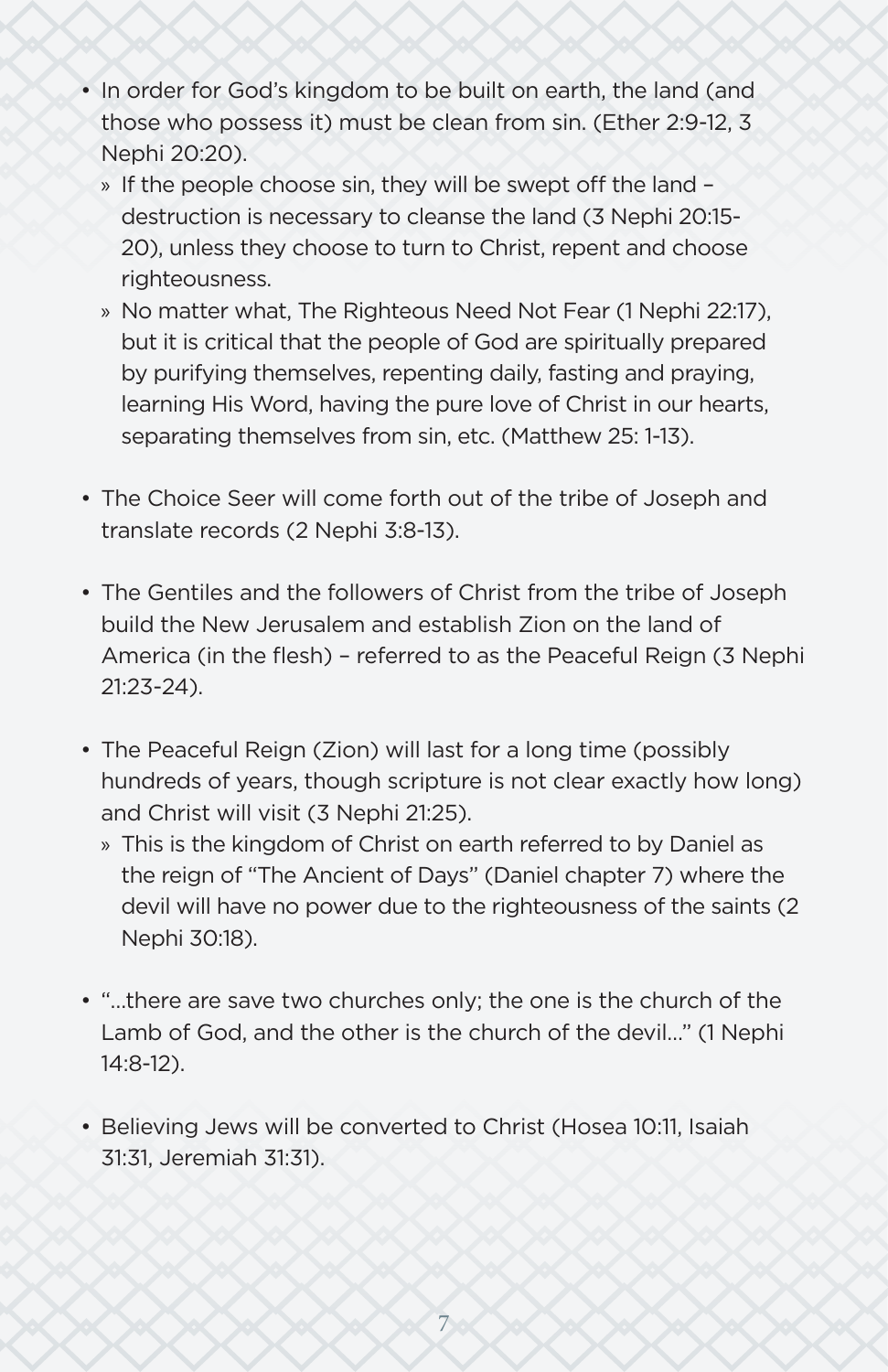- In order for God's kingdom to be built on earth, the land (and those who possess it) must be clean from sin. (Ether 2:9-12, 3 Nephi 20:20).
  - If the people choose sin, they will be swept off the land – destruction is necessary to cleanse the land (3 Nephi 20:15-20), unless they choose to turn to Christ, repent and choose righteousness.
  - No matter what, The Righteous Need Not Fear (1 Nephi 22:17), but it is critical that the people of God are spiritually prepared by purifying themselves, repenting daily, fasting and praying, learning His Word, having the pure love of Christ in our hearts, separating themselves from sin, etc. (Matthew 25: 1-13).

- The Choice Seer will come forth out of the tribe of Joseph and translate records (2 Nephi 3:8-13).

- The Gentiles and the followers of Christ from the tribe of Joseph build the New Jerusalem and establish Zion on the land of America (in the flesh) – referred to as the Peaceful Reign (3 Nephi 21:23-24).

- The Peaceful Reign (Zion) will last for a long time (possibly hundreds of years, though scripture is not clear exactly how long) and Christ will visit (3 Nephi 21:25).
  - This is the kingdom of Christ on earth referred to by Daniel as the reign of "The Ancient of Days" (Daniel chapter 7) where the devil will have no power due to the righteousness of the saints (2 Nephi 30:18).

- "...there are save two churches only; the one is the church of the Lamb of God, and the other is the church of the devil..." (1 Nephi 14:8-12).

- Believing Jews will be converted to Christ (Hosea 10:11, Isaiah 31:31, Jeremiah 31:31).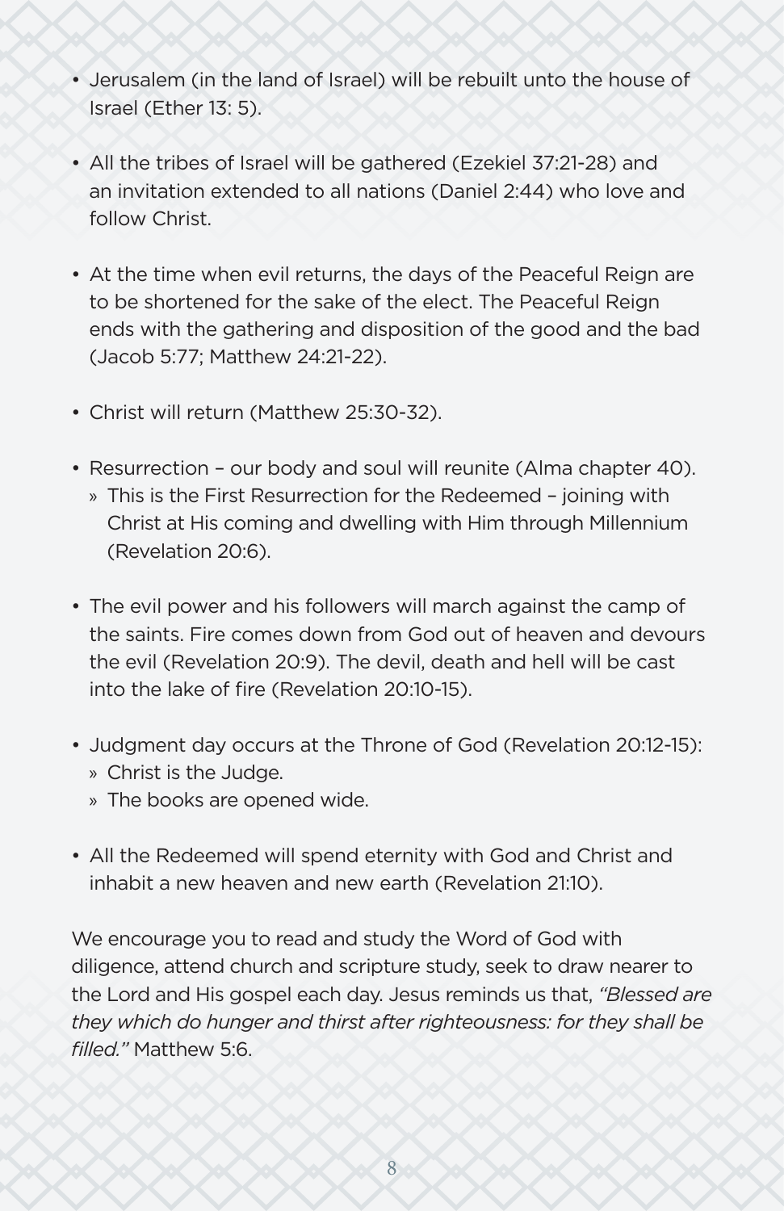- Jerusalem (in the land of Israel) will be rebuilt unto the house of Israel (Ether 13: 5).

- All the tribes of Israel will be gathered (Ezekiel 37:21-28) and an invitation extended to all nations (Daniel 2:44) who love and follow Christ.

- At the time when evil returns, the days of the Peaceful Reign are to be shortened for the sake of the elect. The Peaceful Reign ends with the gathering and disposition of the good and the bad (Jacob 5:77; Matthew 24:21-22).

- Christ will return (Matthew 25:30-32).

- Resurrection – our body and soul will reunite (Alma chapter 40).
  - This is the First Resurrection for the Redeemed – joining with Christ at His coming and dwelling with Him through Millennium (Revelation 20:6).

- The evil power and his followers will march against the camp of the saints. Fire comes down from God out of heaven and devours the evil (Revelation 20:9). The devil, death and hell will be cast into the lake of fire (Revelation 20:10-15).

- Judgment day occurs at the Throne of God (Revelation 20:12-15):
  - Christ is the Judge.
  - The books are opened wide.

- All the Redeemed will spend eternity with God and Christ and inhabit a new heaven and new earth (Revelation 21:10).

We encourage you to read and study the Word of God with diligence, attend church and scripture study, seek to draw nearer to the Lord and His gospel each day. Jesus reminds us that, *"Blessed are they which do hunger and thirst after righteousness: for they shall be filled."* Matthew 5:6.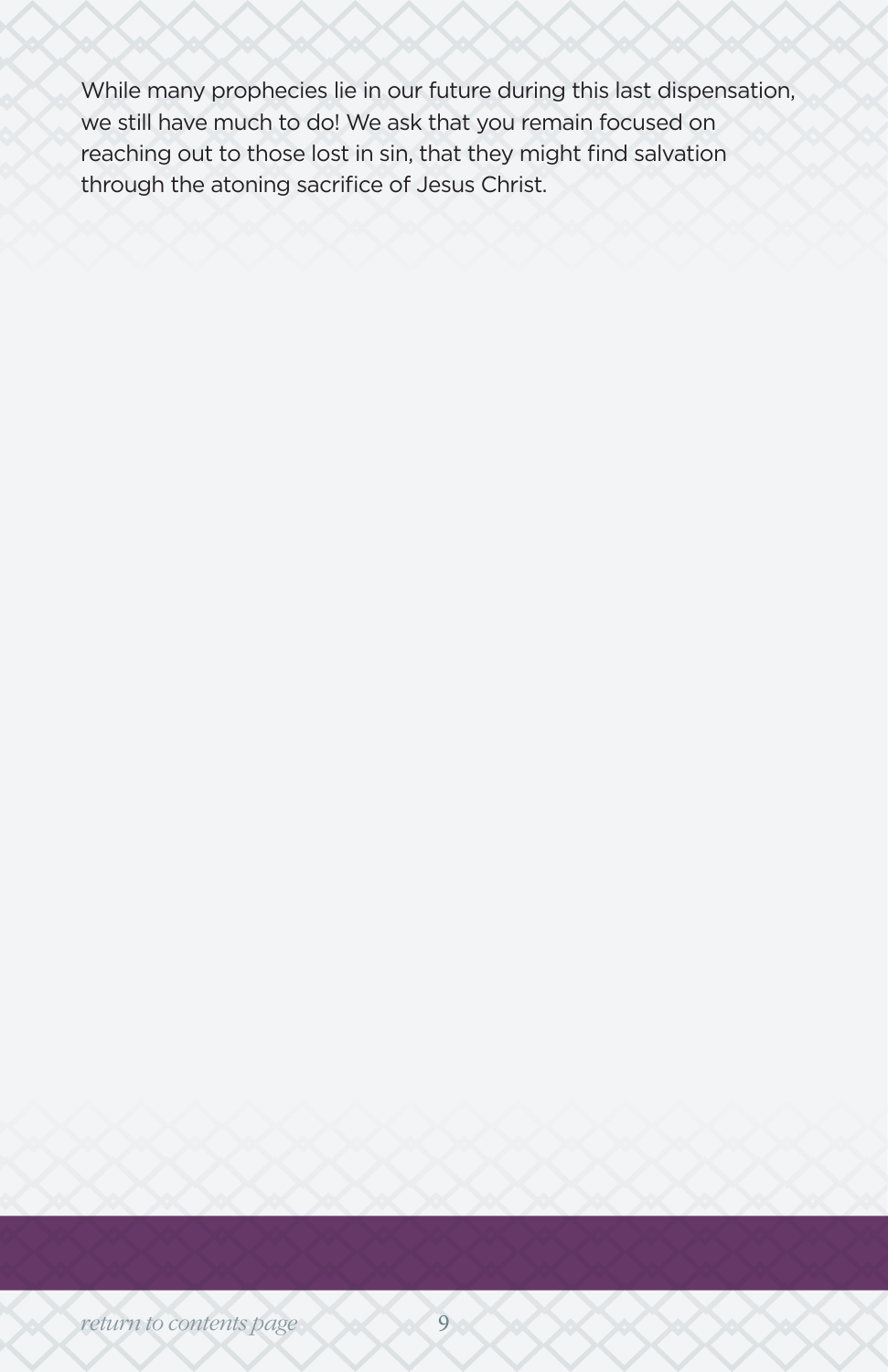While many prophecies lie in our future during this last dispensation, we still have much to do! We ask that you remain focused on reaching out to those lost in sin, that they might find salvation through the atoning sacrifice of Jesus Christ.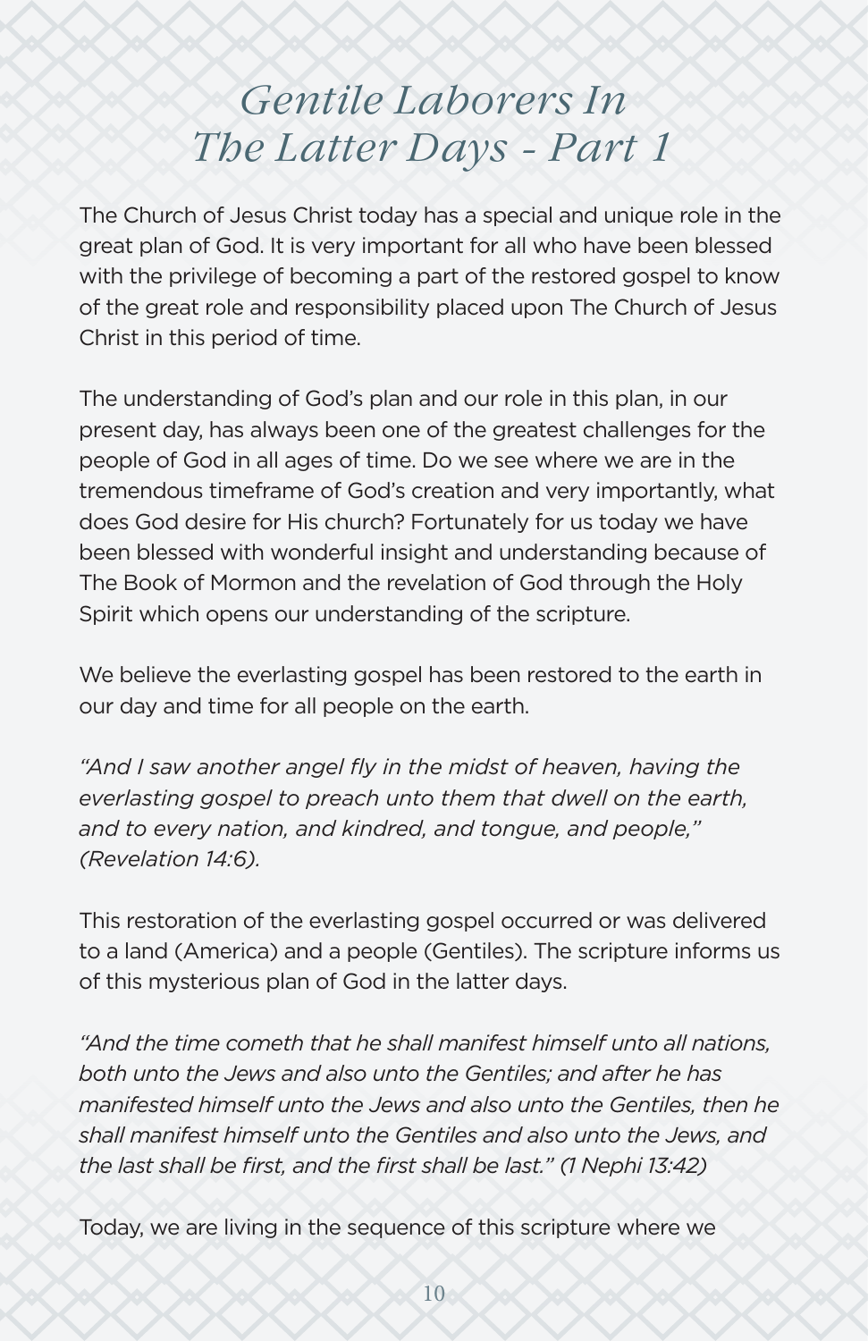# Gentile Laborers In The Latter Days - Part 1

The Church of Jesus Christ today has a special and unique role in the great plan of God. It is very important for all who have been blessed with the privilege of becoming a part of the restored gospel to know of the great role and responsibility placed upon The Church of Jesus Christ in this period of time.

The understanding of God's plan and our role in this plan, in our present day, has always been one of the greatest challenges for the people of God in all ages of time. Do we see where we are in the tremendous timeframe of God's creation and very importantly, what does God desire for His church? Fortunately for us today we have been blessed with wonderful insight and understanding because of The Book of Mormon and the revelation of God through the Holy Spirit which opens our understanding of the scripture.

We believe the everlasting gospel has been restored to the earth in our day and time for all people on the earth.

*"And I saw another angel fly in the midst of heaven, having the everlasting gospel to preach unto them that dwell on the earth, and to every nation, and kindred, and tongue, and people," (Revelation 14:6).*

This restoration of the everlasting gospel occurred or was delivered to a land (America) and a people (Gentiles). The scripture informs us of this mysterious plan of God in the latter days.

*"And the time cometh that he shall manifest himself unto all nations, both unto the Jews and also unto the Gentiles; and after he has manifested himself unto the Jews and also unto the Gentiles, then he shall manifest himself unto the Gentiles and also unto the Jews, and the last shall be first, and the first shall be last." (1 Nephi 13:42)*

Today, we are living in the sequence of this scripture where we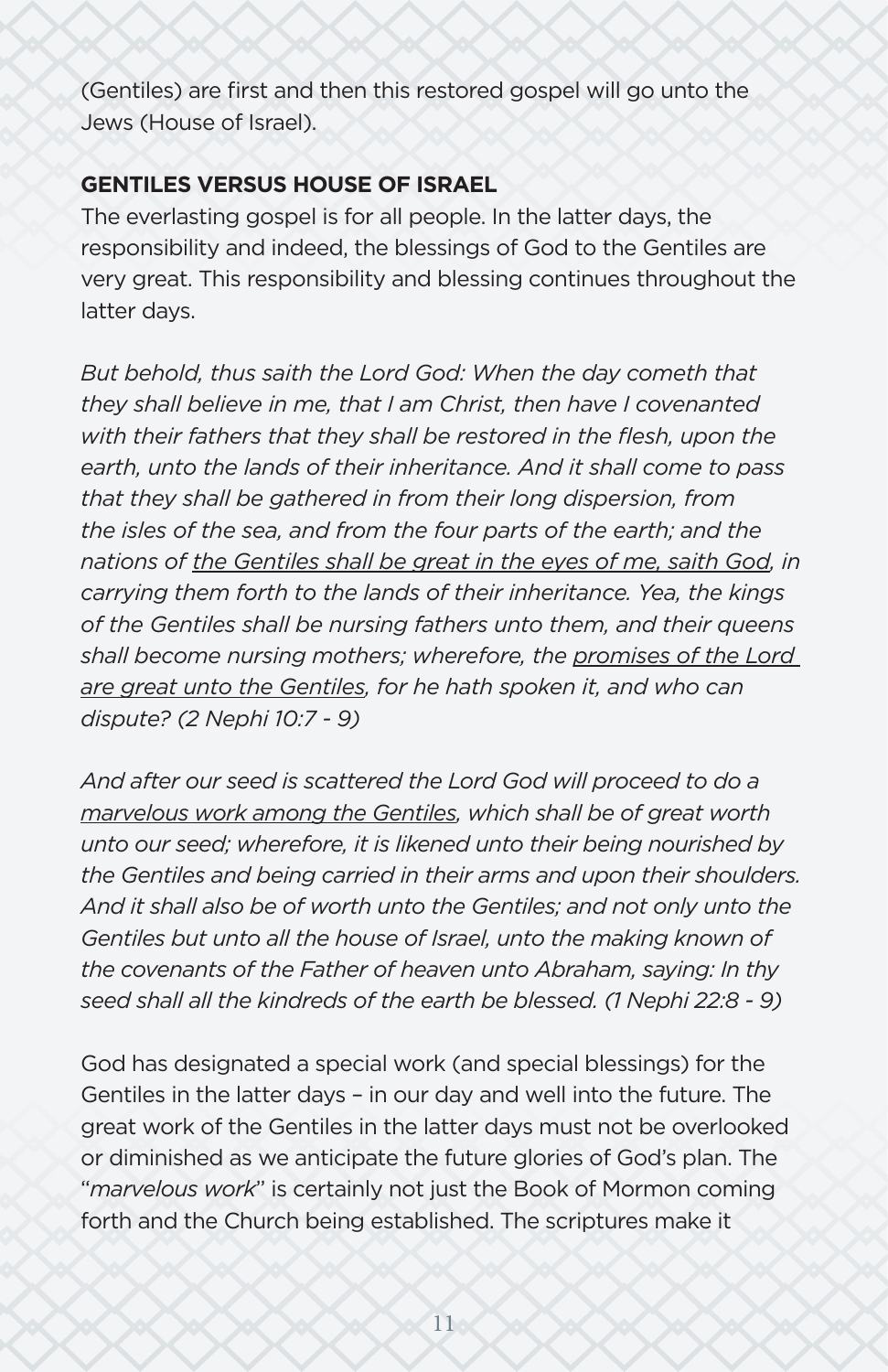(Gentiles) are first and then this restored gospel will go unto the Jews (House of Israel).

**GENTILES VERSUS HOUSE OF ISRAEL**

The everlasting gospel is for all people. In the latter days, the responsibility and indeed, the blessings of God to the Gentiles are very great. This responsibility and blessing continues throughout the latter days.

*But behold, thus saith the Lord God: When the day cometh that they shall believe in me, that I am Christ, then have I covenanted with their fathers that they shall be restored in the flesh, upon the earth, unto the lands of their inheritance. And it shall come to pass that they shall be gathered in from their long dispersion, from the isles of the sea, and from the four parts of the earth; and the nations of <u>the Gentiles shall be great in the eyes of me, saith God</u>, in carrying them forth to the lands of their inheritance. Yea, the kings of the Gentiles shall be nursing fathers unto them, and their queens shall become nursing mothers; wherefore, the <u>promises of the Lord are great unto the Gentiles</u>, for he hath spoken it, and who can dispute? (2 Nephi 10:7 - 9)*

*And after our seed is scattered the Lord God will proceed to do a <u>marvelous work among the Gentiles</u>, which shall be of great worth unto our seed; wherefore, it is likened unto their being nourished by the Gentiles and being carried in their arms and upon their shoulders. And it shall also be of worth unto the Gentiles; and not only unto the Gentiles but unto all the house of Israel, unto the making known of the covenants of the Father of heaven unto Abraham, saying: In thy seed shall all the kindreds of the earth be blessed. (1 Nephi 22:8 - 9)*

God has designated a special work (and special blessings) for the Gentiles in the latter days – in our day and well into the future. The great work of the Gentiles in the latter days must not be overlooked or diminished as we anticipate the future glories of God's plan. The "*marvelous work*" is certainly not just the Book of Mormon coming forth and the Church being established. The scriptures make it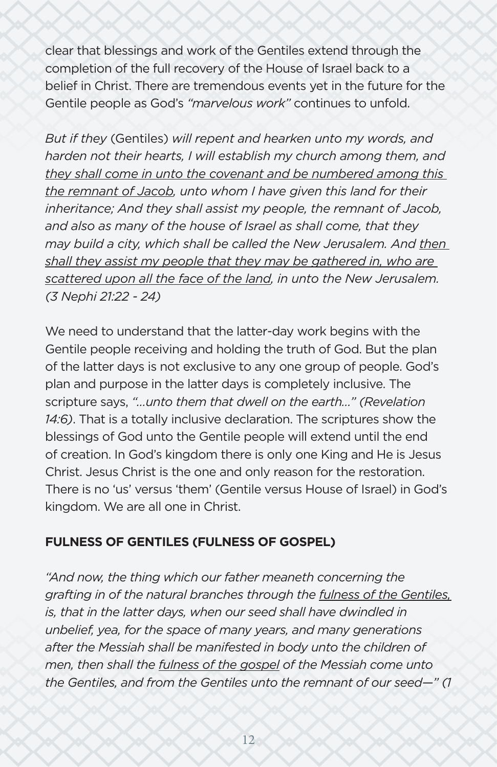clear that blessings and work of the Gentiles extend through the completion of the full recovery of the House of Israel back to a belief in Christ. There are tremendous events yet in the future for the Gentile people as God's *"marvelous work"* continues to unfold.

*But if they* (Gentiles) *will repent and hearken unto my words, and harden not their hearts, I will establish my church among them, and <u>they shall come in unto the covenant and be numbered among this the remnant of Jacob</u>, unto whom I have given this land for their inheritance; And they shall assist my people, the remnant of Jacob, and also as many of the house of Israel as shall come, that they may build a city, which shall be called the New Jerusalem. And <u>then shall they assist my people that they may be gathered in, who are scattered upon all the face of the land</u>, in unto the New Jerusalem. (3 Nephi 21:22 - 24)*

We need to understand that the latter-day work begins with the Gentile people receiving and holding the truth of God. But the plan of the latter days is not exclusive to any one group of people. God's plan and purpose in the latter days is completely inclusive. The scripture says, *"...unto them that dwell on the earth..." (Revelation 14:6)*. That is a totally inclusive declaration. The scriptures show the blessings of God unto the Gentile people will extend until the end of creation. In God's kingdom there is only one King and He is Jesus Christ. Jesus Christ is the one and only reason for the restoration. There is no 'us' versus 'them' (Gentile versus House of Israel) in God's kingdom. We are all one in Christ.

**FULNESS OF GENTILES (FULNESS OF GOSPEL)**

*"And now, the thing which our father meaneth concerning the grafting in of the natural branches through the <u>fulness of the Gentiles,</u> is, that in the latter days, when our seed shall have dwindled in unbelief, yea, for the space of many years, and many generations after the Messiah shall be manifested in body unto the children of men, then shall the <u>fulness of the gospel</u> of the Messiah come unto the Gentiles, and from the Gentiles unto the remnant of our seed—" (1*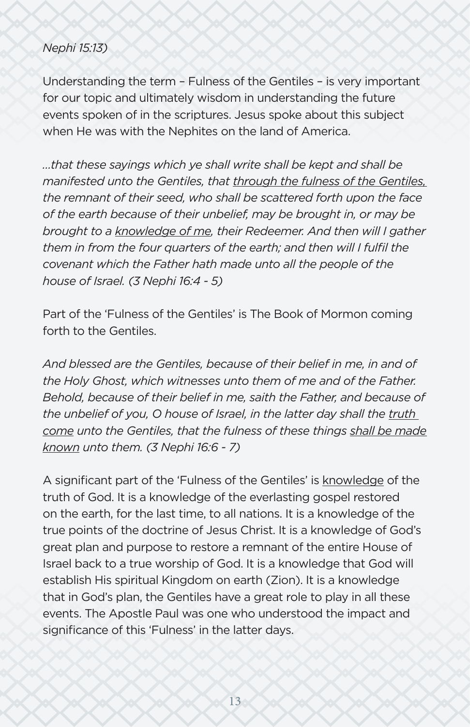*Nephi 15:13)*

Understanding the term – Fulness of the Gentiles – is very important for our topic and ultimately wisdom in understanding the future events spoken of in the scriptures. Jesus spoke about this subject when He was with the Nephites on the land of America.

*...that these sayings which ye shall write shall be kept and shall be manifested unto the Gentiles, that <u>through the fulness of the Gentiles,</u> the remnant of their seed, who shall be scattered forth upon the face of the earth because of their unbelief, may be brought in, or may be brought to a <u>knowledge of me</u>, their Redeemer. And then will I gather them in from the four quarters of the earth; and then will I fulfil the covenant which the Father hath made unto all the people of the house of Israel. (3 Nephi 16:4 - 5)*

Part of the 'Fulness of the Gentiles' is The Book of Mormon coming forth to the Gentiles.

*And blessed are the Gentiles, because of their belief in me, in and of the Holy Ghost, which witnesses unto them of me and of the Father. Behold, because of their belief in me, saith the Father, and because of the unbelief of you, O house of Israel, in the latter day shall the <u>truth come</u> unto the Gentiles, that the fulness of these things <u>shall be made known</u> unto them. (3 Nephi 16:6 - 7)*

A significant part of the 'Fulness of the Gentiles' is <u>knowledge</u> of the truth of God. It is a knowledge of the everlasting gospel restored on the earth, for the last time, to all nations. It is a knowledge of the true points of the doctrine of Jesus Christ. It is a knowledge of God's great plan and purpose to restore a remnant of the entire House of Israel back to a true worship of God. It is a knowledge that God will establish His spiritual Kingdom on earth (Zion). It is a knowledge that in God's plan, the Gentiles have a great role to play in all these events. The Apostle Paul was one who understood the impact and significance of this 'Fulness' in the latter days.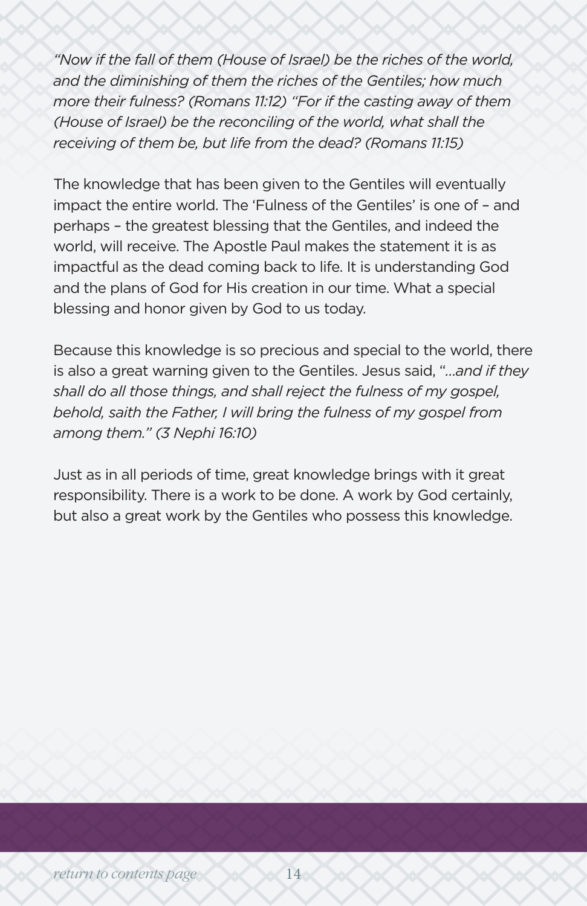*"Now if the fall of them (House of Israel) be the riches of the world, and the diminishing of them the riches of the Gentiles; how much more their fulness? (Romans 11:12) "For if the casting away of them (House of Israel) be the reconciling of the world, what shall the receiving of them be, but life from the dead? (Romans 11:15)*

The knowledge that has been given to the Gentiles will eventually impact the entire world. The 'Fulness of the Gentiles' is one of – and perhaps – the greatest blessing that the Gentiles, and indeed the world, will receive. The Apostle Paul makes the statement it is as impactful as the dead coming back to life. It is understanding God and the plans of God for His creation in our time. What a special blessing and honor given by God to us today.

Because this knowledge is so precious and special to the world, there is also a great warning given to the Gentiles. Jesus said, "*...and if they shall do all those things, and shall reject the fulness of my gospel, behold, saith the Father, I will bring the fulness of my gospel from among them." (3 Nephi 16:10)*

Just as in all periods of time, great knowledge brings with it great responsibility. There is a work to be done. A work by God certainly, but also a great work by the Gentiles who possess this knowledge.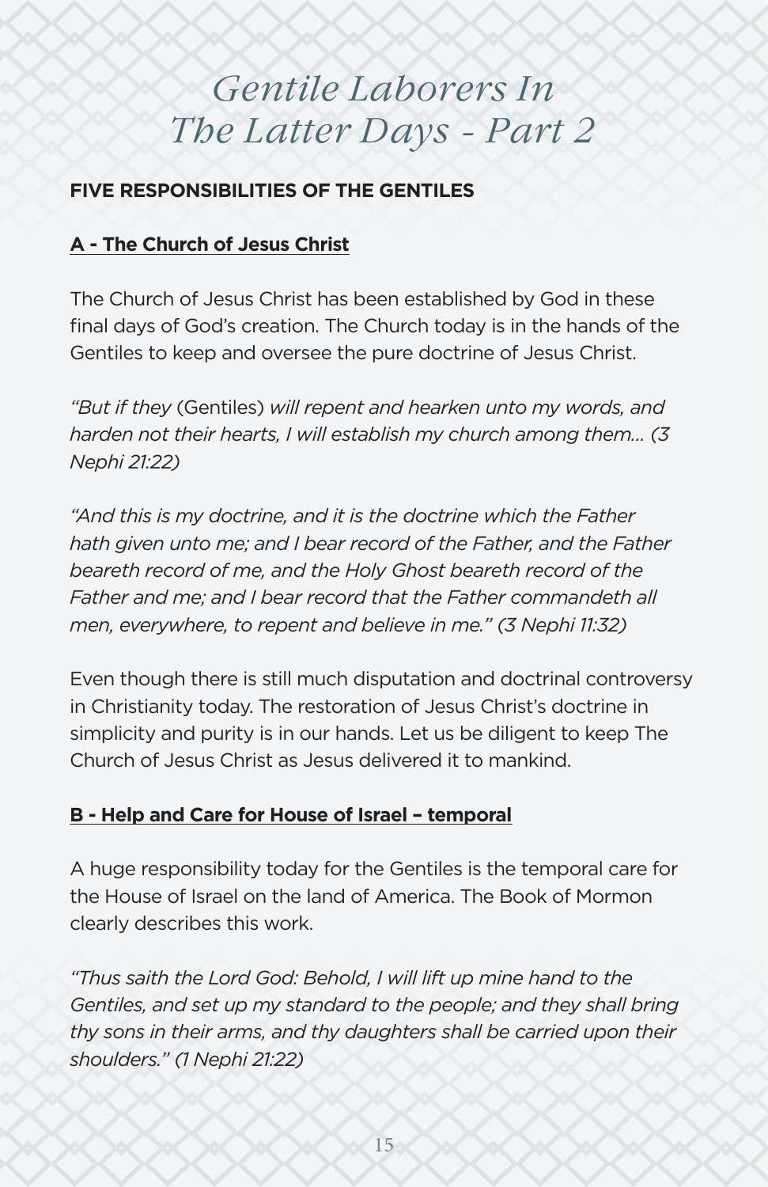# Gentile Laborers In The Latter Days - Part 2

**FIVE RESPONSIBILITIES OF THE GENTILES**

**A - The Church of Jesus Christ**

The Church of Jesus Christ has been established by God in these final days of God's creation. The Church today is in the hands of the Gentiles to keep and oversee the pure doctrine of Jesus Christ.

*"But if they* (Gentiles) *will repent and hearken unto my words, and harden not their hearts, I will establish my church among them... (3 Nephi 21:22)*

*"And this is my doctrine, and it is the doctrine which the Father hath given unto me; and I bear record of the Father, and the Father beareth record of me, and the Holy Ghost beareth record of the Father and me; and I bear record that the Father commandeth all men, everywhere, to repent and believe in me." (3 Nephi 11:32)*

Even though there is still much disputation and doctrinal controversy in Christianity today. The restoration of Jesus Christ's doctrine in simplicity and purity is in our hands. Let us be diligent to keep The Church of Jesus Christ as Jesus delivered it to mankind.

**B - Help and Care for House of Israel – temporal**

A huge responsibility today for the Gentiles is the temporal care for the House of Israel on the land of America. The Book of Mormon clearly describes this work.

*"Thus saith the Lord God: Behold, I will lift up mine hand to the Gentiles, and set up my standard to the people; and they shall bring thy sons in their arms, and thy daughters shall be carried upon their shoulders." (1 Nephi 21:22)*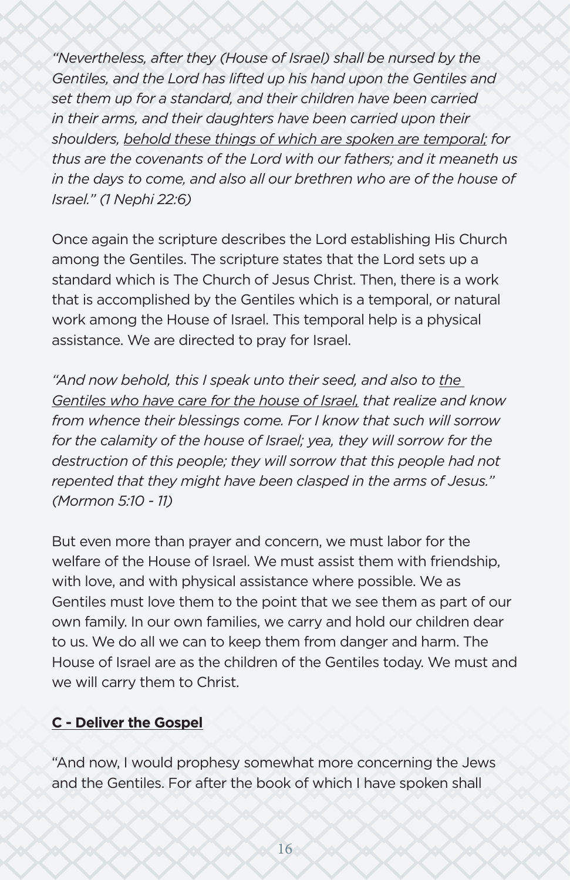*"Nevertheless, after they (House of Israel) shall be nursed by the Gentiles, and the Lord has lifted up his hand upon the Gentiles and set them up for a standard, and their children have been carried in their arms, and their daughters have been carried upon their shoulders, <u>behold these things of which are spoken are temporal;</u> for thus are the covenants of the Lord with our fathers; and it meaneth us in the days to come, and also all our brethren who are of the house of Israel." (1 Nephi 22:6)*

Once again the scripture describes the Lord establishing His Church among the Gentiles. The scripture states that the Lord sets up a standard which is The Church of Jesus Christ. Then, there is a work that is accomplished by the Gentiles which is a temporal, or natural work among the House of Israel. This temporal help is a physical assistance. We are directed to pray for Israel.

*"And now behold, this I speak unto their seed, and also to <u>the Gentiles who have care for the house of Israel,</u> that realize and know from whence their blessings come. For I know that such will sorrow for the calamity of the house of Israel; yea, they will sorrow for the destruction of this people; they will sorrow that this people had not repented that they might have been clasped in the arms of Jesus." (Mormon 5:10 - 11)*

But even more than prayer and concern, we must labor for the welfare of the House of Israel. We must assist them with friendship, with love, and with physical assistance where possible. We as Gentiles must love them to the point that we see them as part of our own family. In our own families, we carry and hold our children dear to us. We do all we can to keep them from danger and harm. The House of Israel are as the children of the Gentiles today. We must and we will carry them to Christ.

**<u>C - Deliver the Gospel</u>**

"And now, I would prophesy somewhat more concerning the Jews and the Gentiles. For after the book of which I have spoken shall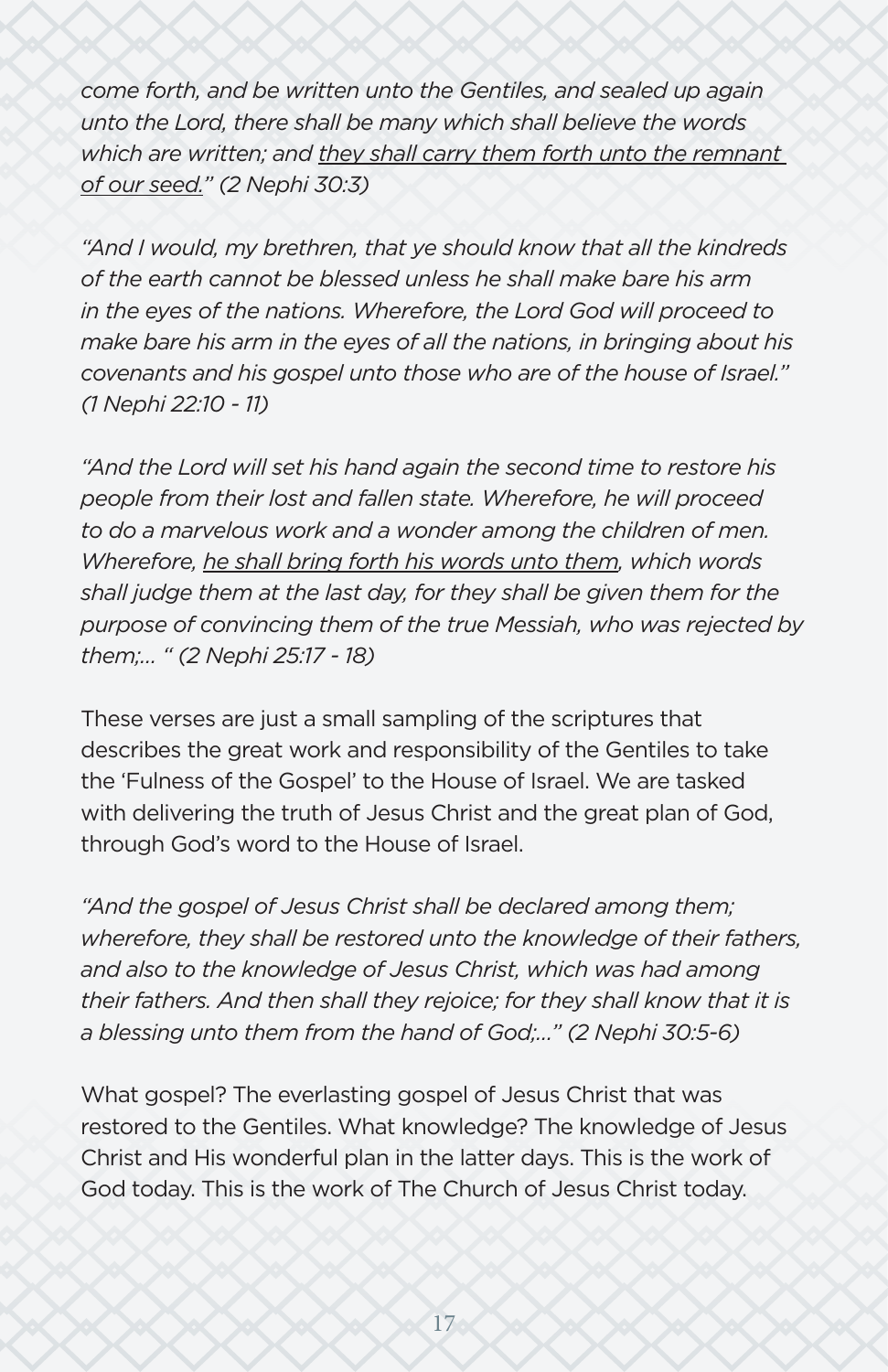*come forth, and be written unto the Gentiles, and sealed up again unto the Lord, there shall be many which shall believe the words which are written; and <u>they shall carry them forth unto the remnant of our seed.</u>" (2 Nephi 30:3)*

*"And I would, my brethren, that ye should know that all the kindreds of the earth cannot be blessed unless he shall make bare his arm in the eyes of the nations. Wherefore, the Lord God will proceed to make bare his arm in the eyes of all the nations, in bringing about his covenants and his gospel unto those who are of the house of Israel." (1 Nephi 22:10 - 11)*

*"And the Lord will set his hand again the second time to restore his people from their lost and fallen state. Wherefore, he will proceed to do a marvelous work and a wonder among the children of men. Wherefore, <u>he shall bring forth his words unto them</u>, which words shall judge them at the last day, for they shall be given them for the purpose of convincing them of the true Messiah, who was rejected by them;... " (2 Nephi 25:17 - 18)*

These verses are just a small sampling of the scriptures that describes the great work and responsibility of the Gentiles to take the 'Fulness of the Gospel' to the House of Israel. We are tasked with delivering the truth of Jesus Christ and the great plan of God, through God's word to the House of Israel.

*"And the gospel of Jesus Christ shall be declared among them; wherefore, they shall be restored unto the knowledge of their fathers, and also to the knowledge of Jesus Christ, which was had among their fathers. And then shall they rejoice; for they shall know that it is a blessing unto them from the hand of God;..." (2 Nephi 30:5-6)*

What gospel? The everlasting gospel of Jesus Christ that was restored to the Gentiles. What knowledge? The knowledge of Jesus Christ and His wonderful plan in the latter days. This is the work of God today. This is the work of The Church of Jesus Christ today.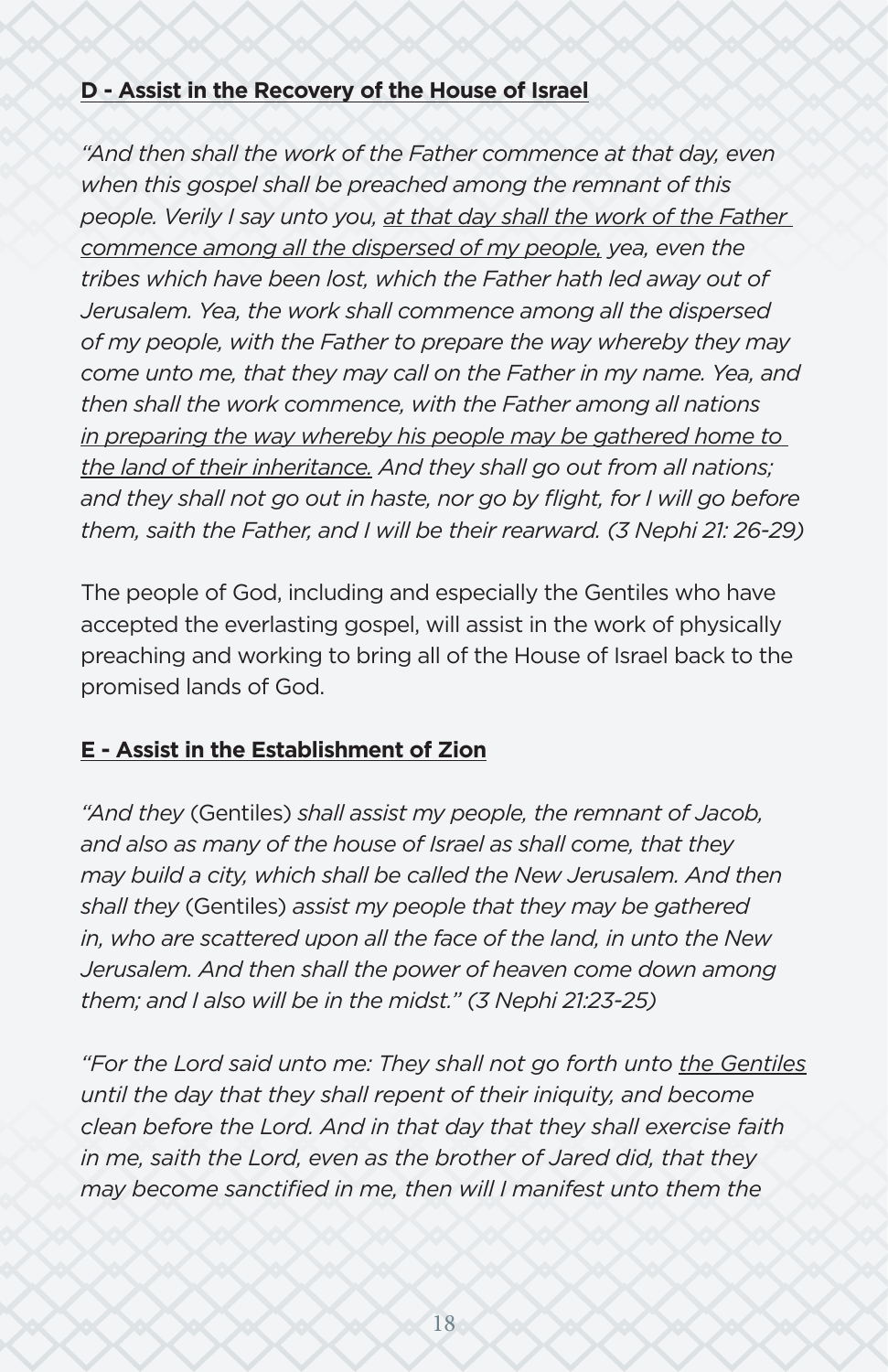**<u>D - Assist in the Recovery of the House of Israel</u>**

*"And then shall the work of the Father commence at that day, even when this gospel shall be preached among the remnant of this people. Verily I say unto you, <u>at that day shall the work of the Father commence among all the dispersed of my people,</u> yea, even the tribes which have been lost, which the Father hath led away out of Jerusalem. Yea, the work shall commence among all the dispersed of my people, with the Father to prepare the way whereby they may come unto me, that they may call on the Father in my name. Yea, and then shall the work commence, with the Father among all nations <u>in preparing the way whereby his people may be gathered home to the land of their inheritance.</u> And they shall go out from all nations; and they shall not go out in haste, nor go by flight, for I will go before them, saith the Father, and I will be their rearward. (3 Nephi 21: 26-29)*

The people of God, including and especially the Gentiles who have accepted the everlasting gospel, will assist in the work of physically preaching and working to bring all of the House of Israel back to the promised lands of God.

**<u>E - Assist in the Establishment of Zion</u>**

*"And they* (Gentiles) *shall assist my people, the remnant of Jacob, and also as many of the house of Israel as shall come, that they may build a city, which shall be called the New Jerusalem. And then shall they* (Gentiles) *assist my people that they may be gathered in, who are scattered upon all the face of the land, in unto the New Jerusalem. And then shall the power of heaven come down among them; and I also will be in the midst." (3 Nephi 21:23-25)*

*"For the Lord said unto me: They shall not go forth unto <u>the Gentiles</u> until the day that they shall repent of their iniquity, and become clean before the Lord. And in that day that they shall exercise faith in me, saith the Lord, even as the brother of Jared did, that they may become sanctified in me, then will I manifest unto them the*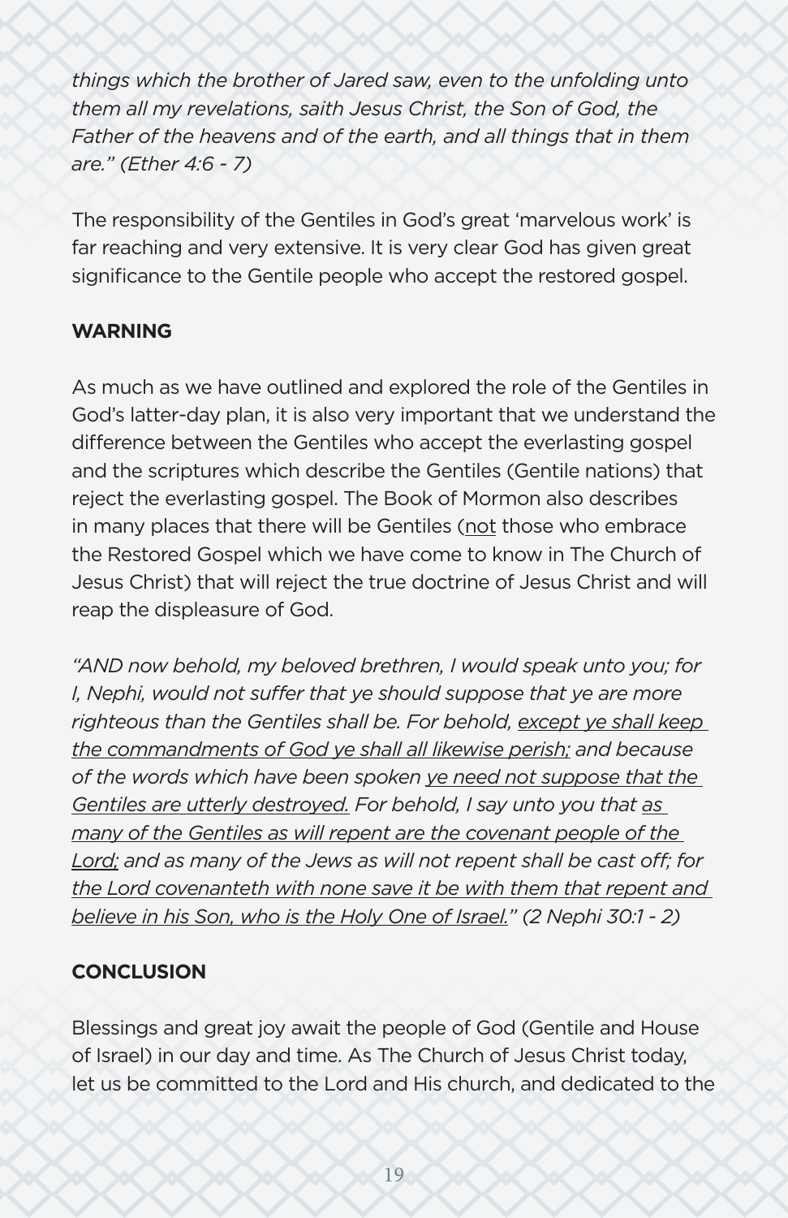*things which the brother of Jared saw, even to the unfolding unto them all my revelations, saith Jesus Christ, the Son of God, the Father of the heavens and of the earth, and all things that in them are." (Ether 4:6 - 7)*

The responsibility of the Gentiles in God's great 'marvelous work' is far reaching and very extensive. It is very clear God has given great significance to the Gentile people who accept the restored gospel.

**WARNING**

As much as we have outlined and explored the role of the Gentiles in God's latter-day plan, it is also very important that we understand the difference between the Gentiles who accept the everlasting gospel and the scriptures which describe the Gentiles (Gentile nations) that reject the everlasting gospel. The Book of Mormon also describes in many places that there will be Gentiles (<u>not</u> those who embrace the Restored Gospel which we have come to know in The Church of Jesus Christ) that will reject the true doctrine of Jesus Christ and will reap the displeasure of God.

*"AND now behold, my beloved brethren, I would speak unto you; for I, Nephi, would not suffer that ye should suppose that ye are more righteous than the Gentiles shall be. For behold, <u>except ye shall keep the commandments of God ye shall all likewise perish;</u> and because of the words which have been spoken <u>ye need not suppose that the Gentiles are utterly destroyed.</u> For behold, I say unto you that <u>as many of the Gentiles as will repent are the covenant people of the Lord;</u> and as many of the Jews as will not repent shall be cast off; for <u>the Lord covenanteth with none save it be with them that repent and believe in his Son, who is the Holy One of Israel.</u>" (2 Nephi 30:1 - 2)*

**CONCLUSION**

Blessings and great joy await the people of God (Gentile and House of Israel) in our day and time. As The Church of Jesus Christ today, let us be committed to the Lord and His church, and dedicated to the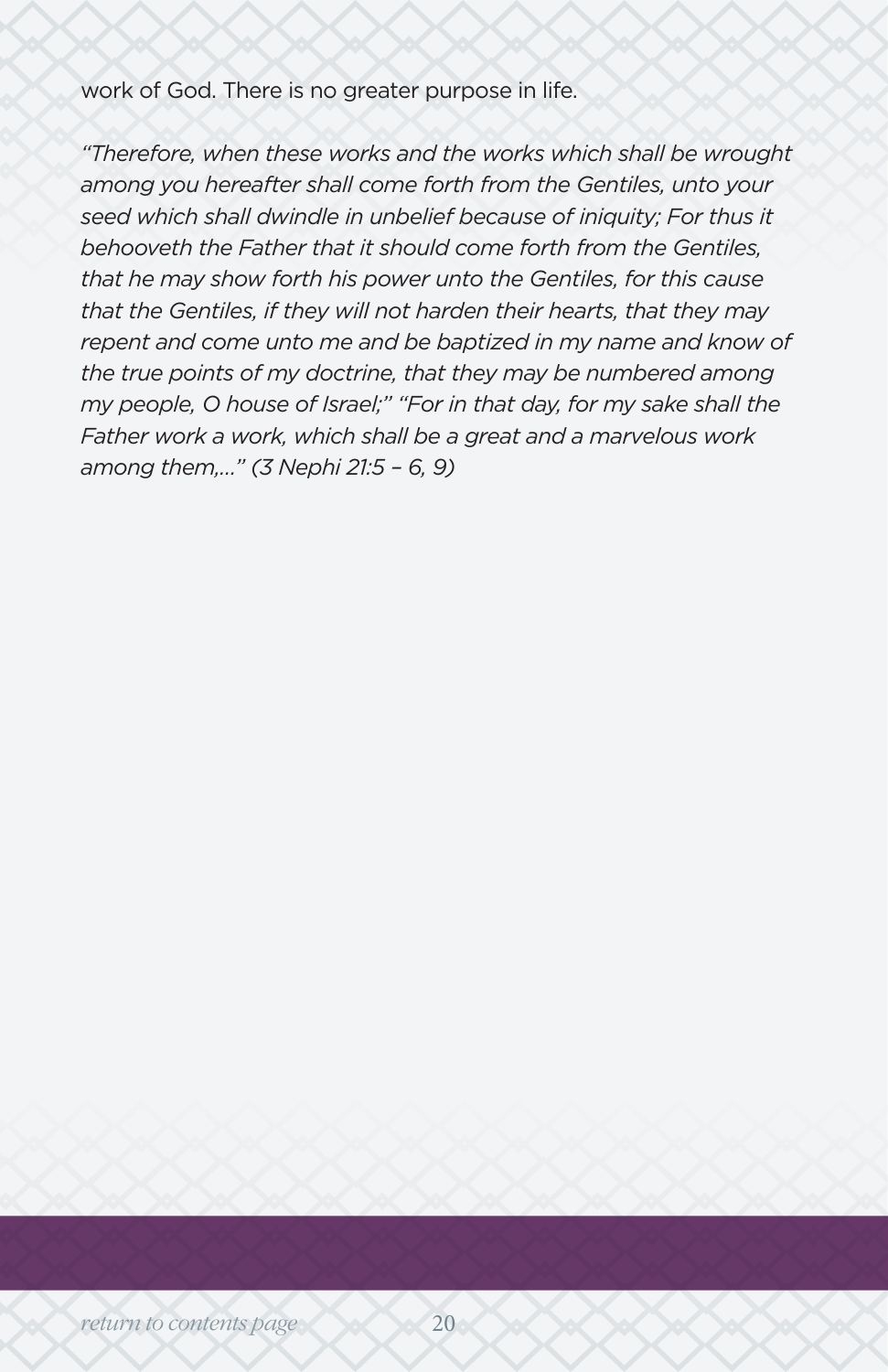work of God. There is no greater purpose in life.

*"Therefore, when these works and the works which shall be wrought among you hereafter shall come forth from the Gentiles, unto your seed which shall dwindle in unbelief because of iniquity; For thus it behooveth the Father that it should come forth from the Gentiles, that he may show forth his power unto the Gentiles, for this cause that the Gentiles, if they will not harden their hearts, that they may repent and come unto me and be baptized in my name and know of the true points of my doctrine, that they may be numbered among my people, O house of Israel;" "For in that day, for my sake shall the Father work a work, which shall be a great and a marvelous work among them,..." (3 Nephi 21:5 – 6, 9)*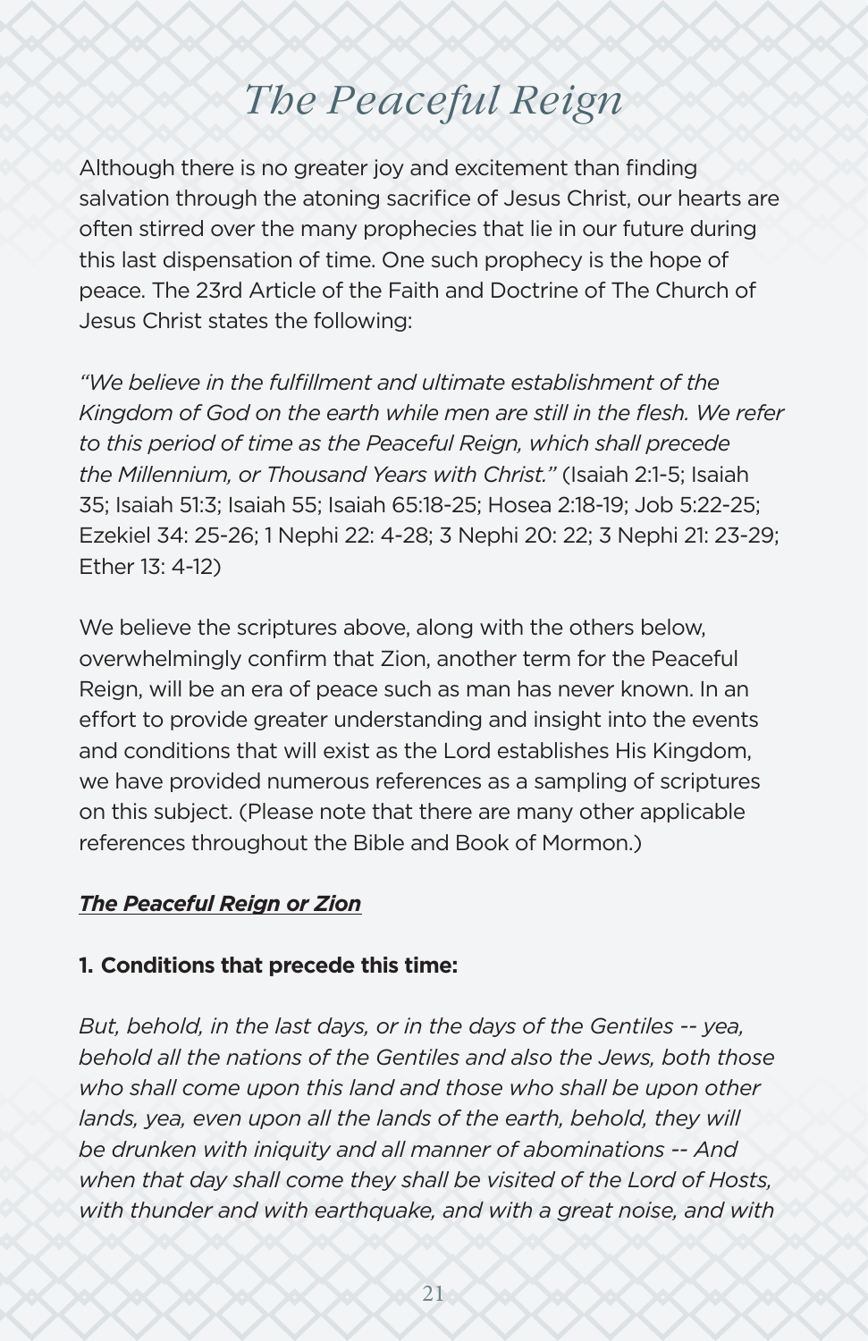# The Peaceful Reign

Although there is no greater joy and excitement than finding salvation through the atoning sacrifice of Jesus Christ, our hearts are often stirred over the many prophecies that lie in our future during this last dispensation of time. One such prophecy is the hope of peace. The 23rd Article of the Faith and Doctrine of The Church of Jesus Christ states the following:

*"We believe in the fulfillment and ultimate establishment of the Kingdom of God on the earth while men are still in the flesh. We refer to this period of time as the Peaceful Reign, which shall precede the Millennium, or Thousand Years with Christ."* (Isaiah 2:1-5; Isaiah 35; Isaiah 51:3; Isaiah 55; Isaiah 65:18-25; Hosea 2:18-19; Job 5:22-25; Ezekiel 34: 25-26; 1 Nephi 22: 4-28; 3 Nephi 20: 22; 3 Nephi 21: 23-29; Ether 13: 4-12)

We believe the scriptures above, along with the others below, overwhelmingly confirm that Zion, another term for the Peaceful Reign, will be an era of peace such as man has never known. In an effort to provide greater understanding and insight into the events and conditions that will exist as the Lord establishes His Kingdom, we have provided numerous references as a sampling of scriptures on this subject. (Please note that there are many other applicable references throughout the Bible and Book of Mormon.)

***The Peaceful Reign or Zion***

**1. Conditions that precede this time:**

*But, behold, in the last days, or in the days of the Gentiles -- yea, behold all the nations of the Gentiles and also the Jews, both those who shall come upon this land and those who shall be upon other lands, yea, even upon all the lands of the earth, behold, they will be drunken with iniquity and all manner of abominations -- And when that day shall come they shall be visited of the Lord of Hosts, with thunder and with earthquake, and with a great noise, and with*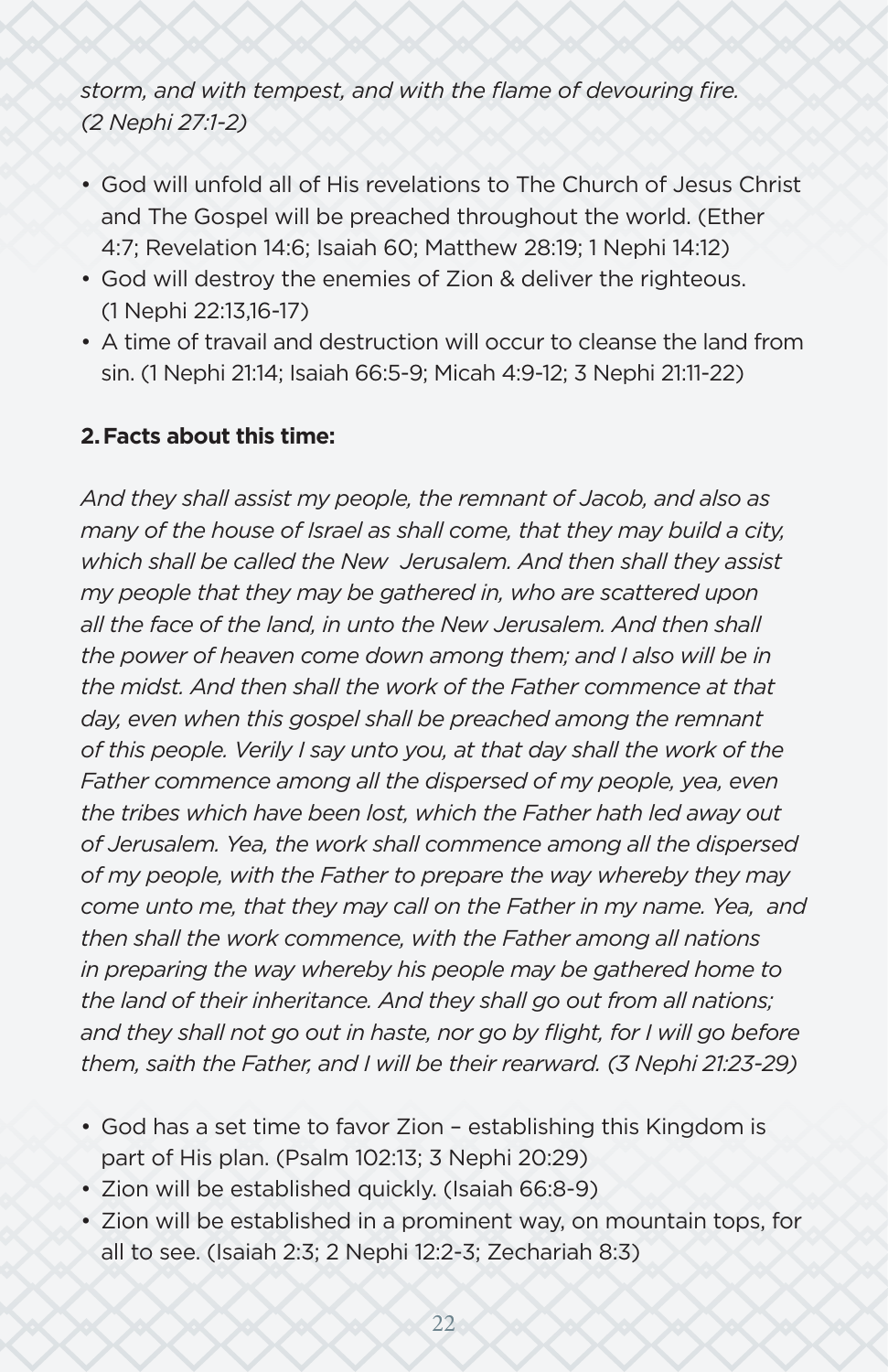*storm, and with tempest, and with the flame of devouring fire. (2 Nephi 27:1-2)*

- God will unfold all of His revelations to The Church of Jesus Christ and The Gospel will be preached throughout the world. (Ether 4:7; Revelation 14:6; Isaiah 60; Matthew 28:19; 1 Nephi 14:12)
- God will destroy the enemies of Zion & deliver the righteous. (1 Nephi 22:13,16-17)
- A time of travail and destruction will occur to cleanse the land from sin. (1 Nephi 21:14; Isaiah 66:5-9; Micah 4:9-12; 3 Nephi 21:11-22)

**2. Facts about this time:**

*And they shall assist my people, the remnant of Jacob, and also as many of the house of Israel as shall come, that they may build a city, which shall be called the New Jerusalem. And then shall they assist my people that they may be gathered in, who are scattered upon all the face of the land, in unto the New Jerusalem. And then shall the power of heaven come down among them; and I also will be in the midst. And then shall the work of the Father commence at that day, even when this gospel shall be preached among the remnant of this people. Verily I say unto you, at that day shall the work of the Father commence among all the dispersed of my people, yea, even the tribes which have been lost, which the Father hath led away out of Jerusalem. Yea, the work shall commence among all the dispersed of my people, with the Father to prepare the way whereby they may come unto me, that they may call on the Father in my name. Yea, and then shall the work commence, with the Father among all nations in preparing the way whereby his people may be gathered home to the land of their inheritance. And they shall go out from all nations; and they shall not go out in haste, nor go by flight, for I will go before them, saith the Father, and I will be their rearward. (3 Nephi 21:23-29)*

- God has a set time to favor Zion – establishing this Kingdom is part of His plan. (Psalm 102:13; 3 Nephi 20:29)
- Zion will be established quickly. (Isaiah 66:8-9)
- Zion will be established in a prominent way, on mountain tops, for all to see. (Isaiah 2:3; 2 Nephi 12:2-3; Zechariah 8:3)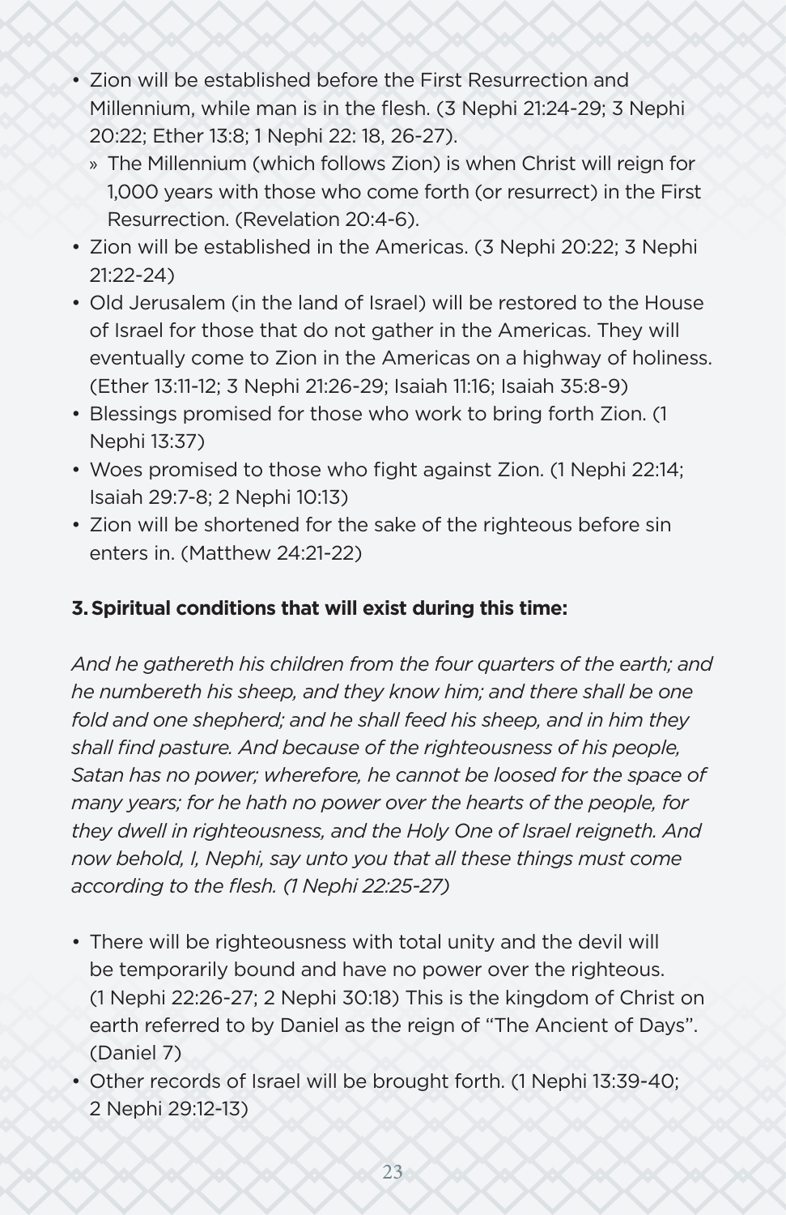- Zion will be established before the First Resurrection and Millennium, while man is in the flesh. (3 Nephi 21:24-29; 3 Nephi 20:22; Ether 13:8; 1 Nephi 22: 18, 26-27).
  - The Millennium (which follows Zion) is when Christ will reign for 1,000 years with those who come forth (or resurrect) in the First Resurrection. (Revelation 20:4-6).
- Zion will be established in the Americas. (3 Nephi 20:22; 3 Nephi 21:22-24)
- Old Jerusalem (in the land of Israel) will be restored to the House of Israel for those that do not gather in the Americas. They will eventually come to Zion in the Americas on a highway of holiness. (Ether 13:11-12; 3 Nephi 21:26-29; Isaiah 11:16; Isaiah 35:8-9)
- Blessings promised for those who work to bring forth Zion. (1 Nephi 13:37)
- Woes promised to those who fight against Zion. (1 Nephi 22:14; Isaiah 29:7-8; 2 Nephi 10:13)
- Zion will be shortened for the sake of the righteous before sin enters in. (Matthew 24:21-22)

**3. Spiritual conditions that will exist during this time:**

*And he gathereth his children from the four quarters of the earth; and he numbereth his sheep, and they know him; and there shall be one fold and one shepherd; and he shall feed his sheep, and in him they shall find pasture. And because of the righteousness of his people, Satan has no power; wherefore, he cannot be loosed for the space of many years; for he hath no power over the hearts of the people, for they dwell in righteousness, and the Holy One of Israel reigneth. And now behold, I, Nephi, say unto you that all these things must come according to the flesh. (1 Nephi 22:25-27)*

- There will be righteousness with total unity and the devil will be temporarily bound and have no power over the righteous. (1 Nephi 22:26-27; 2 Nephi 30:18) This is the kingdom of Christ on earth referred to by Daniel as the reign of "The Ancient of Days". (Daniel 7)
- Other records of Israel will be brought forth. (1 Nephi 13:39-40; 2 Nephi 29:12-13)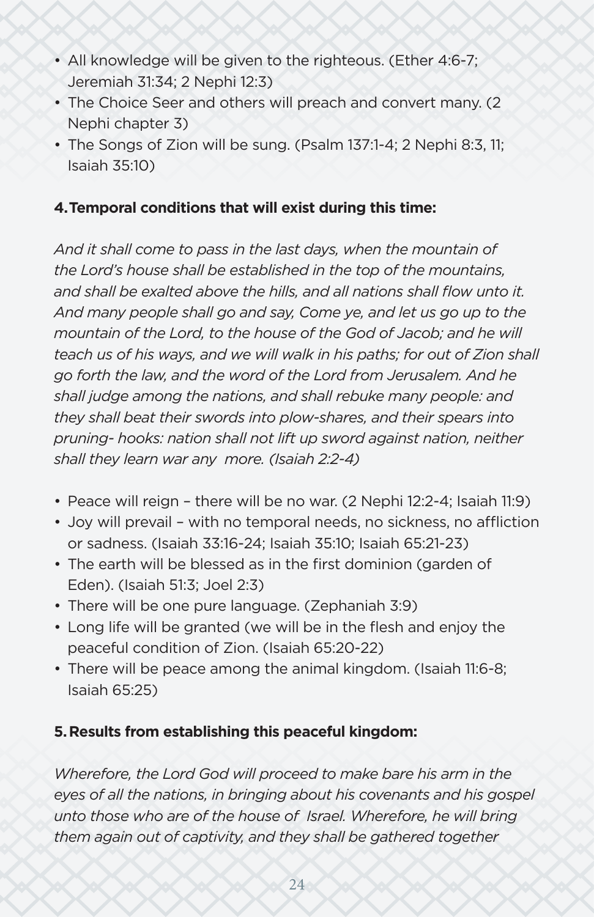- All knowledge will be given to the righteous. (Ether 4:6-7; Jeremiah 31:34; 2 Nephi 12:3)
- The Choice Seer and others will preach and convert many. (2 Nephi chapter 3)
- The Songs of Zion will be sung. (Psalm 137:1-4; 2 Nephi 8:3, 11; Isaiah 35:10)

**4. Temporal conditions that will exist during this time:**

*And it shall come to pass in the last days, when the mountain of the Lord's house shall be established in the top of the mountains, and shall be exalted above the hills, and all nations shall flow unto it. And many people shall go and say, Come ye, and let us go up to the mountain of the Lord, to the house of the God of Jacob; and he will teach us of his ways, and we will walk in his paths; for out of Zion shall go forth the law, and the word of the Lord from Jerusalem. And he shall judge among the nations, and shall rebuke many people: and they shall beat their swords into plow-shares, and their spears into pruning- hooks: nation shall not lift up sword against nation, neither shall they learn war any more. (Isaiah 2:2-4)*

- Peace will reign – there will be no war. (2 Nephi 12:2-4; Isaiah 11:9)
- Joy will prevail – with no temporal needs, no sickness, no affliction or sadness. (Isaiah 33:16-24; Isaiah 35:10; Isaiah 65:21-23)
- The earth will be blessed as in the first dominion (garden of Eden). (Isaiah 51:3; Joel 2:3)
- There will be one pure language. (Zephaniah 3:9)
- Long life will be granted (we will be in the flesh and enjoy the peaceful condition of Zion. (Isaiah 65:20-22)
- There will be peace among the animal kingdom. (Isaiah 11:6-8; Isaiah 65:25)

**5. Results from establishing this peaceful kingdom:**

*Wherefore, the Lord God will proceed to make bare his arm in the eyes of all the nations, in bringing about his covenants and his gospel unto those who are of the house of Israel. Wherefore, he will bring them again out of captivity, and they shall be gathered together*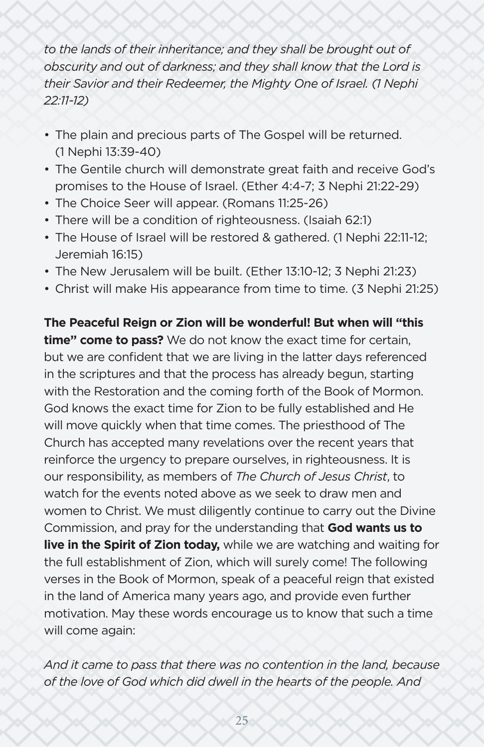*to the lands of their inheritance; and they shall be brought out of obscurity and out of darkness; and they shall know that the Lord is their Savior and their Redeemer, the Mighty One of Israel. (1 Nephi 22:11-12)*

- The plain and precious parts of The Gospel will be returned. (1 Nephi 13:39-40)
- The Gentile church will demonstrate great faith and receive God's promises to the House of Israel. (Ether 4:4-7; 3 Nephi 21:22-29)
- The Choice Seer will appear. (Romans 11:25-26)
- There will be a condition of righteousness. (Isaiah 62:1)
- The House of Israel will be restored & gathered. (1 Nephi 22:11-12; Jeremiah 16:15)
- The New Jerusalem will be built. (Ether 13:10-12; 3 Nephi 21:23)
- Christ will make His appearance from time to time. (3 Nephi 21:25)

**The Peaceful Reign or Zion will be wonderful! But when will "this time" come to pass?** We do not know the exact time for certain, but we are confident that we are living in the latter days referenced in the scriptures and that the process has already begun, starting with the Restoration and the coming forth of the Book of Mormon. God knows the exact time for Zion to be fully established and He will move quickly when that time comes. The priesthood of The Church has accepted many revelations over the recent years that reinforce the urgency to prepare ourselves, in righteousness. It is our responsibility, as members of *The Church of Jesus Christ*, to watch for the events noted above as we seek to draw men and women to Christ. We must diligently continue to carry out the Divine Commission, and pray for the understanding that **God wants us to live in the Spirit of Zion today,** while we are watching and waiting for the full establishment of Zion, which will surely come! The following verses in the Book of Mormon, speak of a peaceful reign that existed in the land of America many years ago, and provide even further motivation. May these words encourage us to know that such a time will come again:

*And it came to pass that there was no contention in the land, because of the love of God which did dwell in the hearts of the people. And*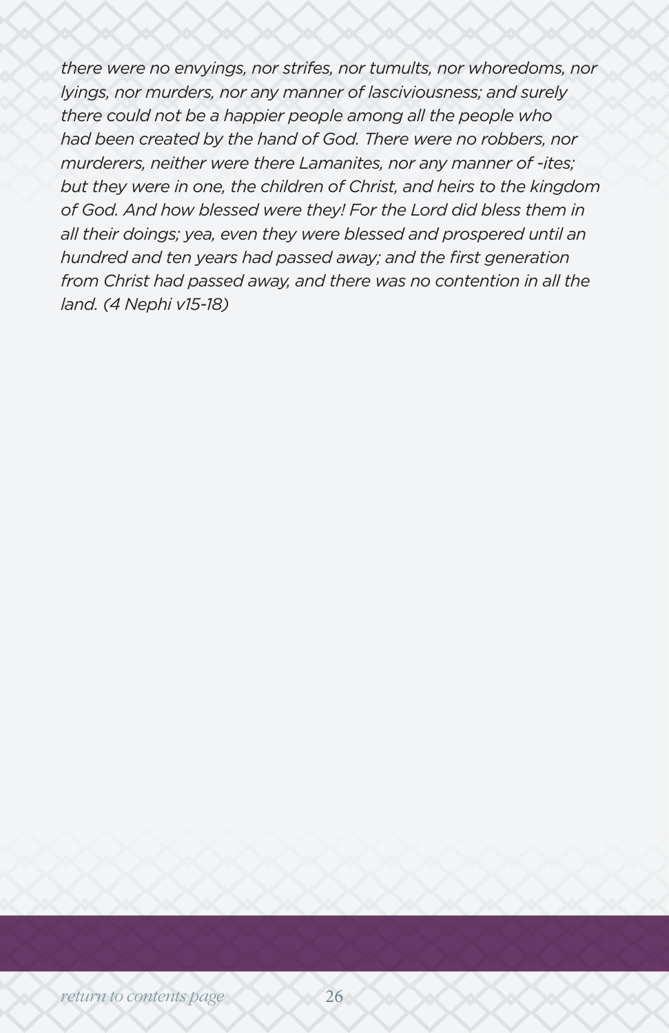*there were no envyings, nor strifes, nor tumults, nor whoredoms, nor lyings, nor murders, nor any manner of lasciviousness; and surely there could not be a happier people among all the people who had been created by the hand of God. There were no robbers, nor murderers, neither were there Lamanites, nor any manner of -ites; but they were in one, the children of Christ, and heirs to the kingdom of God. And how blessed were they! For the Lord did bless them in all their doings; yea, even they were blessed and prospered until an hundred and ten years had passed away; and the first generation from Christ had passed away, and there was no contention in all the land. (4 Nephi v15-18)*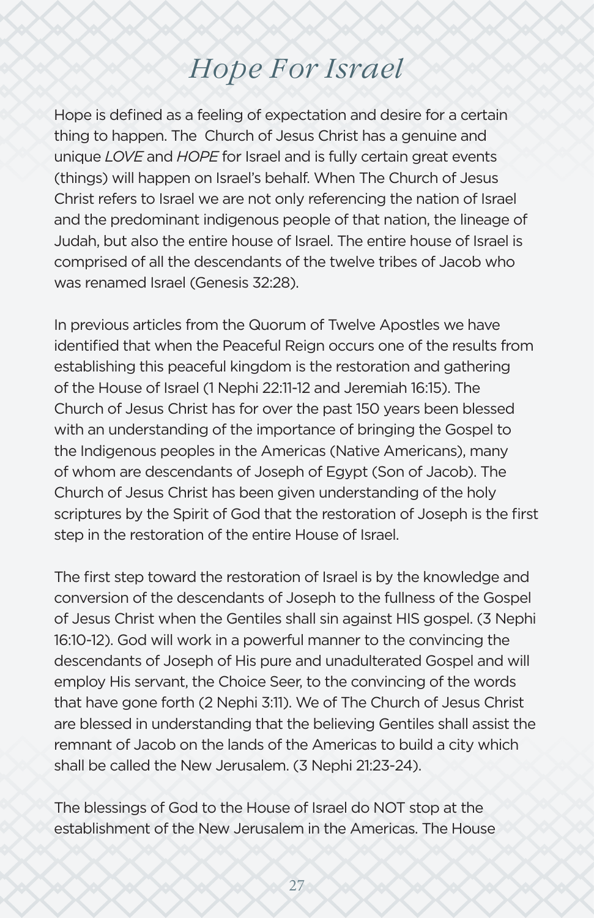# *Hope For Israel*

Hope is defined as a feeling of expectation and desire for a certain thing to happen. The  Church of Jesus Christ has a genuine and unique *LOVE* and *HOPE* for Israel and is fully certain great events (things) will happen on Israel's behalf. When The Church of Jesus Christ refers to Israel we are not only referencing the nation of Israel and the predominant indigenous people of that nation, the lineage of Judah, but also the entire house of Israel. The entire house of Israel is comprised of all the descendants of the twelve tribes of Jacob who was renamed Israel (Genesis 32:28).

In previous articles from the Quorum of Twelve Apostles we have identified that when the Peaceful Reign occurs one of the results from establishing this peaceful kingdom is the restoration and gathering of the House of Israel (1 Nephi 22:11-12 and Jeremiah 16:15). The Church of Jesus Christ has for over the past 150 years been blessed with an understanding of the importance of bringing the Gospel to the Indigenous peoples in the Americas (Native Americans), many of whom are descendants of Joseph of Egypt (Son of Jacob). The Church of Jesus Christ has been given understanding of the holy scriptures by the Spirit of God that the restoration of Joseph is the first step in the restoration of the entire House of Israel.

The first step toward the restoration of Israel is by the knowledge and conversion of the descendants of Joseph to the fullness of the Gospel of Jesus Christ when the Gentiles shall sin against HIS gospel. (3 Nephi 16:10-12). God will work in a powerful manner to the convincing the descendants of Joseph of His pure and unadulterated Gospel and will employ His servant, the Choice Seer, to the convincing of the words that have gone forth (2 Nephi 3:11). We of The Church of Jesus Christ are blessed in understanding that the believing Gentiles shall assist the remnant of Jacob on the lands of the Americas to build a city which shall be called the New Jerusalem. (3 Nephi 21:23-24).

The blessings of God to the House of Israel do NOT stop at the establishment of the New Jerusalem in the Americas. The House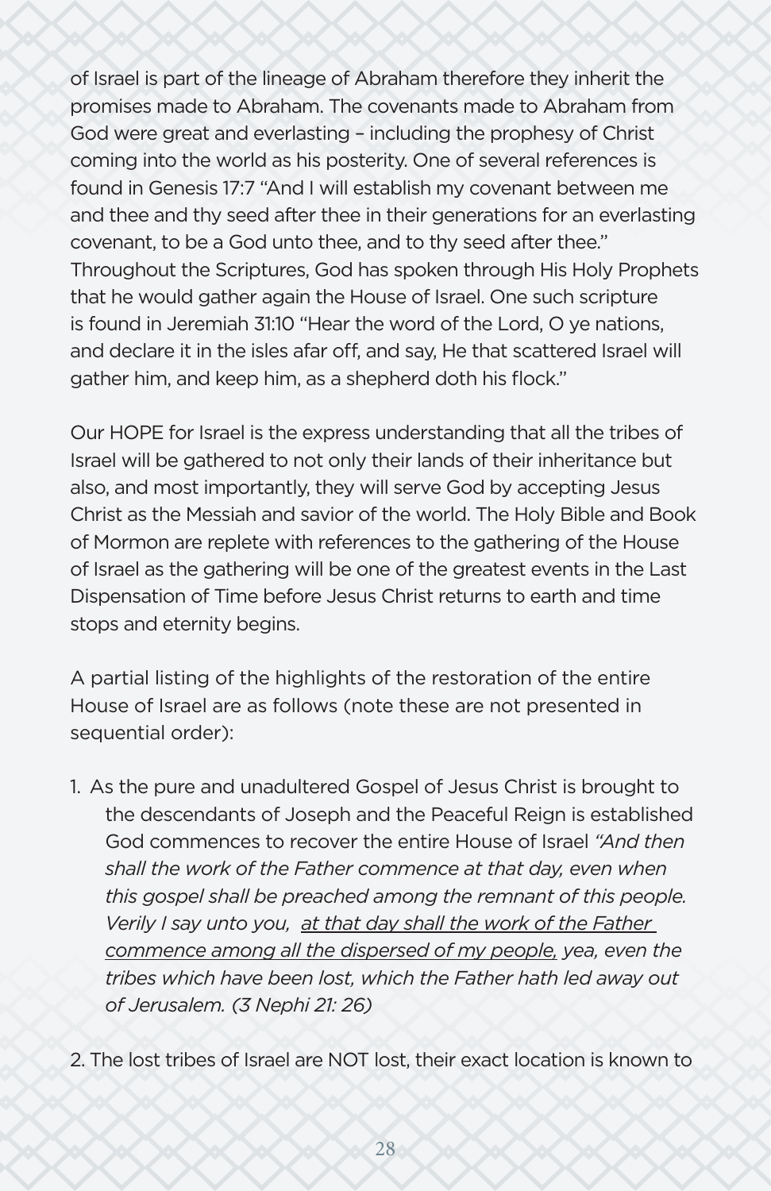of Israel is part of the lineage of Abraham therefore they inherit the promises made to Abraham. The covenants made to Abraham from God were great and everlasting – including the prophesy of Christ coming into the world as his posterity. One of several references is found in Genesis 17:7 "And I will establish my covenant between me and thee and thy seed after thee in their generations for an everlasting covenant, to be a God unto thee, and to thy seed after thee." Throughout the Scriptures, God has spoken through His Holy Prophets that he would gather again the House of Israel. One such scripture is found in Jeremiah 31:10 "Hear the word of the Lord, O ye nations, and declare it in the isles afar off, and say, He that scattered Israel will gather him, and keep him, as a shepherd doth his flock."

Our HOPE for Israel is the express understanding that all the tribes of Israel will be gathered to not only their lands of their inheritance but also, and most importantly, they will serve God by accepting Jesus Christ as the Messiah and savior of the world. The Holy Bible and Book of Mormon are replete with references to the gathering of the House of Israel as the gathering will be one of the greatest events in the Last Dispensation of Time before Jesus Christ returns to earth and time stops and eternity begins.

A partial listing of the highlights of the restoration of the entire House of Israel are as follows (note these are not presented in sequential order):

1. As the pure and unadulterated Gospel of Jesus Christ is brought to the descendants of Joseph and the Peaceful Reign is established God commences to recover the entire House of Israel *"And then shall the work of the Father commence at that day, even when this gospel shall be preached among the remnant of this people. Verily I say unto you, <u>at that day shall the work of the Father commence among all the dispersed of my people,</u> yea, even the tribes which have been lost, which the Father hath led away out of Jerusalem. (3 Nephi 21: 26)*

2. The lost tribes of Israel are NOT lost, their exact location is known to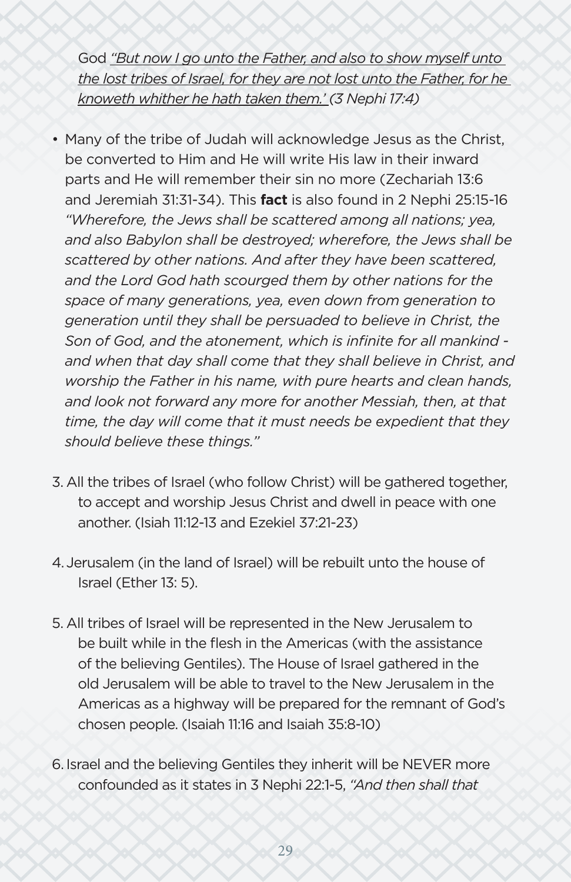God *"But now I go unto the Father, and also to show myself unto the lost tribes of Israel, for they are not lost unto the Father, for he knoweth whither he hath taken them.' (3 Nephi 17:4)*

- Many of the tribe of Judah will acknowledge Jesus as the Christ, be converted to Him and He will write His law in their inward parts and He will remember their sin no more (Zechariah 13:6 and Jeremiah 31:31-34). This **fact** is also found in 2 Nephi 25:15-16 *"Wherefore, the Jews shall be scattered among all nations; yea, and also Babylon shall be destroyed; wherefore, the Jews shall be scattered by other nations. And after they have been scattered, and the Lord God hath scourged them by other nations for the space of many generations, yea, even down from generation to generation until they shall be persuaded to believe in Christ, the Son of God, and the atonement, which is infinite for all mankind - and when that day shall come that they shall believe in Christ, and worship the Father in his name, with pure hearts and clean hands, and look not forward any more for another Messiah, then, at that time, the day will come that it must needs be expedient that they should believe these things."*

3. All the tribes of Israel (who follow Christ) will be gathered together, to accept and worship Jesus Christ and dwell in peace with one another. (Isiah 11:12-13 and Ezekiel 37:21-23)

4. Jerusalem (in the land of Israel) will be rebuilt unto the house of Israel (Ether 13: 5).

5. All tribes of Israel will be represented in the New Jerusalem to be built while in the flesh in the Americas (with the assistance of the believing Gentiles). The House of Israel gathered in the old Jerusalem will be able to travel to the New Jerusalem in the Americas as a highway will be prepared for the remnant of God's chosen people. (Isaiah 11:16 and Isaiah 35:8-10)

6. Israel and the believing Gentiles they inherit will be NEVER more confounded as it states in 3 Nephi 22:1-5, *"And then shall that*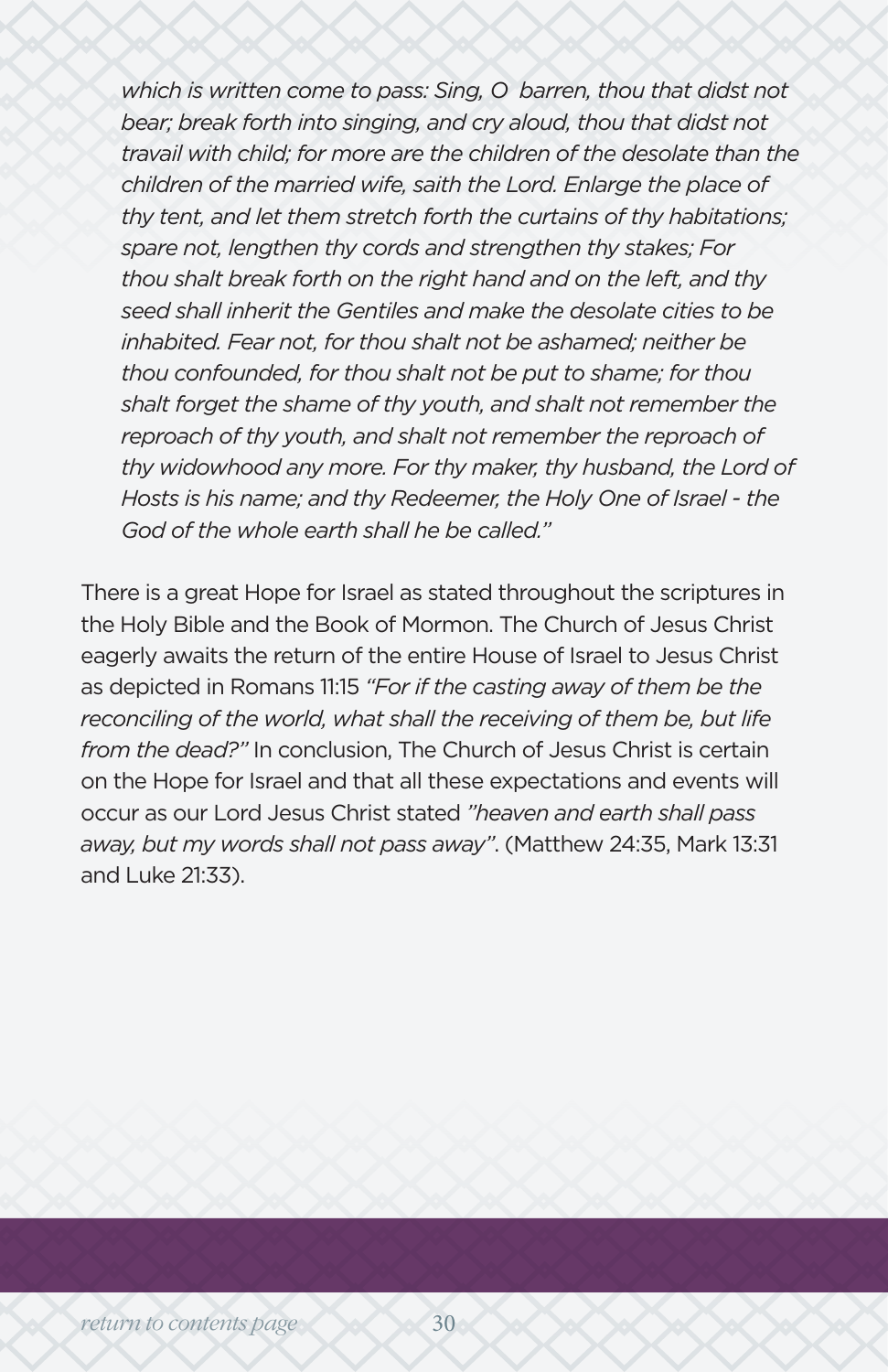*which is written come to pass: Sing, O barren, thou that didst not bear; break forth into singing, and cry aloud, thou that didst not travail with child; for more are the children of the desolate than the children of the married wife, saith the Lord. Enlarge the place of thy tent, and let them stretch forth the curtains of thy habitations; spare not, lengthen thy cords and strengthen thy stakes; For thou shalt break forth on the right hand and on the left, and thy seed shall inherit the Gentiles and make the desolate cities to be inhabited. Fear not, for thou shalt not be ashamed; neither be thou confounded, for thou shalt not be put to shame; for thou shalt forget the shame of thy youth, and shalt not remember the reproach of thy youth, and shalt not remember the reproach of thy widowhood any more. For thy maker, thy husband, the Lord of Hosts is his name; and thy Redeemer, the Holy One of Israel - the God of the whole earth shall he be called."*

There is a great Hope for Israel as stated throughout the scriptures in the Holy Bible and the Book of Mormon. The Church of Jesus Christ eagerly awaits the return of the entire House of Israel to Jesus Christ as depicted in Romans 11:15 *"For if the casting away of them be the reconciling of the world, what shall the receiving of them be, but life from the dead?"* In conclusion, The Church of Jesus Christ is certain on the Hope for Israel and that all these expectations and events will occur as our Lord Jesus Christ stated *"heaven and earth shall pass away, but my words shall not pass away"*. (Matthew 24:35, Mark 13:31 and Luke 21:33).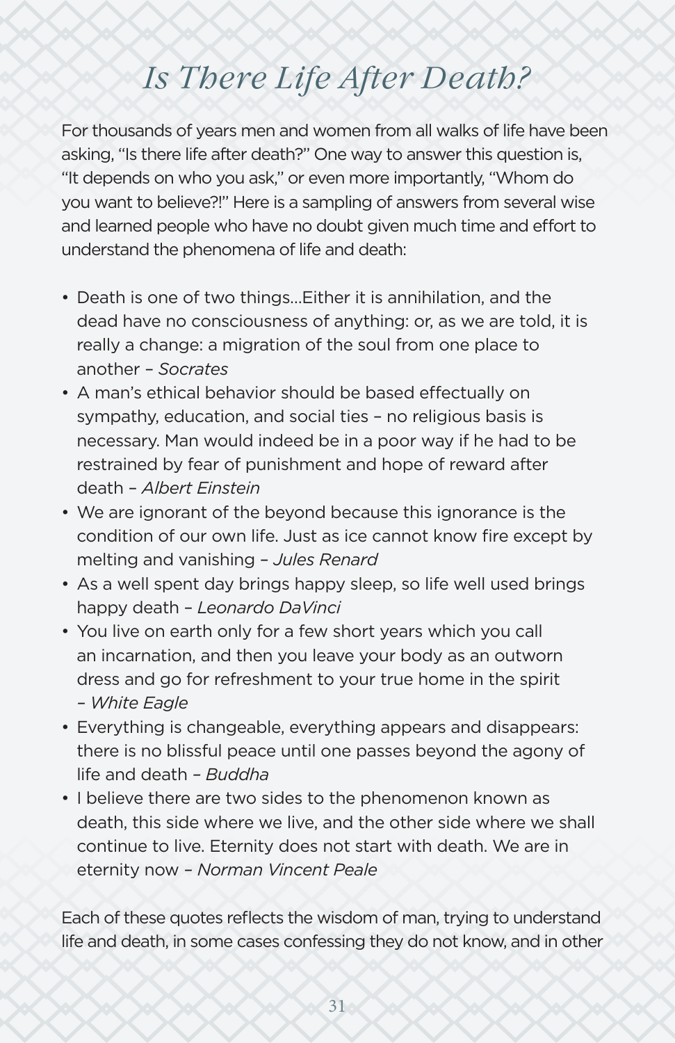# *Is There Life After Death?*

For thousands of years men and women from all walks of life have been asking, "Is there life after death?" One way to answer this question is, "It depends on who you ask," or even more importantly, "Whom do you want to believe?!" Here is a sampling of answers from several wise and learned people who have no doubt given much time and effort to understand the phenomena of life and death:

- Death is one of two things…Either it is annihilation, and the dead have no consciousness of anything: or, as we are told, it is really a change: a migration of the soul from one place to another – *Socrates*
- A man's ethical behavior should be based effectually on sympathy, education, and social ties – no religious basis is necessary. Man would indeed be in a poor way if he had to be restrained by fear of punishment and hope of reward after death – *Albert Einstein*
- We are ignorant of the beyond because this ignorance is the condition of our own life. Just as ice cannot know fire except by melting and vanishing – *Jules Renard*
- As a well spent day brings happy sleep, so life well used brings happy death – *Leonardo DaVinci*
- You live on earth only for a few short years which you call an incarnation, and then you leave your body as an outworn dress and go for refreshment to your true home in the spirit – *White Eagle*
- Everything is changeable, everything appears and disappears: there is no blissful peace until one passes beyond the agony of life and death – *Buddha*
- I believe there are two sides to the phenomenon known as death, this side where we live, and the other side where we shall continue to live. Eternity does not start with death. We are in eternity now – *Norman Vincent Peale*

Each of these quotes reflects the wisdom of man, trying to understand life and death, in some cases confessing they do not know, and in other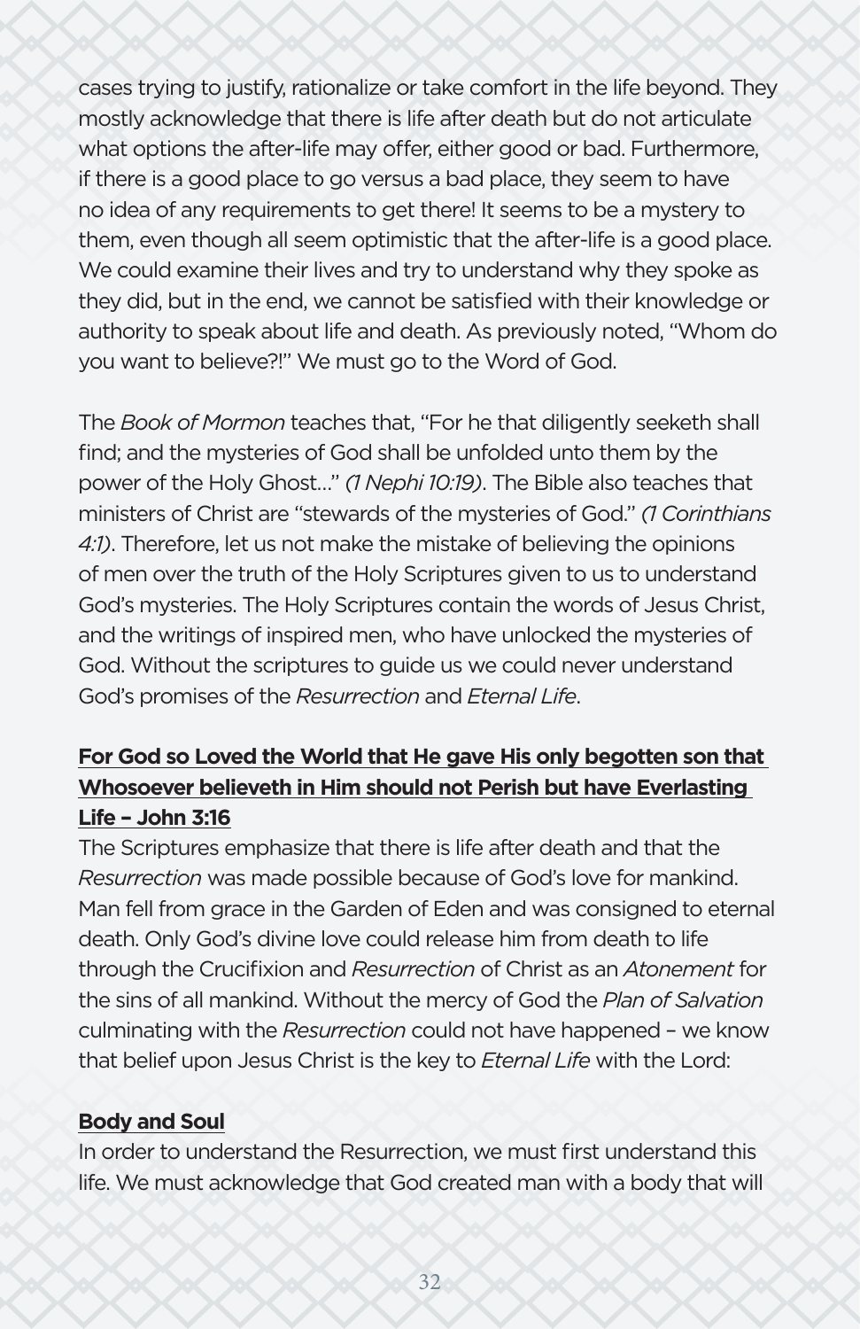cases trying to justify, rationalize or take comfort in the life beyond. They mostly acknowledge that there is life after death but do not articulate what options the after-life may offer, either good or bad. Furthermore, if there is a good place to go versus a bad place, they seem to have no idea of any requirements to get there! It seems to be a mystery to them, even though all seem optimistic that the after-life is a good place. We could examine their lives and try to understand why they spoke as they did, but in the end, we cannot be satisfied with their knowledge or authority to speak about life and death. As previously noted, "Whom do you want to believe?!" We must go to the Word of God.

The *Book of Mormon* teaches that, "For he that diligently seeketh shall find; and the mysteries of God shall be unfolded unto them by the power of the Holy Ghost…" *(1 Nephi 10:19)*. The Bible also teaches that ministers of Christ are "stewards of the mysteries of God." *(1 Corinthians 4:1)*. Therefore, let us not make the mistake of believing the opinions of men over the truth of the Holy Scriptures given to us to understand God's mysteries. The Holy Scriptures contain the words of Jesus Christ, and the writings of inspired men, who have unlocked the mysteries of God. Without the scriptures to guide us we could never understand God's promises of the *Resurrection* and *Eternal Life*.

**For God so Loved the World that He gave His only begotten son that Whosoever believeth in Him should not Perish but have Everlasting Life – John 3:16**

The Scriptures emphasize that there is life after death and that the *Resurrection* was made possible because of God's love for mankind. Man fell from grace in the Garden of Eden and was consigned to eternal death. Only God's divine love could release him from death to life through the Crucifixion and *Resurrection* of Christ as an *Atonement* for the sins of all mankind. Without the mercy of God the *Plan of Salvation* culminating with the *Resurrection* could not have happened – we know that belief upon Jesus Christ is the key to *Eternal Life* with the Lord:

**Body and Soul**

In order to understand the Resurrection, we must first understand this life. We must acknowledge that God created man with a body that will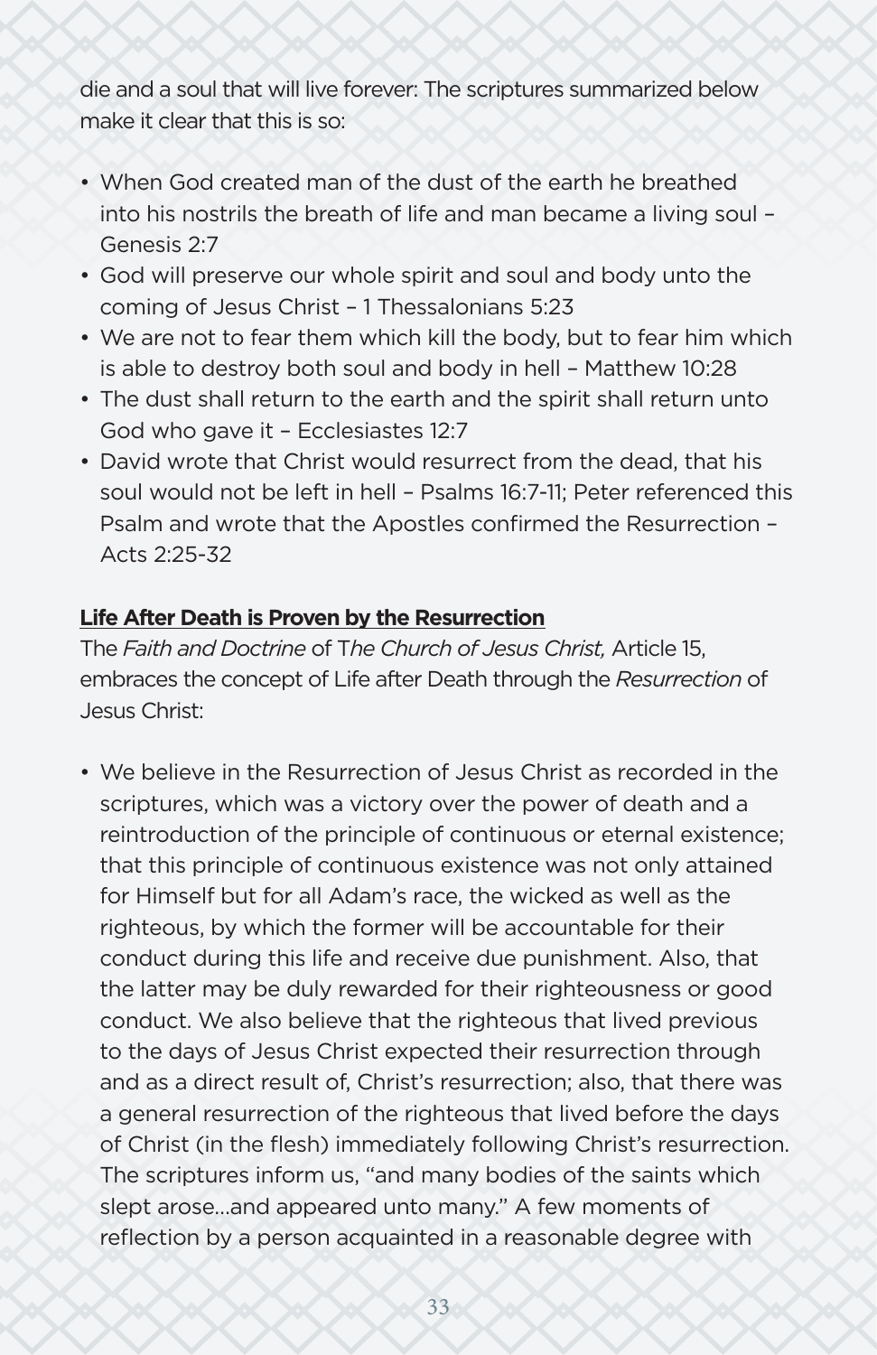die and a soul that will live forever: The scriptures summarized below make it clear that this is so:

- When God created man of the dust of the earth he breathed into his nostrils the breath of life and man became a living soul – Genesis 2:7
- God will preserve our whole spirit and soul and body unto the coming of Jesus Christ – 1 Thessalonians 5:23
- We are not to fear them which kill the body, but to fear him which is able to destroy both soul and body in hell – Matthew 10:28
- The dust shall return to the earth and the spirit shall return unto God who gave it – Ecclesiastes 12:7
- David wrote that Christ would resurrect from the dead, that his soul would not be left in hell – Psalms 16:7-11; Peter referenced this Psalm and wrote that the Apostles confirmed the Resurrection – Acts 2:25-32

**Life After Death is Proven by the Resurrection**

The *Faith and Doctrine* of T*he Church of Jesus Christ,* Article 15, embraces the concept of Life after Death through the *Resurrection* of Jesus Christ:

- We believe in the Resurrection of Jesus Christ as recorded in the scriptures, which was a victory over the power of death and a reintroduction of the principle of continuous or eternal existence; that this principle of continuous existence was not only attained for Himself but for all Adam's race, the wicked as well as the righteous, by which the former will be accountable for their conduct during this life and receive due punishment. Also, that the latter may be duly rewarded for their righteousness or good conduct. We also believe that the righteous that lived previous to the days of Jesus Christ expected their resurrection through and as a direct result of, Christ's resurrection; also, that there was a general resurrection of the righteous that lived before the days of Christ (in the flesh) immediately following Christ's resurrection. The scriptures inform us, "and many bodies of the saints which slept arose...and appeared unto many." A few moments of reflection by a person acquainted in a reasonable degree with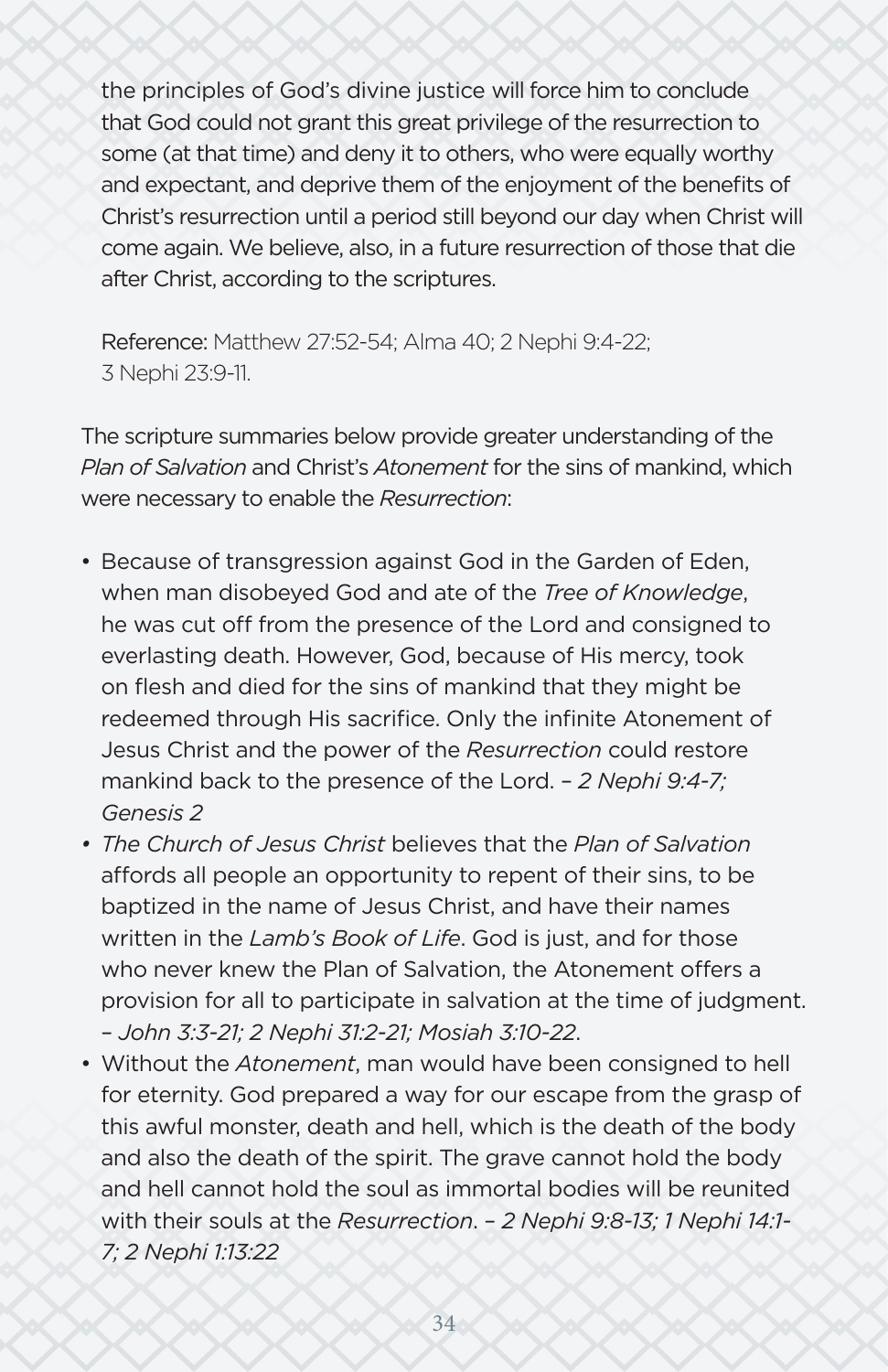the principles of God's divine justice will force him to conclude that God could not grant this great privilege of the resurrection to some (at that time) and deny it to others, who were equally worthy and expectant, and deprive them of the enjoyment of the benefits of Christ's resurrection until a period still beyond our day when Christ will come again. We believe, also, in a future resurrection of those that die after Christ, according to the scriptures.

Reference: Matthew 27:52-54; Alma 40; 2 Nephi 9:4-22; 3 Nephi 23:9-11.

The scripture summaries below provide greater understanding of the *Plan of Salvation* and Christ's *Atonement* for the sins of mankind, which were necessary to enable the *Resurrection*:

- Because of transgression against God in the Garden of Eden, when man disobeyed God and ate of the *Tree of Knowledge*, he was cut off from the presence of the Lord and consigned to everlasting death. However, God, because of His mercy, took on flesh and died for the sins of mankind that they might be redeemed through His sacrifice. Only the infinite Atonement of Jesus Christ and the power of the *Resurrection* could restore mankind back to the presence of the Lord. – *2 Nephi 9:4-7; Genesis 2*
- *The Church of Jesus Christ* believes that the *Plan of Salvation* affords all people an opportunity to repent of their sins, to be baptized in the name of Jesus Christ, and have their names written in the *Lamb's Book of Life*. God is just, and for those who never knew the Plan of Salvation, the Atonement offers a provision for all to participate in salvation at the time of judgment. – *John 3:3-21; 2 Nephi 31:2-21; Mosiah 3:10-22*.
- Without the *Atonement*, man would have been consigned to hell for eternity. God prepared a way for our escape from the grasp of this awful monster, death and hell, which is the death of the body and also the death of the spirit. The grave cannot hold the body and hell cannot hold the soul as immortal bodies will be reunited with their souls at the *Resurrection*. – *2 Nephi 9:8-13; 1 Nephi 14:1-7; 2 Nephi 1:13:22*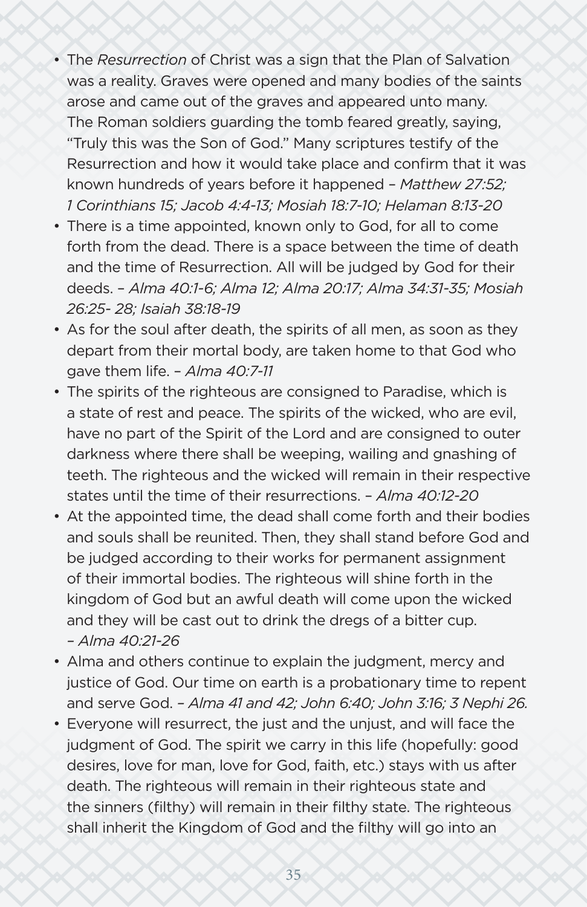- The *Resurrection* of Christ was a sign that the Plan of Salvation was a reality. Graves were opened and many bodies of the saints arose and came out of the graves and appeared unto many. The Roman soldiers guarding the tomb feared greatly, saying, "Truly this was the Son of God." Many scriptures testify of the Resurrection and how it would take place and confirm that it was known hundreds of years before it happened – *Matthew 27:52; 1 Corinthians 15; Jacob 4:4-13; Mosiah 18:7-10; Helaman 8:13-20*
- There is a time appointed, known only to God, for all to come forth from the dead. There is a space between the time of death and the time of Resurrection. All will be judged by God for their deeds. – *Alma 40:1-6; Alma 12; Alma 20:17; Alma 34:31-35; Mosiah 26:25- 28; Isaiah 38:18-19*
- As for the soul after death, the spirits of all men, as soon as they depart from their mortal body, are taken home to that God who gave them life. – *Alma 40:7-11*
- The spirits of the righteous are consigned to Paradise, which is a state of rest and peace. The spirits of the wicked, who are evil, have no part of the Spirit of the Lord and are consigned to outer darkness where there shall be weeping, wailing and gnashing of teeth. The righteous and the wicked will remain in their respective states until the time of their resurrections. – *Alma 40:12-20*
- At the appointed time, the dead shall come forth and their bodies and souls shall be reunited. Then, they shall stand before God and be judged according to their works for permanent assignment of their immortal bodies. The righteous will shine forth in the kingdom of God but an awful death will come upon the wicked and they will be cast out to drink the dregs of a bitter cup. – *Alma 40:21-26*
- Alma and others continue to explain the judgment, mercy and justice of God. Our time on earth is a probationary time to repent and serve God. – *Alma 41 and 42; John 6:40; John 3:16; 3 Nephi 26.*
- Everyone will resurrect, the just and the unjust, and will face the judgment of God. The spirit we carry in this life (hopefully: good desires, love for man, love for God, faith, etc.) stays with us after death. The righteous will remain in their righteous state and the sinners (filthy) will remain in their filthy state. The righteous shall inherit the Kingdom of God and the filthy will go into an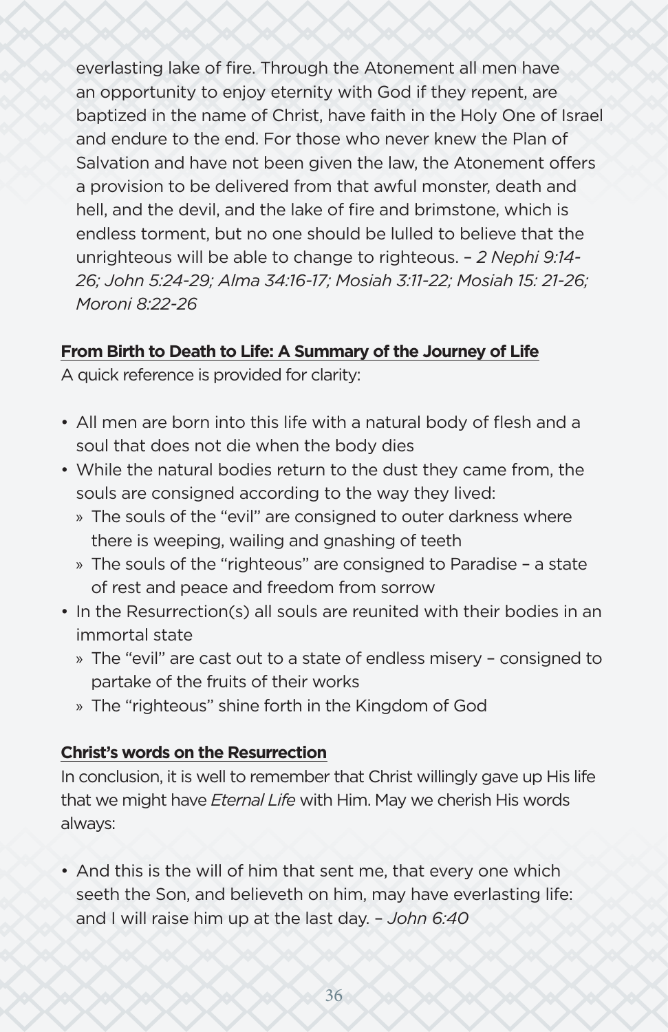everlasting lake of fire. Through the Atonement all men have an opportunity to enjoy eternity with God if they repent, are baptized in the name of Christ, have faith in the Holy One of Israel and endure to the end. For those who never knew the Plan of Salvation and have not been given the law, the Atonement offers a provision to be delivered from that awful monster, death and hell, and the devil, and the lake of fire and brimstone, which is endless torment, but no one should be lulled to believe that the unrighteous will be able to change to righteous. – *2 Nephi 9:14-26; John 5:24-29; Alma 34:16-17; Mosiah 3:11-22; Mosiah 15: 21-26; Moroni 8:22-26*

## From Birth to Death to Life: A Summary of the Journey of Life

A quick reference is provided for clarity:

- All men are born into this life with a natural body of flesh and a soul that does not die when the body dies
- While the natural bodies return to the dust they came from, the souls are consigned according to the way they lived:
  - The souls of the "evil" are consigned to outer darkness where there is weeping, wailing and gnashing of teeth
  - The souls of the "righteous" are consigned to Paradise – a state of rest and peace and freedom from sorrow
- In the Resurrection(s) all souls are reunited with their bodies in an immortal state
  - The "evil" are cast out to a state of endless misery – consigned to partake of the fruits of their works
  - The "righteous" shine forth in the Kingdom of God

## Christ's words on the Resurrection

In conclusion, it is well to remember that Christ willingly gave up His life that we might have *Eternal Life* with Him. May we cherish His words always:

- And this is the will of him that sent me, that every one which seeth the Son, and believeth on him, may have everlasting life: and I will raise him up at the last day. – *John 6:40*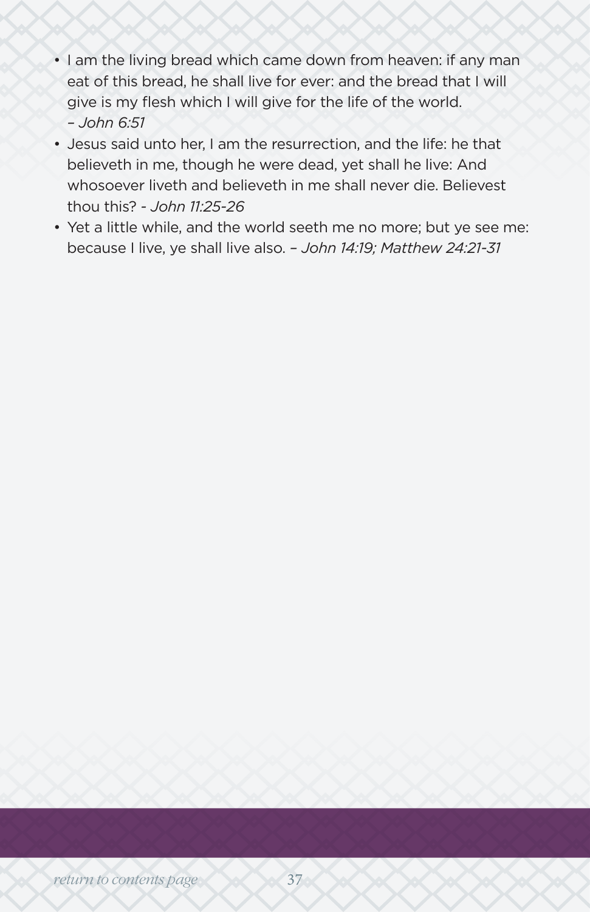- I am the living bread which came down from heaven: if any man eat of this bread, he shall live for ever: and the bread that I will give is my flesh which I will give for the life of the world. *– John 6:51*
- Jesus said unto her, I am the resurrection, and the life: he that believeth in me, though he were dead, yet shall he live: And whosoever liveth and believeth in me shall never die. Believest thou this? - *John 11:25-26*
- Yet a little while, and the world seeth me no more; but ye see me: because I live, ye shall live also. *– John 14:19; Matthew 24:21-31*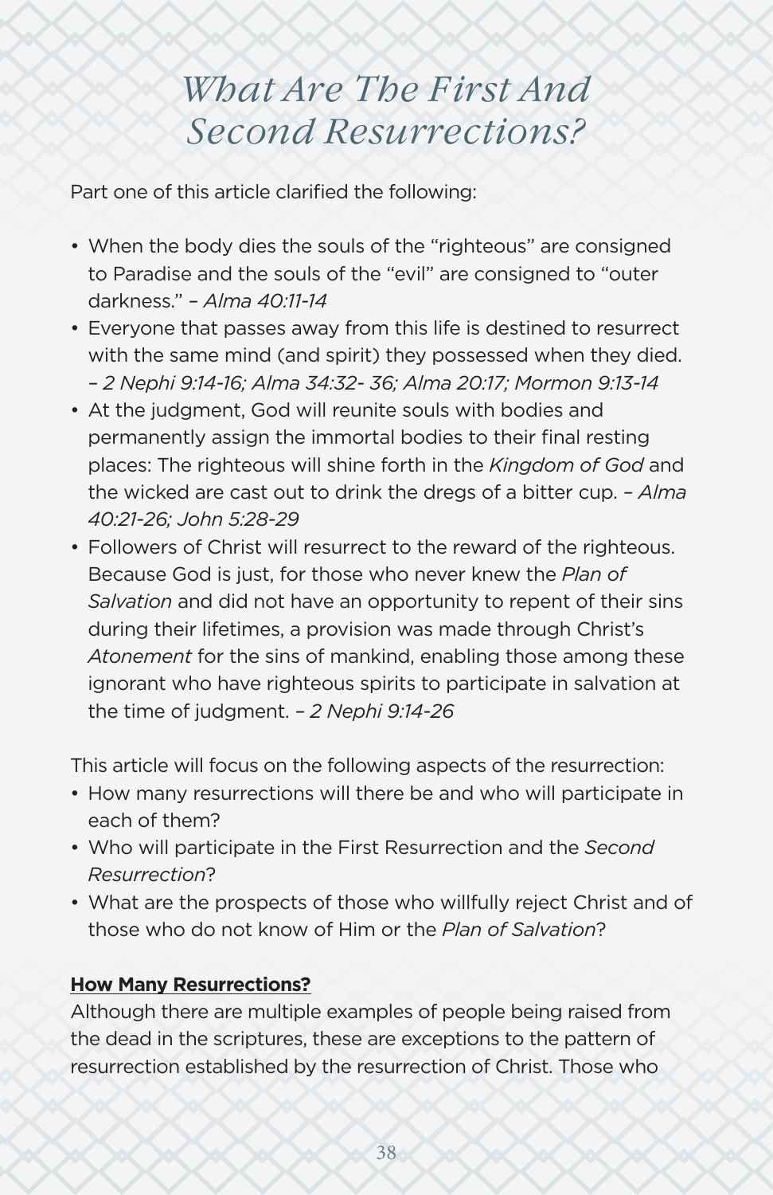# *What Are The First And Second Resurrections?*

Part one of this article clarified the following:

- When the body dies the souls of the "righteous" are consigned to Paradise and the souls of the "evil" are consigned to "outer darkness." – *Alma 40:11-14*
- Everyone that passes away from this life is destined to resurrect with the same mind (and spirit) they possessed when they died. – *2 Nephi 9:14-16; Alma 34:32- 36; Alma 20:17; Mormon 9:13-14*
- At the judgment, God will reunite souls with bodies and permanently assign the immortal bodies to their final resting places: The righteous will shine forth in the *Kingdom of God* and the wicked are cast out to drink the dregs of a bitter cup. – *Alma 40:21-26; John 5:28-29*
- Followers of Christ will resurrect to the reward of the righteous. Because God is just, for those who never knew the *Plan of Salvation* and did not have an opportunity to repent of their sins during their lifetimes, a provision was made through Christ's *Atonement* for the sins of mankind, enabling those among these ignorant who have righteous spirits to participate in salvation at the time of judgment. – *2 Nephi 9:14-26*

This article will focus on the following aspects of the resurrection:

- How many resurrections will there be and who will participate in each of them?
- Who will participate in the First Resurrection and the *Second Resurrection*?
- What are the prospects of those who willfully reject Christ and of those who do not know of Him or the *Plan of Salvation*?

**How Many Resurrections?**

Although there are multiple examples of people being raised from the dead in the scriptures, these are exceptions to the pattern of resurrection established by the resurrection of Christ. Those who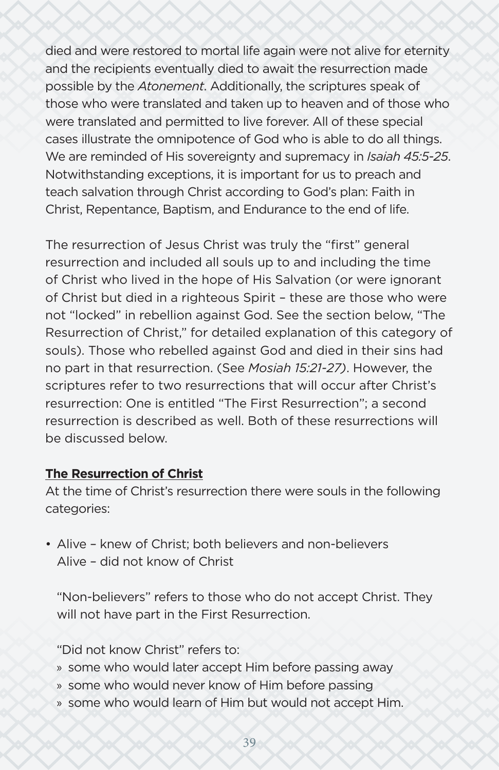died and were restored to mortal life again were not alive for eternity and the recipients eventually died to await the resurrection made possible by the *Atonement*. Additionally, the scriptures speak of those who were translated and taken up to heaven and of those who were translated and permitted to live forever. All of these special cases illustrate the omnipotence of God who is able to do all things. We are reminded of His sovereignty and supremacy in *Isaiah 45:5-25*. Notwithstanding exceptions, it is important for us to preach and teach salvation through Christ according to God's plan: Faith in Christ, Repentance, Baptism, and Endurance to the end of life.

The resurrection of Jesus Christ was truly the "first" general resurrection and included all souls up to and including the time of Christ who lived in the hope of His Salvation (or were ignorant of Christ but died in a righteous Spirit – these are those who were not "locked" in rebellion against God. See the section below, "The Resurrection of Christ," for detailed explanation of this category of souls). Those who rebelled against God and died in their sins had no part in that resurrection. (See *Mosiah 15:21-27)*. However, the scriptures refer to two resurrections that will occur after Christ's resurrection: One is entitled "The First Resurrection"; a second resurrection is described as well. Both of these resurrections will be discussed below.

**The Resurrection of Christ**

At the time of Christ's resurrection there were souls in the following categories:

- Alive – knew of Christ; both believers and non-believers
  Alive – did not know of Christ

  "Non-believers" refers to those who do not accept Christ. They will not have part in the First Resurrection.

  "Did not know Christ" refers to:
  - some who would later accept Him before passing away
  - some who would never know of Him before passing
  - some who would learn of Him but would not accept Him.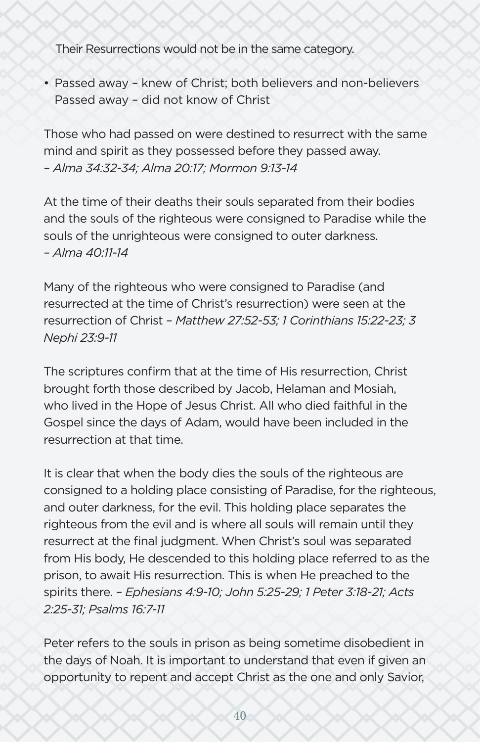Their Resurrections would not be in the same category.

- Passed away – knew of Christ; both believers and non-believers
  Passed away – did not know of Christ

Those who had passed on were destined to resurrect with the same mind and spirit as they possessed before they passed away.
*– Alma 34:32-34; Alma 20:17; Mormon 9:13-14*

At the time of their deaths their souls separated from their bodies and the souls of the righteous were consigned to Paradise while the souls of the unrighteous were consigned to outer darkness.
*– Alma 40:11-14*

Many of the righteous who were consigned to Paradise (and resurrected at the time of Christ's resurrection) were seen at the resurrection of Christ *– Matthew 27:52-53; 1 Corinthians 15:22-23; 3 Nephi 23:9-11*

The scriptures confirm that at the time of His resurrection, Christ brought forth those described by Jacob, Helaman and Mosiah, who lived in the Hope of Jesus Christ. All who died faithful in the Gospel since the days of Adam, would have been included in the resurrection at that time.

It is clear that when the body dies the souls of the righteous are consigned to a holding place consisting of Paradise, for the righteous, and outer darkness, for the evil. This holding place separates the righteous from the evil and is where all souls will remain until they resurrect at the final judgment. When Christ's soul was separated from His body, He descended to this holding place referred to as the prison, to await His resurrection. This is when He preached to the spirits there. *– Ephesians 4:9-10; John 5:25-29; 1 Peter 3:18-21; Acts 2:25-31; Psalms 16:7-11*

Peter refers to the souls in prison as being sometime disobedient in the days of Noah. It is important to understand that even if given an opportunity to repent and accept Christ as the one and only Savior,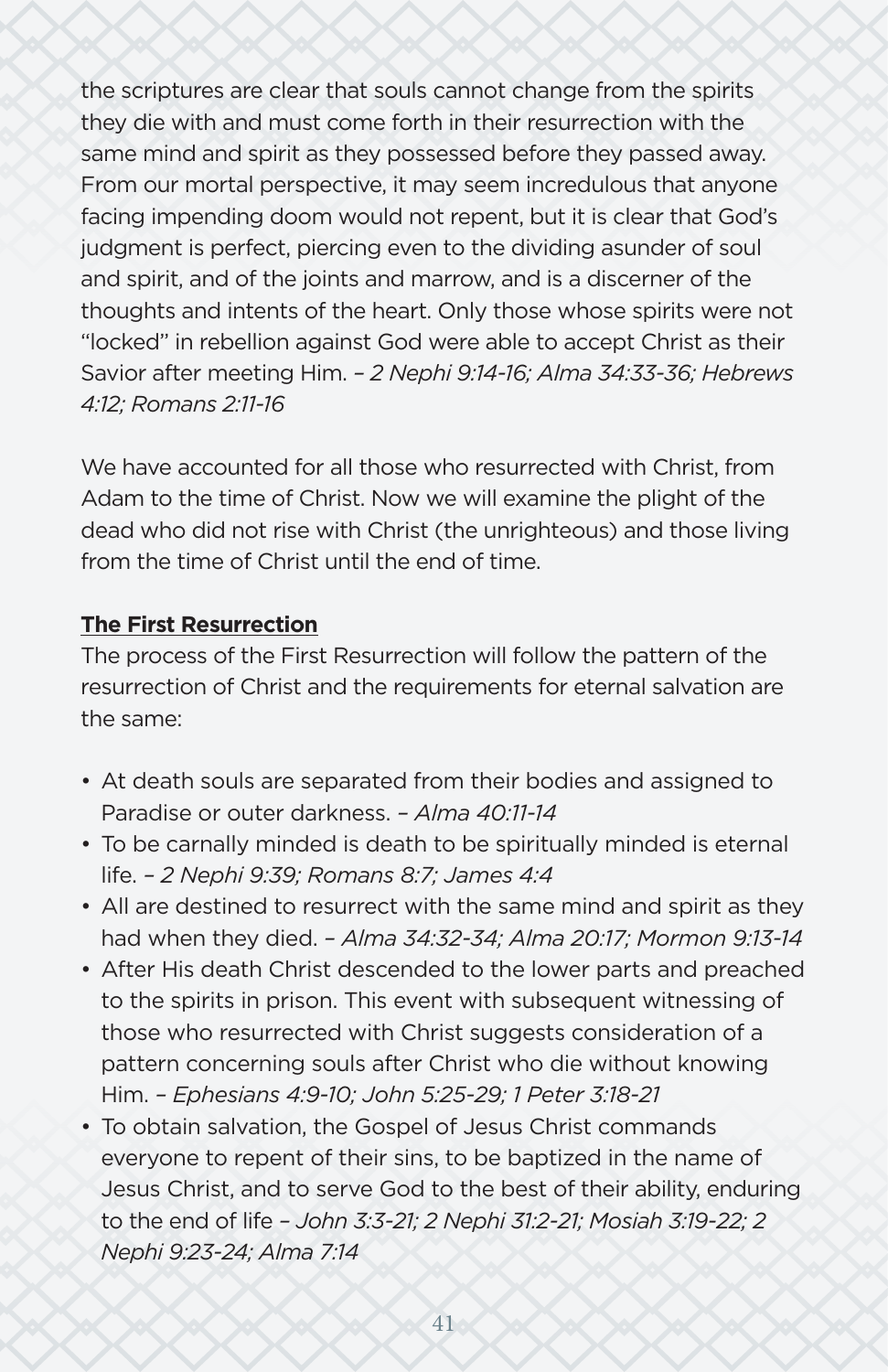the scriptures are clear that souls cannot change from the spirits they die with and must come forth in their resurrection with the same mind and spirit as they possessed before they passed away. From our mortal perspective, it may seem incredulous that anyone facing impending doom would not repent, but it is clear that God's judgment is perfect, piercing even to the dividing asunder of soul and spirit, and of the joints and marrow, and is a discerner of the thoughts and intents of the heart. Only those whose spirits were not "locked" in rebellion against God were able to accept Christ as their Savior after meeting Him. – *2 Nephi 9:14-16; Alma 34:33-36; Hebrews 4:12; Romans 2:11-16*

We have accounted for all those who resurrected with Christ, from Adam to the time of Christ. Now we will examine the plight of the dead who did not rise with Christ (the unrighteous) and those living from the time of Christ until the end of time.

**<u>The First Resurrection</u>**

The process of the First Resurrection will follow the pattern of the resurrection of Christ and the requirements for eternal salvation are the same:

- At death souls are separated from their bodies and assigned to Paradise or outer darkness. – *Alma 40:11-14*
- To be carnally minded is death to be spiritually minded is eternal life. – *2 Nephi 9:39; Romans 8:7; James 4:4*
- All are destined to resurrect with the same mind and spirit as they had when they died. – *Alma 34:32-34; Alma 20:17; Mormon 9:13-14*
- After His death Christ descended to the lower parts and preached to the spirits in prison. This event with subsequent witnessing of those who resurrected with Christ suggests consideration of a pattern concerning souls after Christ who die without knowing Him. – *Ephesians 4:9-10; John 5:25-29; 1 Peter 3:18-21*
- To obtain salvation, the Gospel of Jesus Christ commands everyone to repent of their sins, to be baptized in the name of Jesus Christ, and to serve God to the best of their ability, enduring to the end of life – *John 3:3-21; 2 Nephi 31:2-21; Mosiah 3:19-22; 2 Nephi 9:23-24; Alma 7:14*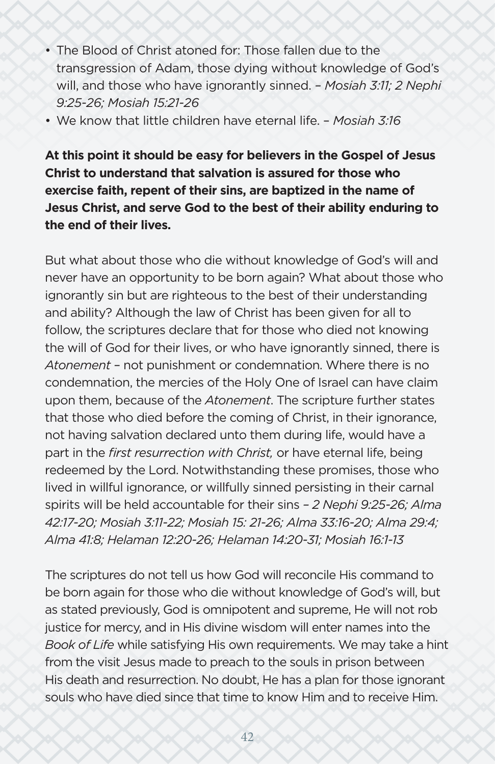- The Blood of Christ atoned for: Those fallen due to the transgression of Adam, those dying without knowledge of God's will, and those who have ignorantly sinned. – *Mosiah 3:11; 2 Nephi 9:25-26; Mosiah 15:21-26*
- We know that little children have eternal life. – *Mosiah 3:16*

**At this point it should be easy for believers in the Gospel of Jesus Christ to understand that salvation is assured for those who exercise faith, repent of their sins, are baptized in the name of Jesus Christ, and serve God to the best of their ability enduring to the end of their lives.**

But what about those who die without knowledge of God's will and never have an opportunity to be born again? What about those who ignorantly sin but are righteous to the best of their understanding and ability? Although the law of Christ has been given for all to follow, the scriptures declare that for those who died not knowing the will of God for their lives, or who have ignorantly sinned, there is *Atonement* – not punishment or condemnation. Where there is no condemnation, the mercies of the Holy One of Israel can have claim upon them, because of the *Atonement*. The scripture further states that those who died before the coming of Christ, in their ignorance, not having salvation declared unto them during life, would have a part in the *first resurrection with Christ,* or have eternal life, being redeemed by the Lord. Notwithstanding these promises, those who lived in willful ignorance, or willfully sinned persisting in their carnal spirits will be held accountable for their sins – *2 Nephi 9:25-26; Alma 42:17-20; Mosiah 3:11-22; Mosiah 15: 21-26; Alma 33:16-20; Alma 29:4; Alma 41:8; Helaman 12:20-26; Helaman 14:20-31; Mosiah 16:1-13*

The scriptures do not tell us how God will reconcile His command to be born again for those who die without knowledge of God's will, but as stated previously, God is omnipotent and supreme, He will not rob justice for mercy, and in His divine wisdom will enter names into the *Book of Life* while satisfying His own requirements. We may take a hint from the visit Jesus made to preach to the souls in prison between His death and resurrection. No doubt, He has a plan for those ignorant souls who have died since that time to know Him and to receive Him.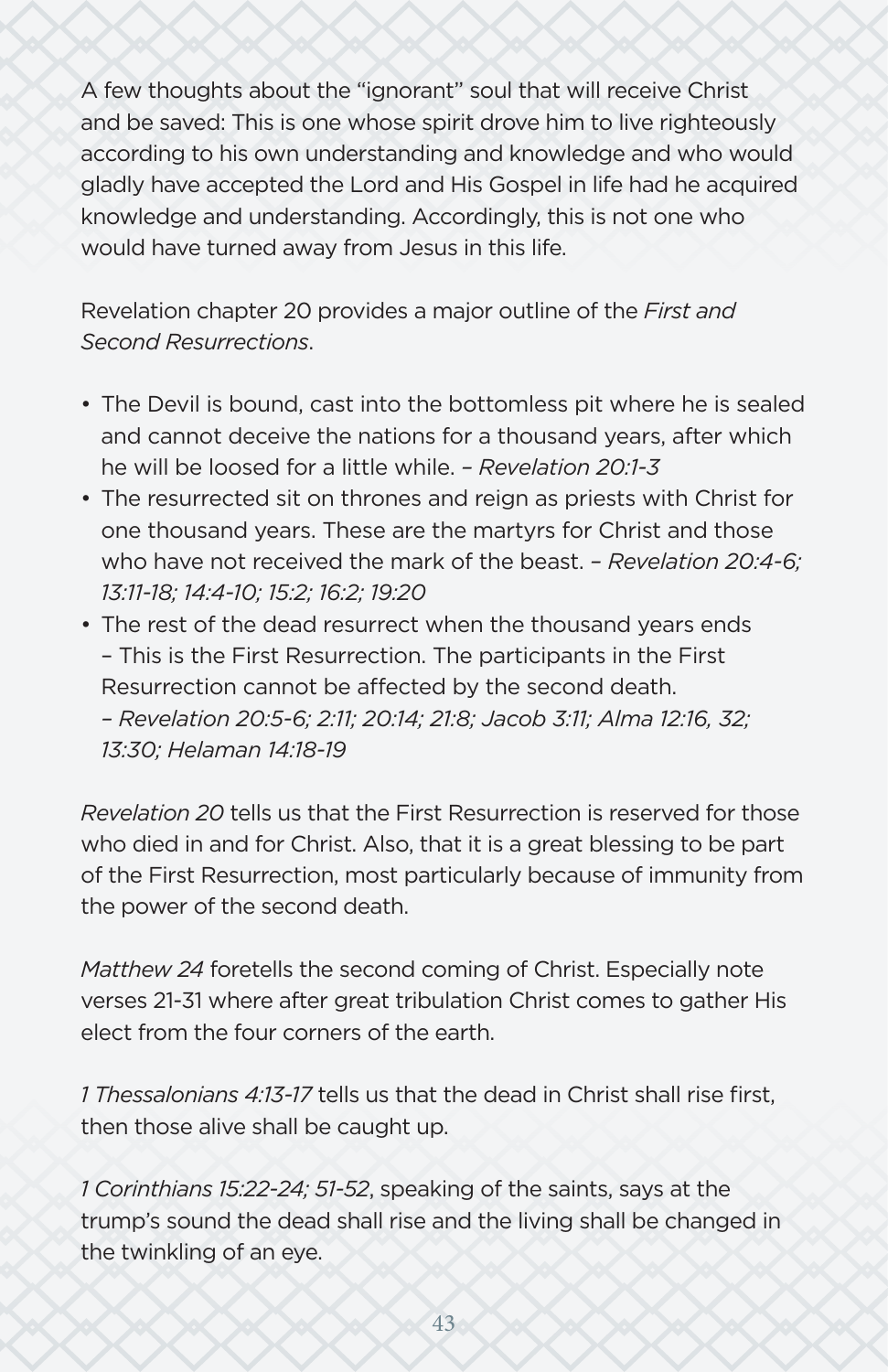A few thoughts about the "ignorant" soul that will receive Christ and be saved: This is one whose spirit drove him to live righteously according to his own understanding and knowledge and who would gladly have accepted the Lord and His Gospel in life had he acquired knowledge and understanding. Accordingly, this is not one who would have turned away from Jesus in this life.

Revelation chapter 20 provides a major outline of the *First and Second Resurrections*.

- The Devil is bound, cast into the bottomless pit where he is sealed and cannot deceive the nations for a thousand years, after which he will be loosed for a little while. – *Revelation 20:1-3*
- The resurrected sit on thrones and reign as priests with Christ for one thousand years. These are the martyrs for Christ and those who have not received the mark of the beast. – *Revelation 20:4-6; 13:11-18; 14:4-10; 15:2; 16:2; 19:20*
- The rest of the dead resurrect when the thousand years ends – This is the First Resurrection. The participants in the First Resurrection cannot be affected by the second death. – *Revelation 20:5-6; 2:11; 20:14; 21:8; Jacob 3:11; Alma 12:16, 32; 13:30; Helaman 14:18-19*

*Revelation 20* tells us that the First Resurrection is reserved for those who died in and for Christ. Also, that it is a great blessing to be part of the First Resurrection, most particularly because of immunity from the power of the second death.

*Matthew 24* foretells the second coming of Christ. Especially note verses 21-31 where after great tribulation Christ comes to gather His elect from the four corners of the earth.

*1 Thessalonians 4:13-17* tells us that the dead in Christ shall rise first, then those alive shall be caught up.

*1 Corinthians 15:22-24; 51-52*, speaking of the saints, says at the trump's sound the dead shall rise and the living shall be changed in the twinkling of an eye.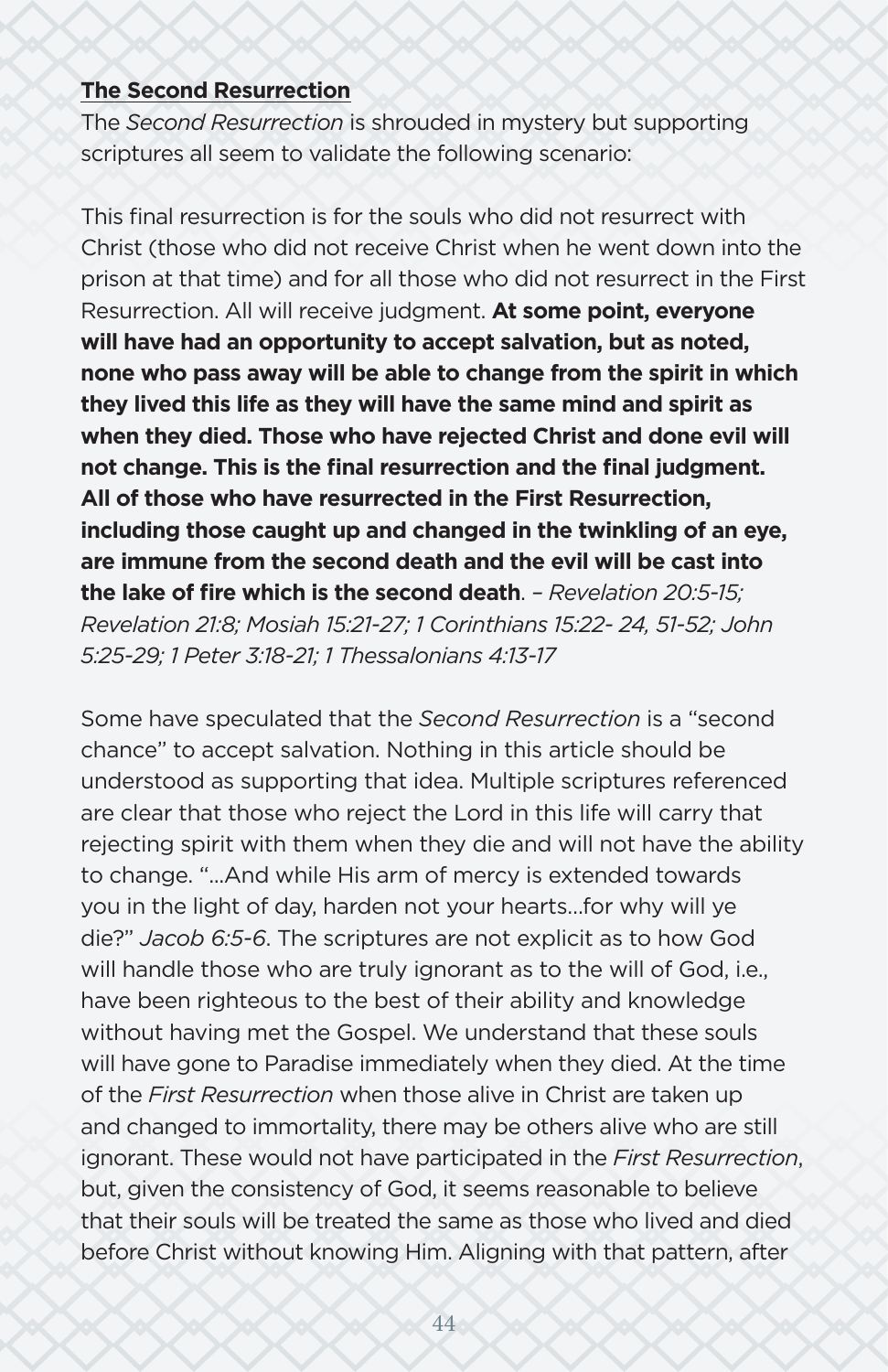**The Second Resurrection**

The *Second Resurrection* is shrouded in mystery but supporting scriptures all seem to validate the following scenario:

This final resurrection is for the souls who did not resurrect with Christ (those who did not receive Christ when he went down into the prison at that time) and for all those who did not resurrect in the First Resurrection. All will receive judgment. **At some point, everyone will have had an opportunity to accept salvation, but as noted, none who pass away will be able to change from the spirit in which they lived this life as they will have the same mind and spirit as when they died. Those who have rejected Christ and done evil will not change. This is the final resurrection and the final judgment. All of those who have resurrected in the First Resurrection, including those caught up and changed in the twinkling of an eye, are immune from the second death and the evil will be cast into the lake of fire which is the second death**. – *Revelation 20:5-15; Revelation 21:8; Mosiah 15:21-27; 1 Corinthians 15:22- 24, 51-52; John 5:25-29; 1 Peter 3:18-21; 1 Thessalonians 4:13-17*

Some have speculated that the *Second Resurrection* is a "second chance" to accept salvation. Nothing in this article should be understood as supporting that idea. Multiple scriptures referenced are clear that those who reject the Lord in this life will carry that rejecting spirit with them when they die and will not have the ability to change. "...And while His arm of mercy is extended towards you in the light of day, harden not your hearts...for why will ye die?" *Jacob 6:5-6*. The scriptures are not explicit as to how God will handle those who are truly ignorant as to the will of God, i.e., have been righteous to the best of their ability and knowledge without having met the Gospel. We understand that these souls will have gone to Paradise immediately when they died. At the time of the *First Resurrection* when those alive in Christ are taken up and changed to immortality, there may be others alive who are still ignorant. These would not have participated in the *First Resurrection*, but, given the consistency of God, it seems reasonable to believe that their souls will be treated the same as those who lived and died before Christ without knowing Him. Aligning with that pattern, after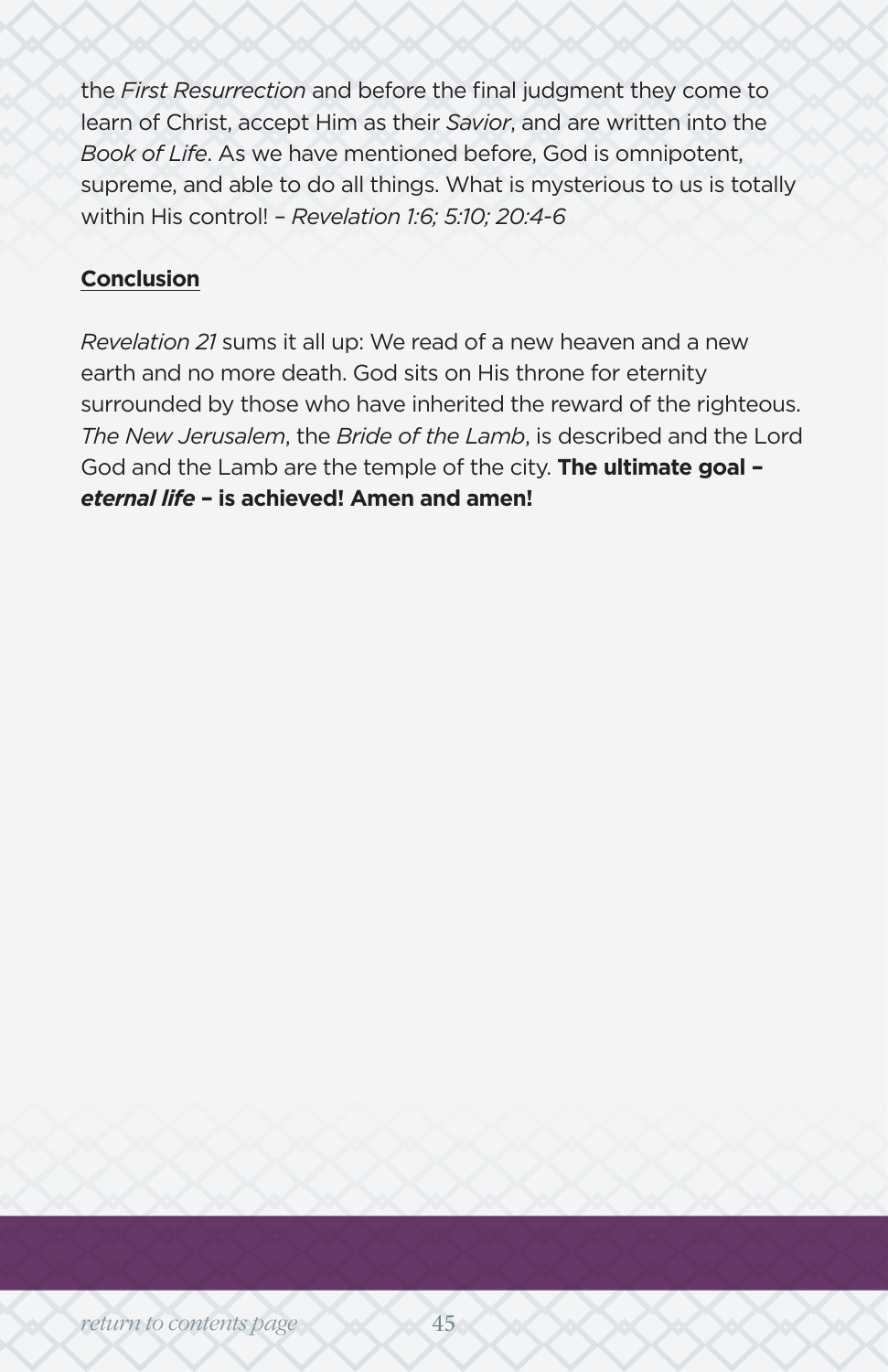the *First Resurrection* and before the final judgment they come to learn of Christ, accept Him as their *Savior*, and are written into the *Book of Life*. As we have mentioned before, God is omnipotent, supreme, and able to do all things. What is mysterious to us is totally within His control! – *Revelation 1:6; 5:10; 20:4-6*

**Conclusion**

*Revelation 21* sums it all up: We read of a new heaven and a new earth and no more death. God sits on His throne for eternity surrounded by those who have inherited the reward of the righteous. *The New Jerusalem*, the *Bride of the Lamb*, is described and the Lord God and the Lamb are the temple of the city. **The ultimate goal – *eternal life* – is achieved! Amen and amen!**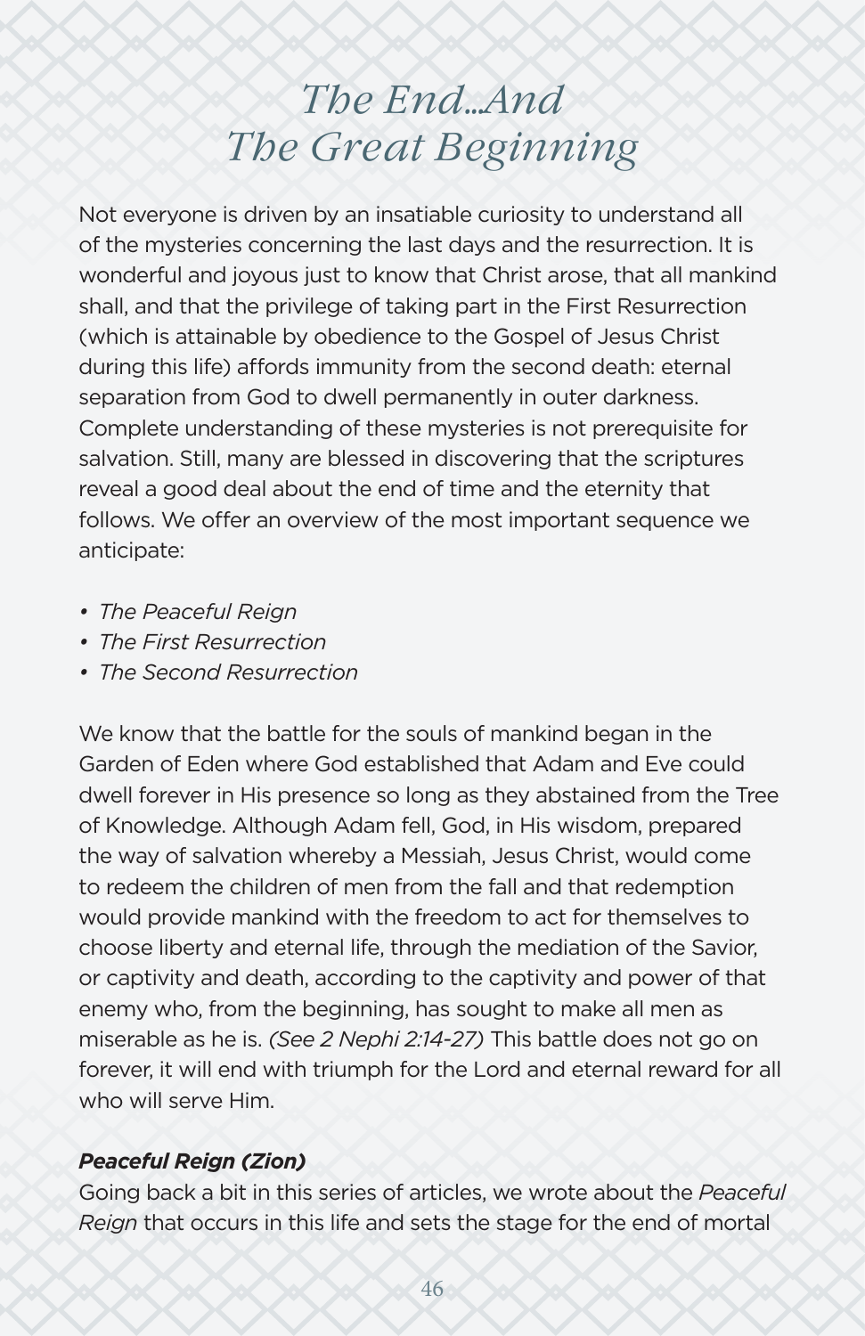# *The End…And The Great Beginning*

Not everyone is driven by an insatiable curiosity to understand all of the mysteries concerning the last days and the resurrection. It is wonderful and joyous just to know that Christ arose, that all mankind shall, and that the privilege of taking part in the First Resurrection (which is attainable by obedience to the Gospel of Jesus Christ during this life) affords immunity from the second death: eternal separation from God to dwell permanently in outer darkness. Complete understanding of these mysteries is not prerequisite for salvation. Still, many are blessed in discovering that the scriptures reveal a good deal about the end of time and the eternity that follows. We offer an overview of the most important sequence we anticipate:

- *The Peaceful Reign*
- *The First Resurrection*
- *The Second Resurrection*

We know that the battle for the souls of mankind began in the Garden of Eden where God established that Adam and Eve could dwell forever in His presence so long as they abstained from the Tree of Knowledge. Although Adam fell, God, in His wisdom, prepared the way of salvation whereby a Messiah, Jesus Christ, would come to redeem the children of men from the fall and that redemption would provide mankind with the freedom to act for themselves to choose liberty and eternal life, through the mediation of the Savior, or captivity and death, according to the captivity and power of that enemy who, from the beginning, has sought to make all men as miserable as he is. *(See 2 Nephi 2:14-27)* This battle does not go on forever, it will end with triumph for the Lord and eternal reward for all who will serve Him.

***Peaceful Reign (Zion)***

Going back a bit in this series of articles, we wrote about the *Peaceful Reign* that occurs in this life and sets the stage for the end of mortal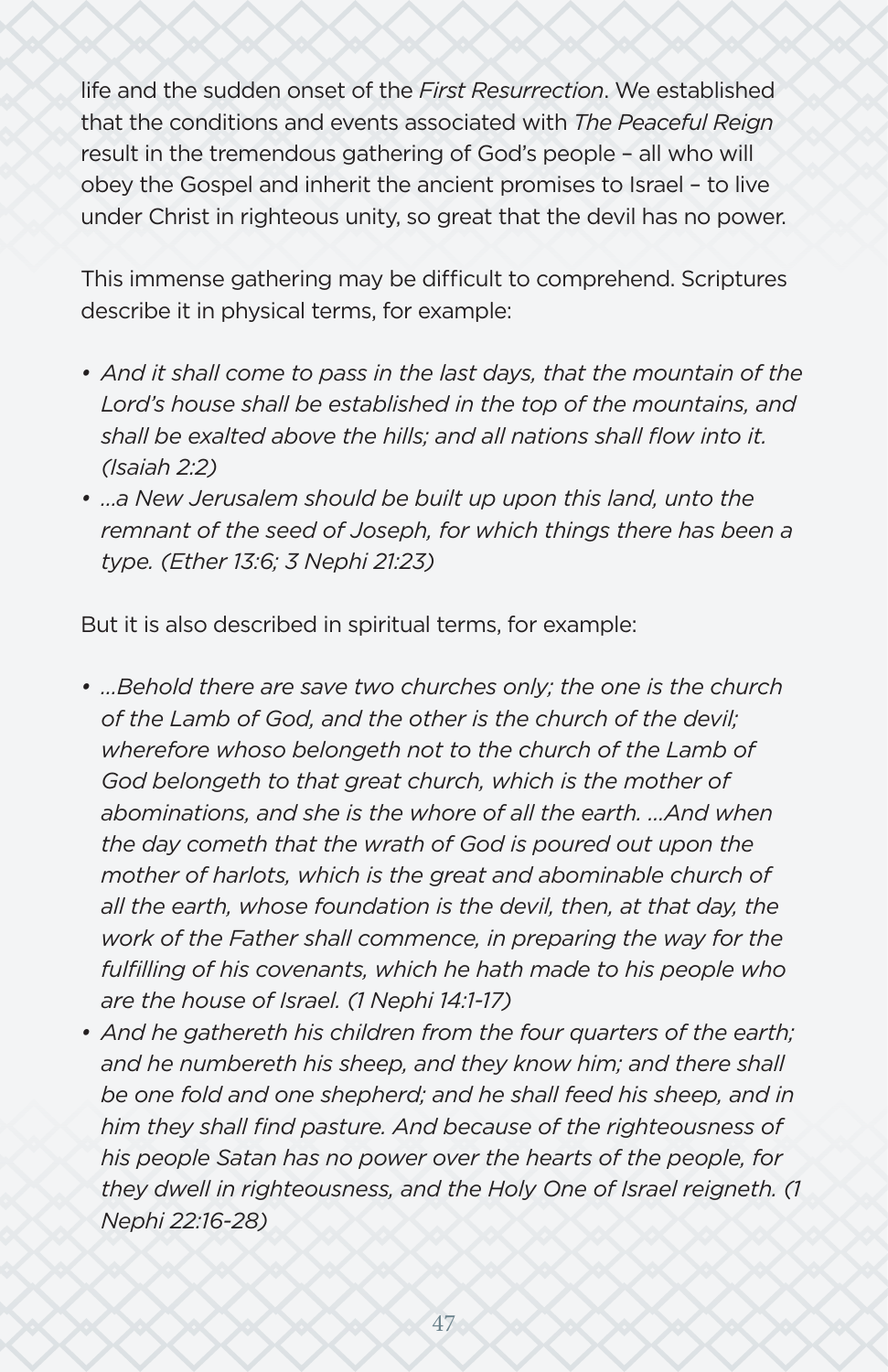life and the sudden onset of the *First Resurrection*. We established that the conditions and events associated with *The Peaceful Reign* result in the tremendous gathering of God's people – all who will obey the Gospel and inherit the ancient promises to Israel – to live under Christ in righteous unity, so great that the devil has no power.

This immense gathering may be difficult to comprehend. Scriptures describe it in physical terms, for example:

- *And it shall come to pass in the last days, that the mountain of the Lord's house shall be established in the top of the mountains, and shall be exalted above the hills; and all nations shall flow into it. (Isaiah 2:2)*
- *...a New Jerusalem should be built up upon this land, unto the remnant of the seed of Joseph, for which things there has been a type. (Ether 13:6; 3 Nephi 21:23)*

But it is also described in spiritual terms, for example:

- *...Behold there are save two churches only; the one is the church of the Lamb of God, and the other is the church of the devil; wherefore whoso belongeth not to the church of the Lamb of God belongeth to that great church, which is the mother of abominations, and she is the whore of all the earth. ...And when the day cometh that the wrath of God is poured out upon the mother of harlots, which is the great and abominable church of all the earth, whose foundation is the devil, then, at that day, the work of the Father shall commence, in preparing the way for the fulfilling of his covenants, which he hath made to his people who are the house of Israel. (1 Nephi 14:1-17)*
- *And he gathereth his children from the four quarters of the earth; and he numbereth his sheep, and they know him; and there shall be one fold and one shepherd; and he shall feed his sheep, and in him they shall find pasture. And because of the righteousness of his people Satan has no power over the hearts of the people, for they dwell in righteousness, and the Holy One of Israel reigneth. (1 Nephi 22:16-28)*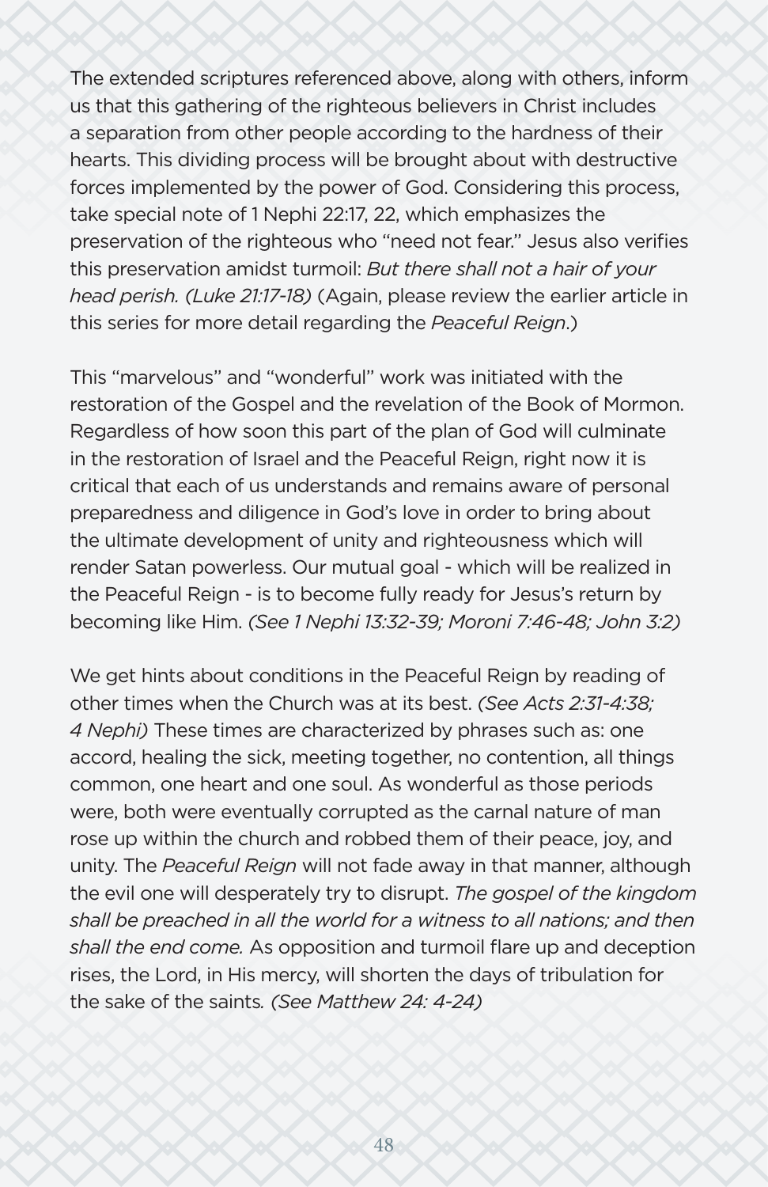The extended scriptures referenced above, along with others, inform us that this gathering of the righteous believers in Christ includes a separation from other people according to the hardness of their hearts. This dividing process will be brought about with destructive forces implemented by the power of God. Considering this process, take special note of 1 Nephi 22:17, 22, which emphasizes the preservation of the righteous who "need not fear." Jesus also verifies this preservation amidst turmoil: *But there shall not a hair of your head perish. (Luke 21:17-18)* (Again, please review the earlier article in this series for more detail regarding the *Peaceful Reign*.)

This "marvelous" and "wonderful" work was initiated with the restoration of the Gospel and the revelation of the Book of Mormon. Regardless of how soon this part of the plan of God will culminate in the restoration of Israel and the Peaceful Reign, right now it is critical that each of us understands and remains aware of personal preparedness and diligence in God's love in order to bring about the ultimate development of unity and righteousness which will render Satan powerless. Our mutual goal - which will be realized in the Peaceful Reign - is to become fully ready for Jesus's return by becoming like Him. *(See 1 Nephi 13:32-39; Moroni 7:46-48; John 3:2)*

We get hints about conditions in the Peaceful Reign by reading of other times when the Church was at its best. *(See Acts 2:31-4:38; 4 Nephi)* These times are characterized by phrases such as: one accord, healing the sick, meeting together, no contention, all things common, one heart and one soul. As wonderful as those periods were, both were eventually corrupted as the carnal nature of man rose up within the church and robbed them of their peace, joy, and unity. The *Peaceful Reign* will not fade away in that manner, although the evil one will desperately try to disrupt. *The gospel of the kingdom shall be preached in all the world for a witness to all nations; and then shall the end come.* As opposition and turmoil flare up and deception rises, the Lord, in His mercy, will shorten the days of tribulation for the sake of the saints. *(See Matthew 24: 4-24)*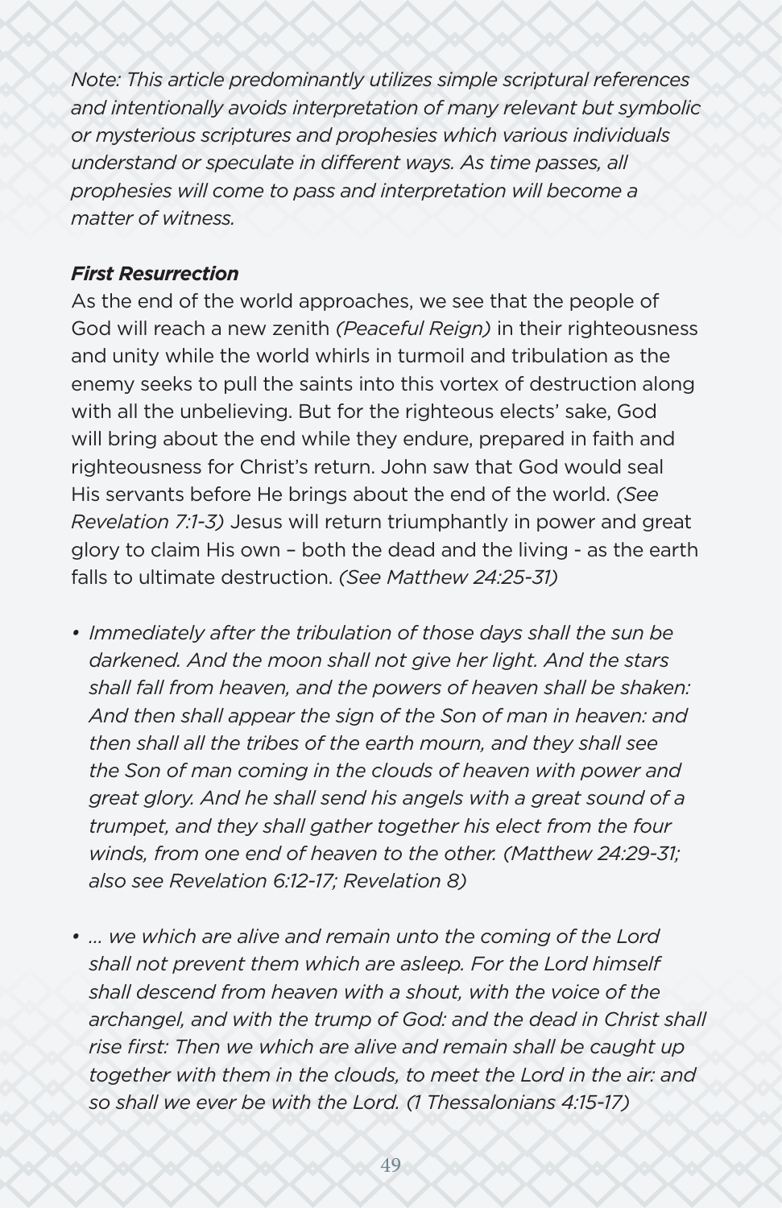*Note: This article predominantly utilizes simple scriptural references and intentionally avoids interpretation of many relevant but symbolic or mysterious scriptures and prophesies which various individuals understand or speculate in different ways. As time passes, all prophesies will come to pass and interpretation will become a matter of witness.*

***First Resurrection***

As the end of the world approaches, we see that the people of God will reach a new zenith *(Peaceful Reign)* in their righteousness and unity while the world whirls in turmoil and tribulation as the enemy seeks to pull the saints into this vortex of destruction along with all the unbelieving. But for the righteous elects' sake, God will bring about the end while they endure, prepared in faith and righteousness for Christ's return. John saw that God would seal His servants before He brings about the end of the world. *(See Revelation 7:1-3)* Jesus will return triumphantly in power and great glory to claim His own – both the dead and the living - as the earth falls to ultimate destruction. *(See Matthew 24:25-31)*

- *Immediately after the tribulation of those days shall the sun be darkened. And the moon shall not give her light. And the stars shall fall from heaven, and the powers of heaven shall be shaken: And then shall appear the sign of the Son of man in heaven: and then shall all the tribes of the earth mourn, and they shall see the Son of man coming in the clouds of heaven with power and great glory. And he shall send his angels with a great sound of a trumpet, and they shall gather together his elect from the four winds, from one end of heaven to the other. (Matthew 24:29-31; also see Revelation 6:12-17; Revelation 8)*

- *... we which are alive and remain unto the coming of the Lord shall not prevent them which are asleep. For the Lord himself shall descend from heaven with a shout, with the voice of the archangel, and with the trump of God: and the dead in Christ shall rise first: Then we which are alive and remain shall be caught up together with them in the clouds, to meet the Lord in the air: and so shall we ever be with the Lord. (1 Thessalonians 4:15-17)*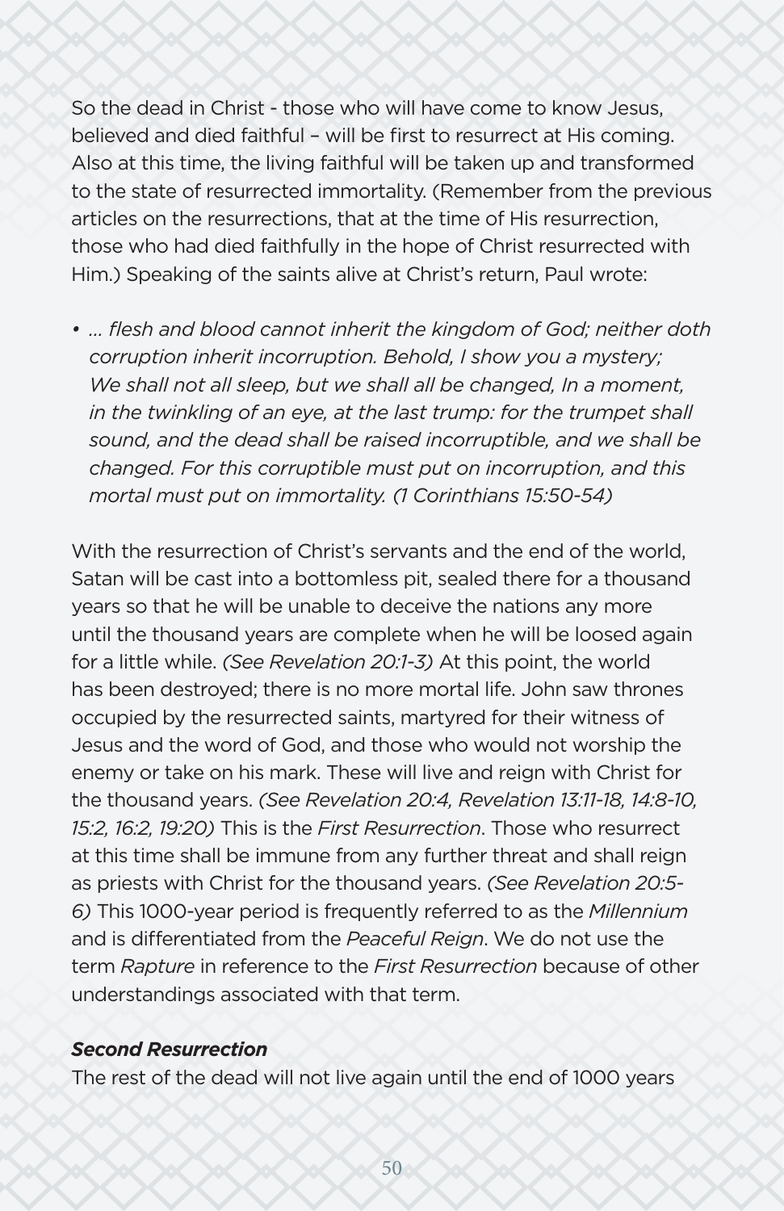So the dead in Christ - those who will have come to know Jesus, believed and died faithful – will be first to resurrect at His coming. Also at this time, the living faithful will be taken up and transformed to the state of resurrected immortality. (Remember from the previous articles on the resurrections, that at the time of His resurrection, those who had died faithfully in the hope of Christ resurrected with Him.) Speaking of the saints alive at Christ's return, Paul wrote:

- *... flesh and blood cannot inherit the kingdom of God; neither doth corruption inherit incorruption. Behold, I show you a mystery; We shall not all sleep, but we shall all be changed, In a moment, in the twinkling of an eye, at the last trump: for the trumpet shall sound, and the dead shall be raised incorruptible, and we shall be changed. For this corruptible must put on incorruption, and this mortal must put on immortality. (1 Corinthians 15:50-54)*

With the resurrection of Christ's servants and the end of the world, Satan will be cast into a bottomless pit, sealed there for a thousand years so that he will be unable to deceive the nations any more until the thousand years are complete when he will be loosed again for a little while. *(See Revelation 20:1-3)* At this point, the world has been destroyed; there is no more mortal life. John saw thrones occupied by the resurrected saints, martyred for their witness of Jesus and the word of God, and those who would not worship the enemy or take on his mark. These will live and reign with Christ for the thousand years. *(See Revelation 20:4, Revelation 13:11-18, 14:8-10, 15:2, 16:2, 19:20)* This is the *First Resurrection*. Those who resurrect at this time shall be immune from any further threat and shall reign as priests with Christ for the thousand years. *(See Revelation 20:5-6)* This 1000-year period is frequently referred to as the *Millennium* and is differentiated from the *Peaceful Reign*. We do not use the term *Rapture* in reference to the *First Resurrection* because of other understandings associated with that term.

***Second Resurrection***

The rest of the dead will not live again until the end of 1000 years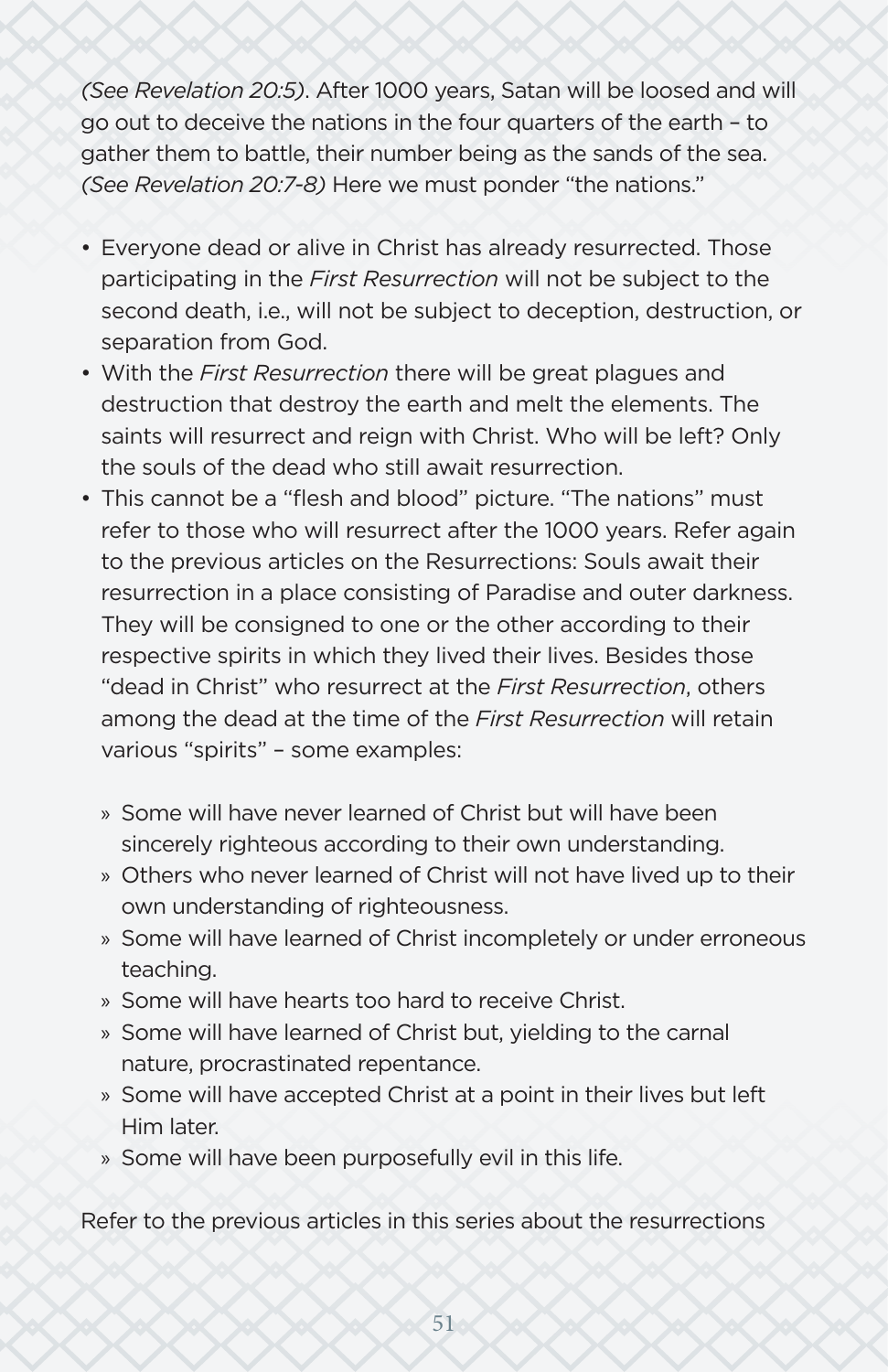*(See Revelation 20:5)*. After 1000 years, Satan will be loosed and will go out to deceive the nations in the four quarters of the earth – to gather them to battle, their number being as the sands of the sea. *(See Revelation 20:7-8)* Here we must ponder "the nations."

- Everyone dead or alive in Christ has already resurrected. Those participating in the *First Resurrection* will not be subject to the second death, i.e., will not be subject to deception, destruction, or separation from God.
- With the *First Resurrection* there will be great plagues and destruction that destroy the earth and melt the elements. The saints will resurrect and reign with Christ. Who will be left? Only the souls of the dead who still await resurrection.
- This cannot be a "flesh and blood" picture. "The nations" must refer to those who will resurrect after the 1000 years. Refer again to the previous articles on the Resurrections: Souls await their resurrection in a place consisting of Paradise and outer darkness. They will be consigned to one or the other according to their respective spirits in which they lived their lives. Besides those "dead in Christ" who resurrect at the *First Resurrection*, others among the dead at the time of the *First Resurrection* will retain various "spirits" – some examples:
    - Some will have never learned of Christ but will have been sincerely righteous according to their own understanding.
    - Others who never learned of Christ will not have lived up to their own understanding of righteousness.
    - Some will have learned of Christ incompletely or under erroneous teaching.
    - Some will have hearts too hard to receive Christ.
    - Some will have learned of Christ but, yielding to the carnal nature, procrastinated repentance.
    - Some will have accepted Christ at a point in their lives but left Him later.
    - Some will have been purposefully evil in this life.

Refer to the previous articles in this series about the resurrections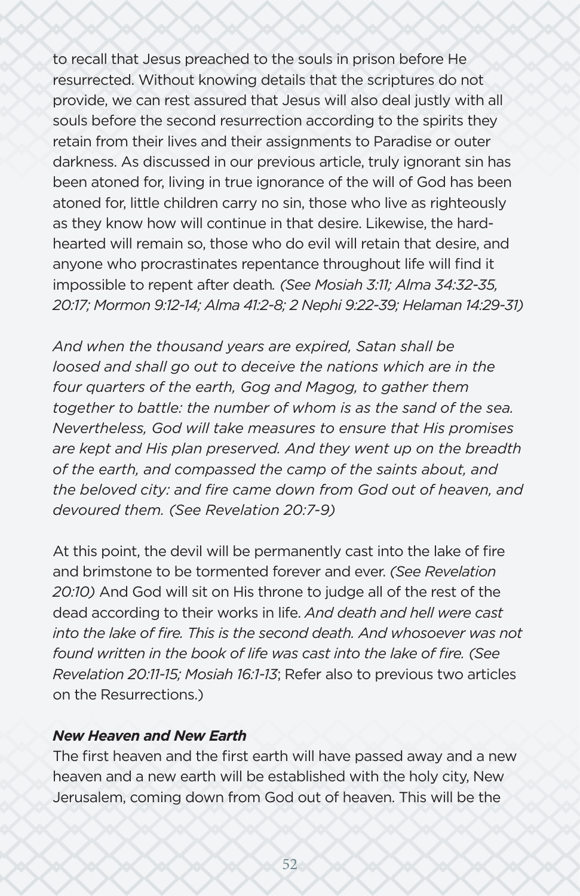to recall that Jesus preached to the souls in prison before He resurrected. Without knowing details that the scriptures do not provide, we can rest assured that Jesus will also deal justly with all souls before the second resurrection according to the spirits they retain from their lives and their assignments to Paradise or outer darkness. As discussed in our previous article, truly ignorant sin has been atoned for, living in true ignorance of the will of God has been atoned for, little children carry no sin, those who live as righteously as they know how will continue in that desire. Likewise, the hard-hearted will remain so, those who do evil will retain that desire, and anyone who procrastinates repentance throughout life will find it impossible to repent after death*. (See Mosiah 3:11; Alma 34:32-35, 20:17; Mormon 9:12-14; Alma 41:2-8; 2 Nephi 9:22-39; Helaman 14:29-31)*

*And when the thousand years are expired, Satan shall be loosed and shall go out to deceive the nations which are in the four quarters of the earth, Gog and Magog, to gather them together to battle: the number of whom is as the sand of the sea. Nevertheless, God will take measures to ensure that His promises are kept and His plan preserved. And they went up on the breadth of the earth, and compassed the camp of the saints about, and the beloved city: and fire came down from God out of heaven, and devoured them. (See Revelation 20:7-9)*

At this point, the devil will be permanently cast into the lake of fire and brimstone to be tormented forever and ever. *(See Revelation 20:10)* And God will sit on His throne to judge all of the rest of the dead according to their works in life. *And death and hell were cast into the lake of fire. This is the second death. And whosoever was not found written in the book of life was cast into the lake of fire. (See Revelation 20:11-15; Mosiah 16:1-13*; Refer also to previous two articles on the Resurrections.)

***New Heaven and New Earth***

The first heaven and the first earth will have passed away and a new heaven and a new earth will be established with the holy city, New Jerusalem, coming down from God out of heaven. This will be the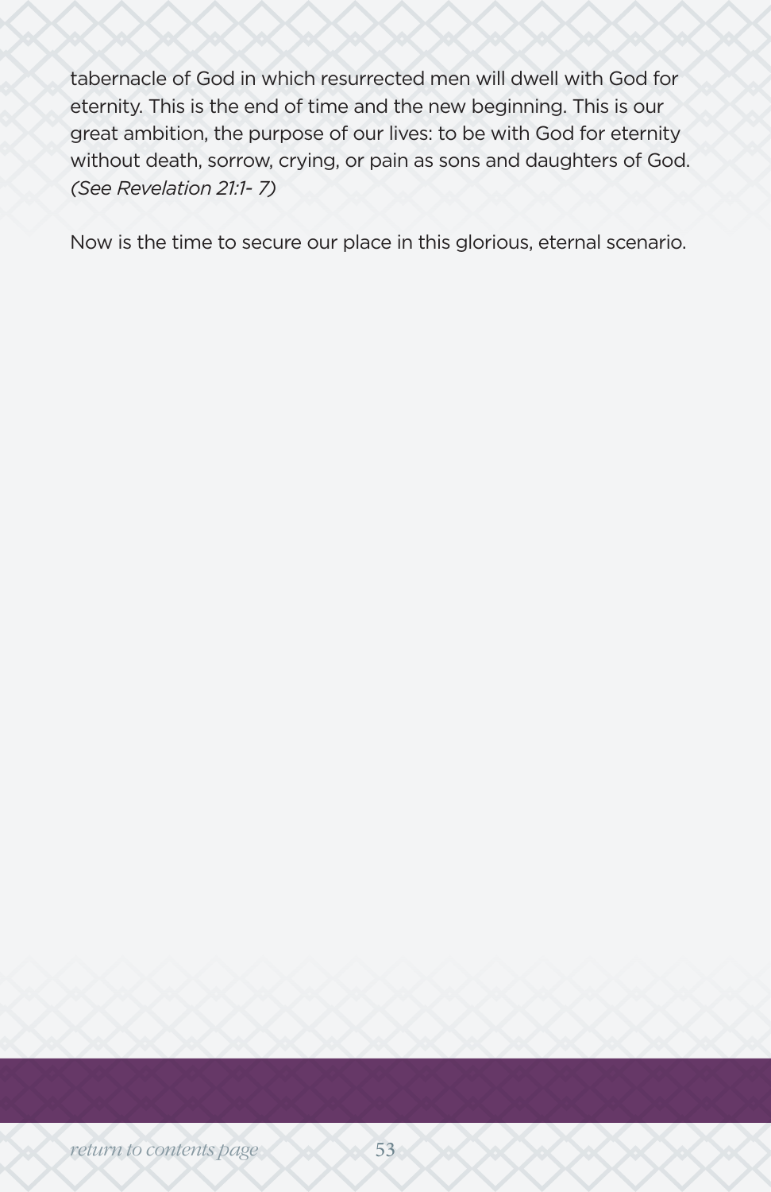tabernacle of God in which resurrected men will dwell with God for eternity. This is the end of time and the new beginning. This is our great ambition, the purpose of our lives: to be with God for eternity without death, sorrow, crying, or pain as sons and daughters of God. *(See Revelation 21:1- 7)*

Now is the time to secure our place in this glorious, eternal scenario.